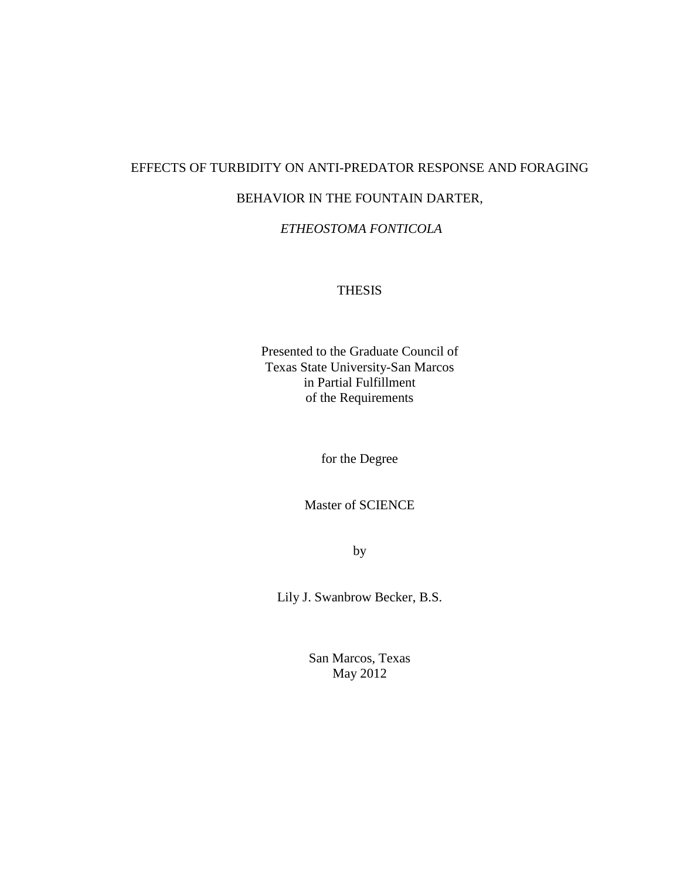# EFFECTS OF TURBIDITY ON ANTI-PREDATOR RESPONSE AND FORAGING BEHAVIOR IN THE FOUNTAIN DARTER,

# *ETHEOSTOMA FONTICOLA*

THESIS

Presented to the Graduate Council of
Texas State University-San Marcos
in Partial Fulfillment
of the Requirements

for the Degree

Master of SCIENCE

by

Lily J. Swanbrow Becker, B.S.

San Marcos, Texas
May 2012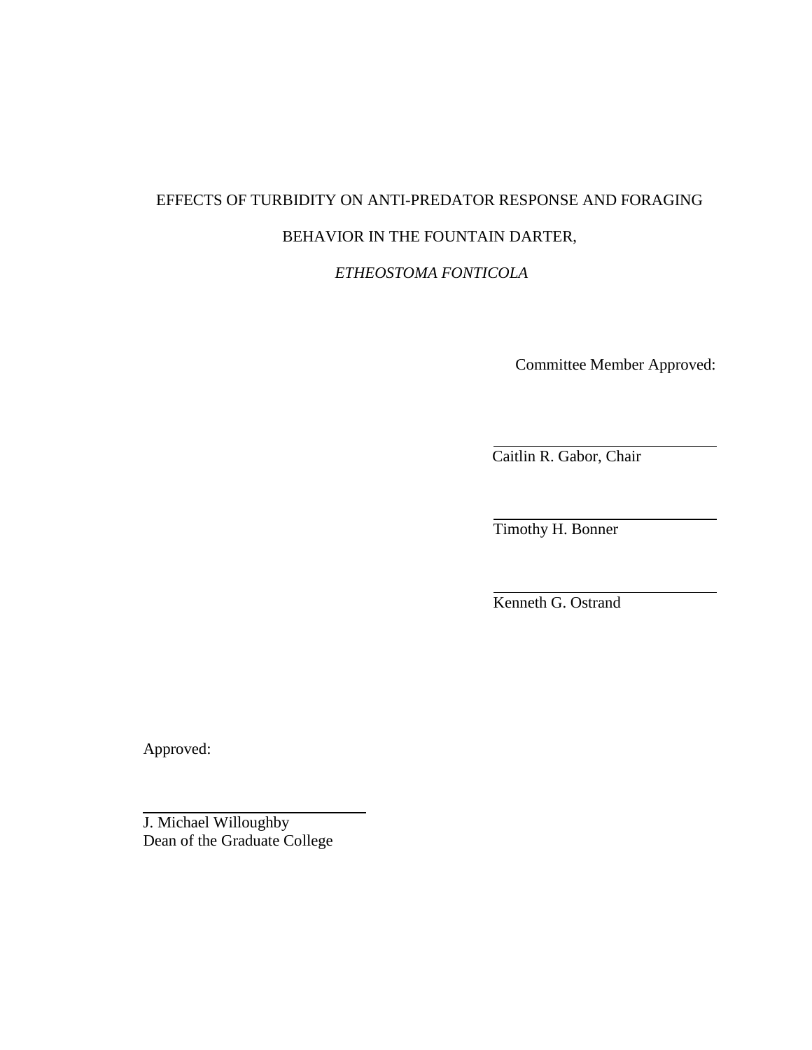EFFECTS OF TURBIDITY ON ANTI-PREDATOR RESPONSE AND FORAGING

BEHAVIOR IN THE FOUNTAIN DARTER,

*ETHEOSTOMA FONTICOLA*

Committee Member Approved:

Caitlin R. Gabor, Chair

Timothy H. Bonner

Kenneth G. Ostrand

Approved:

J. Michael Willoughby
Dean of the Graduate College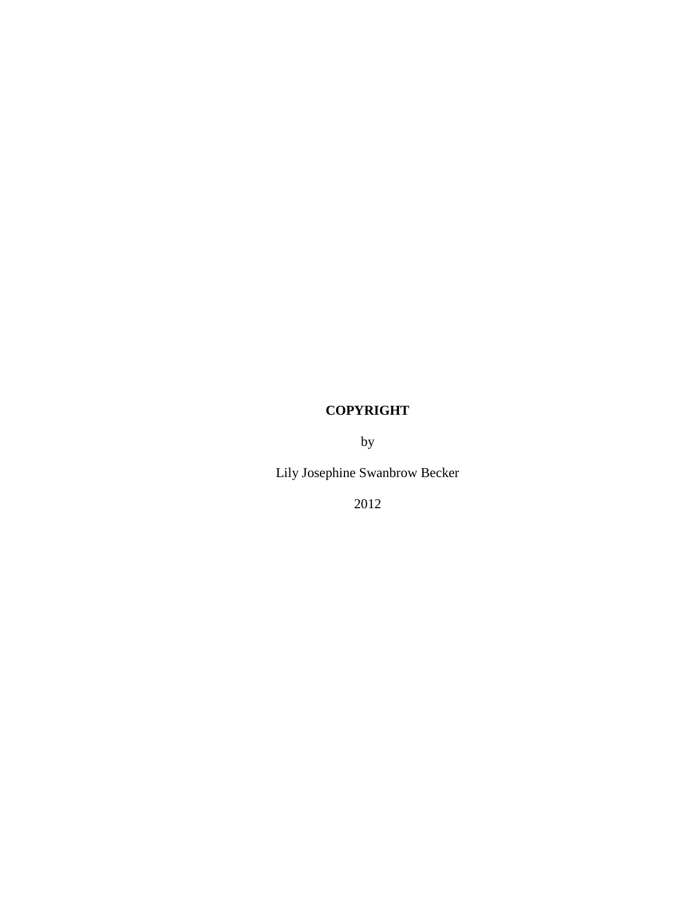**COPYRIGHT**

by

Lily Josephine Swanbrow Becker

2012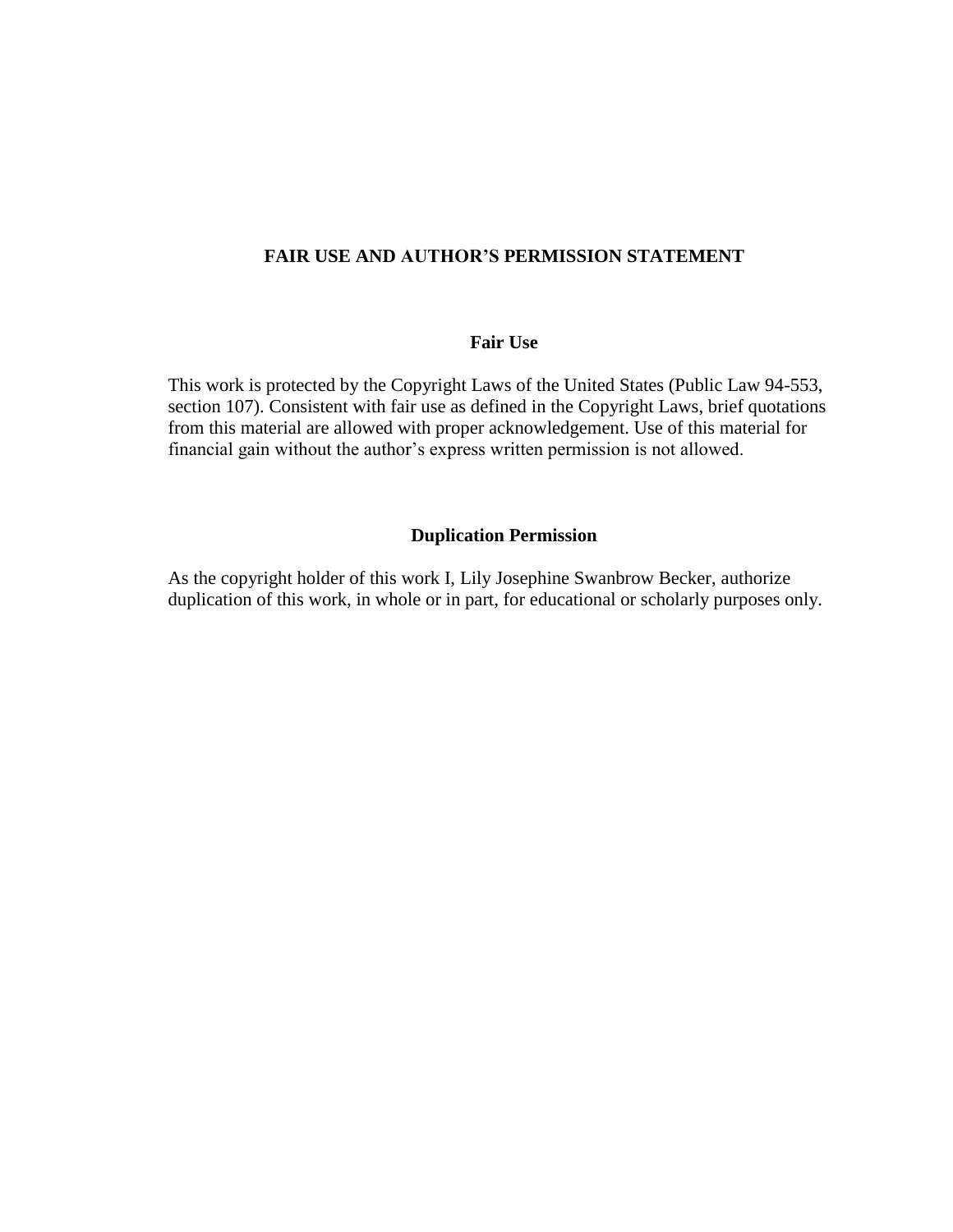## FAIR USE AND AUTHOR'S PERMISSION STATEMENT

### Fair Use

This work is protected by the Copyright Laws of the United States (Public Law 94-553, section 107). Consistent with fair use as defined in the Copyright Laws, brief quotations from this material are allowed with proper acknowledgement. Use of this material for financial gain without the author's express written permission is not allowed.

### Duplication Permission

As the copyright holder of this work I, Lily Josephine Swanbrow Becker, authorize duplication of this work, in whole or in part, for educational or scholarly purposes only.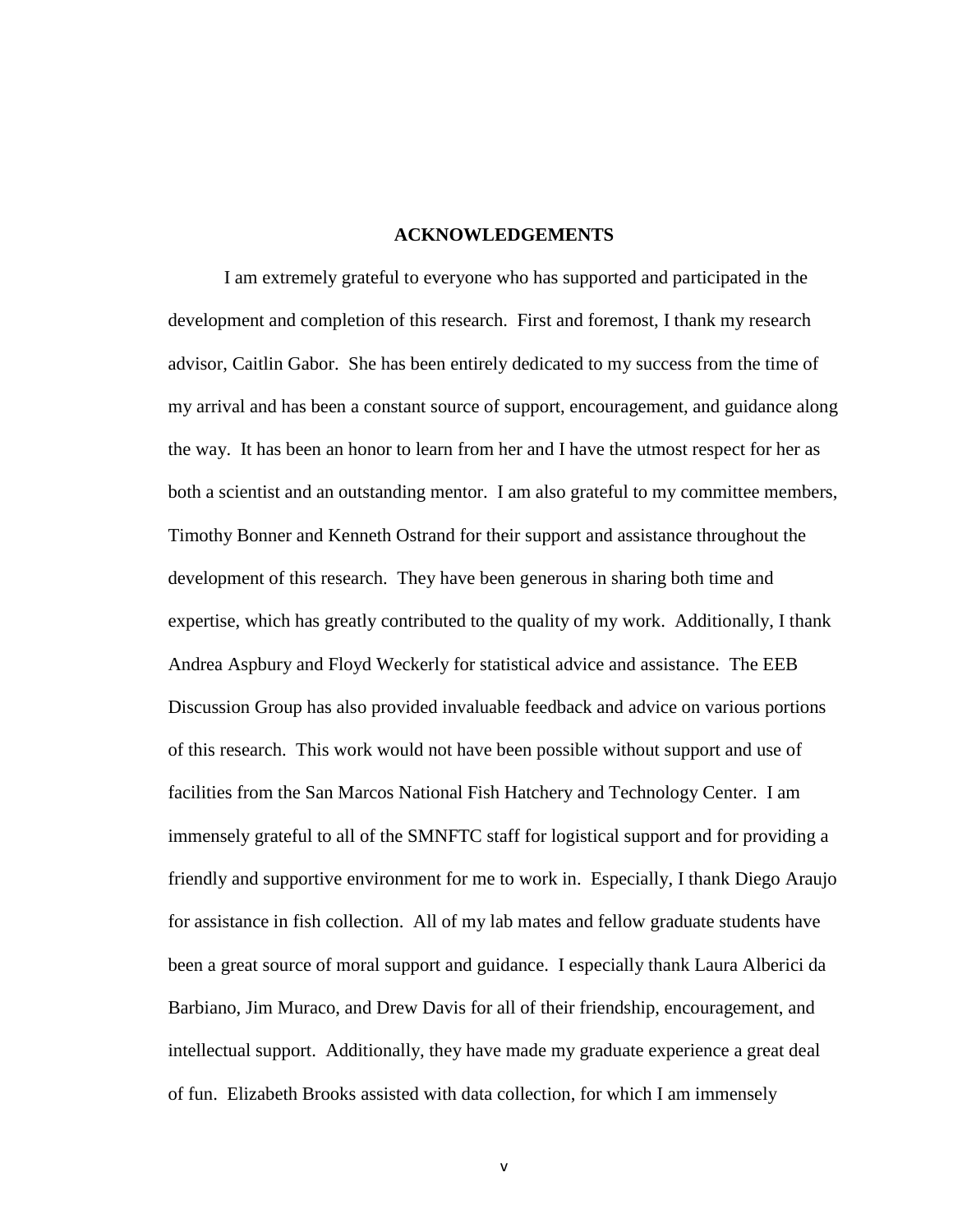## ACKNOWLEDGEMENTS

I am extremely grateful to everyone who has supported and participated in the development and completion of this research. First and foremost, I thank my research advisor, Caitlin Gabor. She has been entirely dedicated to my success from the time of my arrival and has been a constant source of support, encouragement, and guidance along the way. It has been an honor to learn from her and I have the utmost respect for her as both a scientist and an outstanding mentor. I am also grateful to my committee members, Timothy Bonner and Kenneth Ostrand for their support and assistance throughout the development of this research. They have been generous in sharing both time and expertise, which has greatly contributed to the quality of my work. Additionally, I thank Andrea Aspbury and Floyd Weckerly for statistical advice and assistance. The EEB Discussion Group has also provided invaluable feedback and advice on various portions of this research. This work would not have been possible without support and use of facilities from the San Marcos National Fish Hatchery and Technology Center. I am immensely grateful to all of the SMNFTC staff for logistical support and for providing a friendly and supportive environment for me to work in. Especially, I thank Diego Araujo for assistance in fish collection. All of my lab mates and fellow graduate students have been a great source of moral support and guidance. I especially thank Laura Alberici da Barbiano, Jim Muraco, and Drew Davis for all of their friendship, encouragement, and intellectual support. Additionally, they have made my graduate experience a great deal of fun. Elizabeth Brooks assisted with data collection, for which I am immensely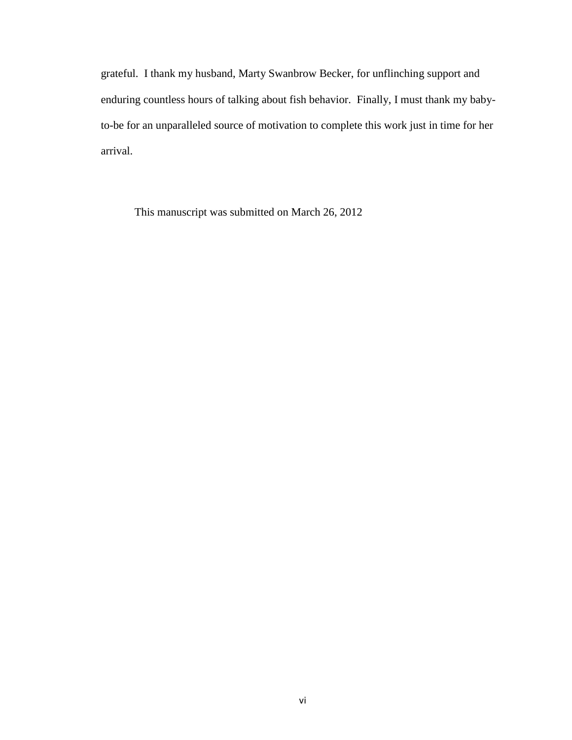grateful. I thank my husband, Marty Swanbrow Becker, for unflinching support and enduring countless hours of talking about fish behavior. Finally, I must thank my baby-to-be for an unparalleled source of motivation to complete this work just in time for her arrival.

This manuscript was submitted on March 26, 2012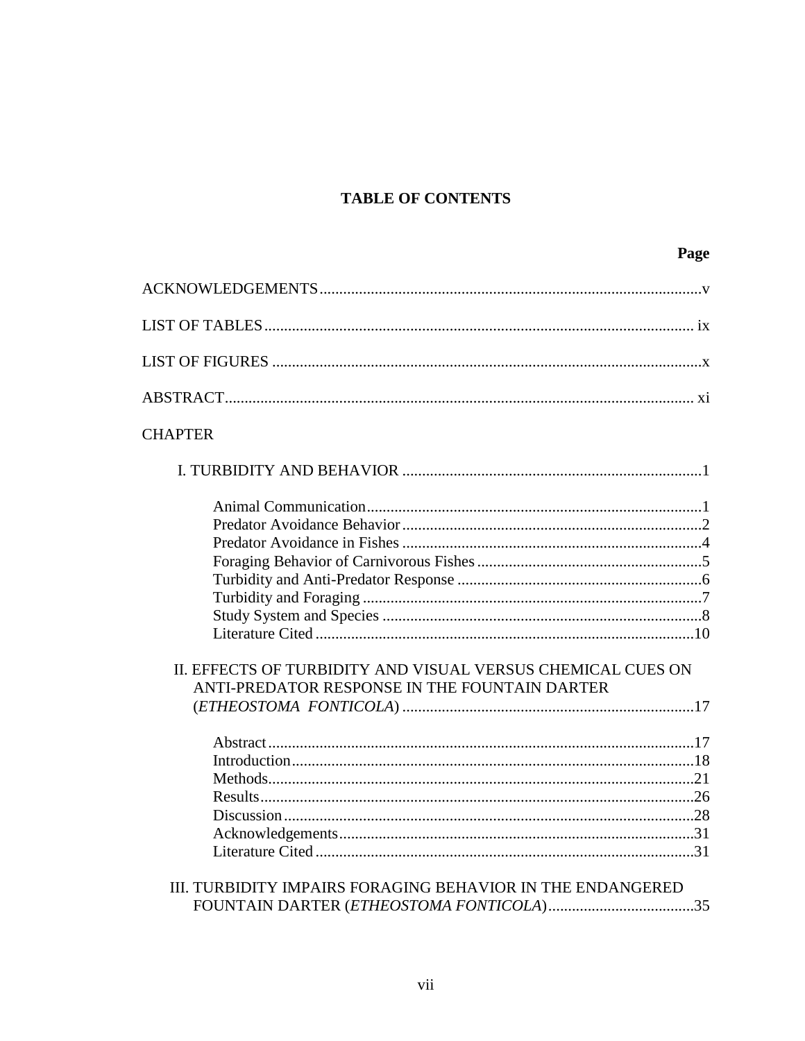# TABLE OF CONTENTS

| | Page |
|---|---|
| ACKNOWLEDGEMENTS | v |
| LIST OF TABLES | ix |
| LIST OF FIGURES | x |
| ABSTRACT | xi |
| CHAPTER | |
| I. TURBIDITY AND BEHAVIOR | 1 |
| Animal Communication | 1 |
| Predator Avoidance Behavior | 2 |
| Predator Avoidance in Fishes | 4 |
| Foraging Behavior of Carnivorous Fishes | 5 |
| Turbidity and Anti-Predator Response | 6 |
| Turbidity and Foraging | 7 |
| Study System and Species | 8 |
| Literature Cited | 10 |
| II. EFFECTS OF TURBIDITY AND VISUAL VERSUS CHEMICAL CUES ON ANTI-PREDATOR RESPONSE IN THE FOUNTAIN DARTER (*ETHEOSTOMA FONTICOLA*) | 17 |
| Abstract | 17 |
| Introduction | 18 |
| Methods | 21 |
| Results | 26 |
| Discussion | 28 |
| Acknowledgements | 31 |
| Literature Cited | 31 |
| III. TURBIDITY IMPAIRS FORAGING BEHAVIOR IN THE ENDANGERED FOUNTAIN DARTER (*ETHEOSTOMA FONTICOLA*) | 35 |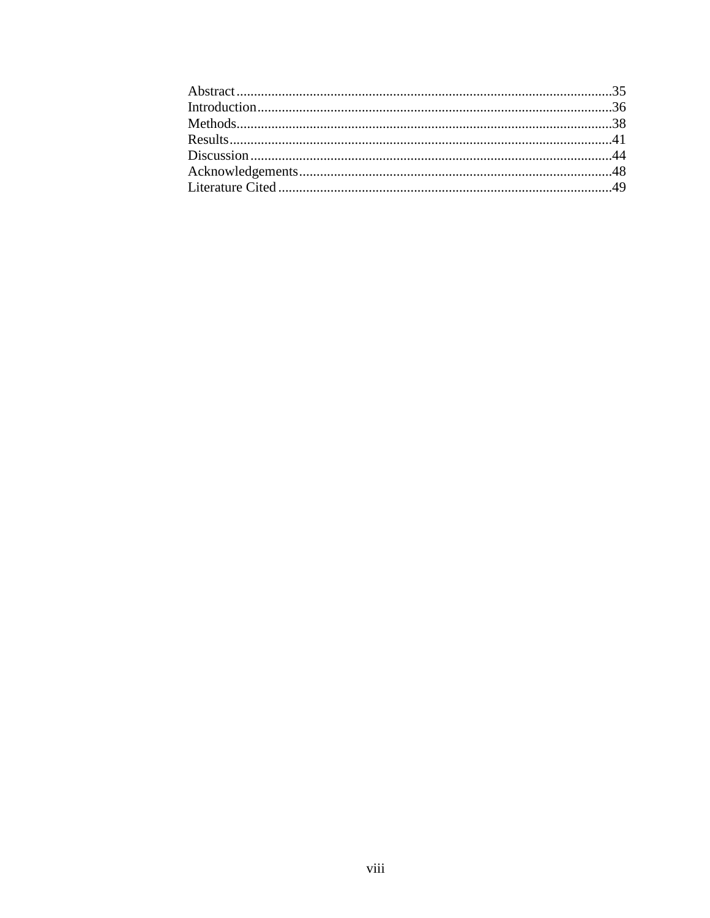Abstract...........................................................................................................35
Introduction.....................................................................................................36
Methods...........................................................................................................38
Results.............................................................................................................41
Discussion.......................................................................................................44
Acknowledgements.........................................................................................48
Literature Cited...............................................................................................49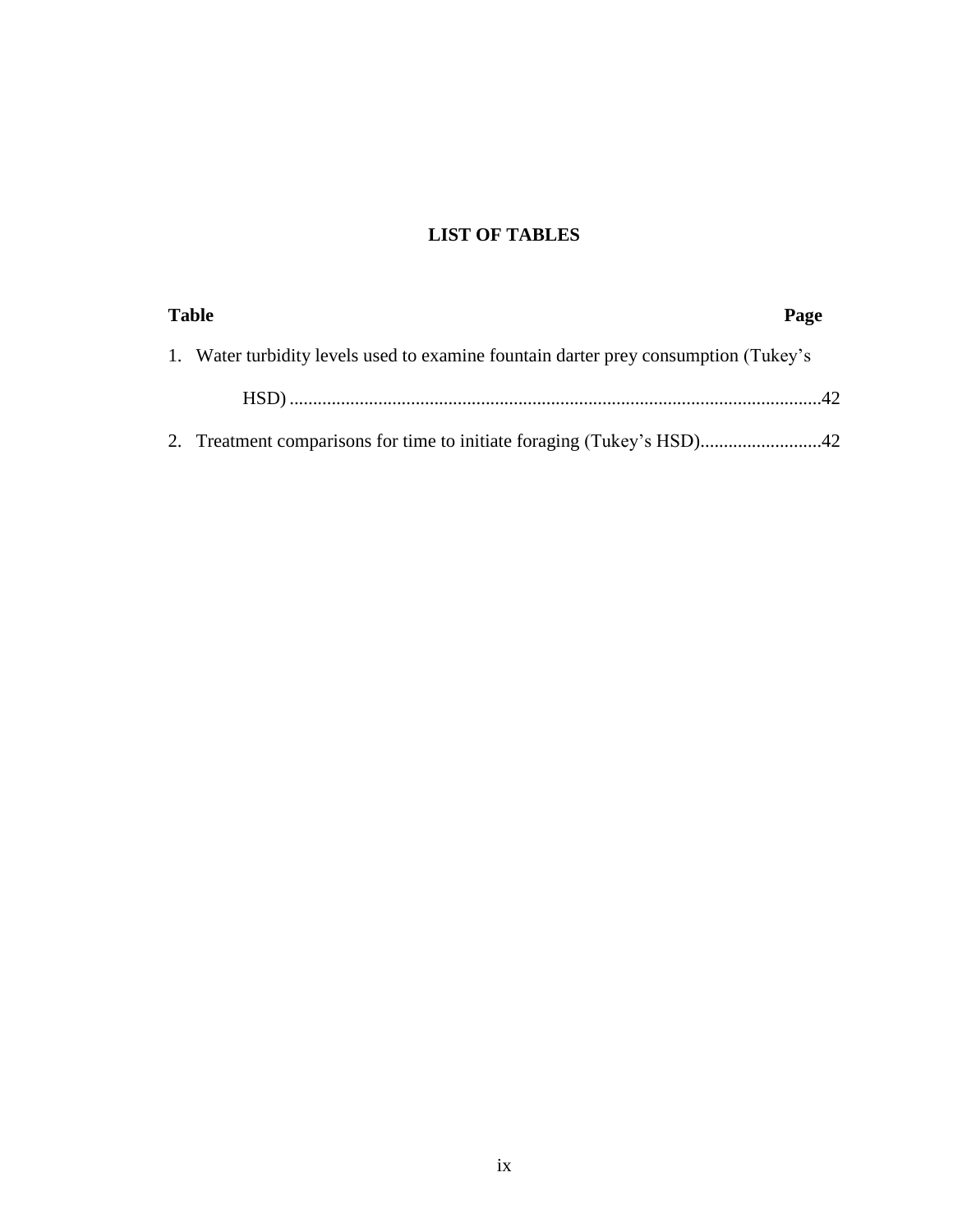# LIST OF TABLES

**Table** **Page**

1. Water turbidity levels used to examine fountain darter prey consumption (Tukey's HSD) .................................................................................................................42
2. Treatment comparisons for time to initiate foraging (Tukey's HSD)..........................42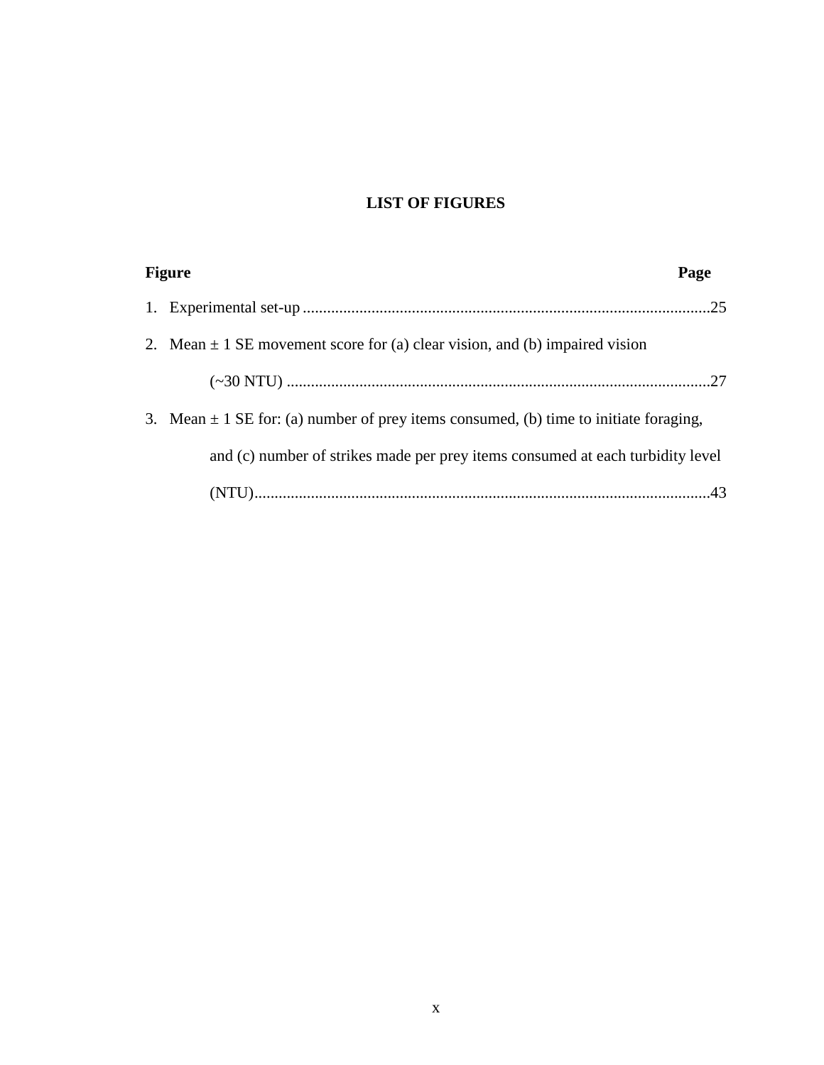# LIST OF FIGURES

| Figure | Page |
|---|---|
| 1. Experimental set-up | 25 |
| 2. Mean ± 1 SE movement score for (a) clear vision, and (b) impaired vision (~30 NTU) | 27 |
| 3. Mean ± 1 SE for: (a) number of prey items consumed, (b) time to initiate foraging, and (c) number of strikes made per prey items consumed at each turbidity level (NTU) | 43 |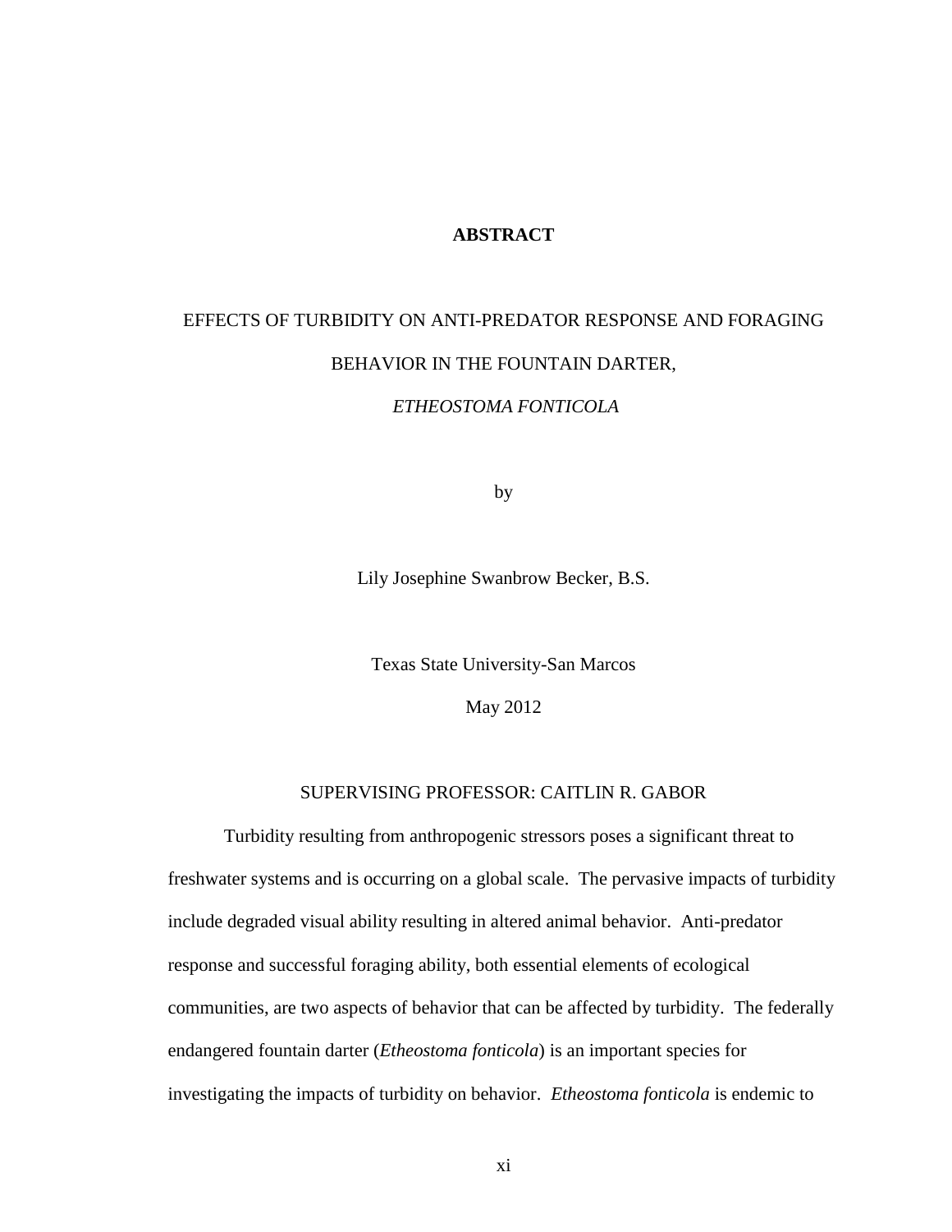# ABSTRACT

EFFECTS OF TURBIDITY ON ANTI-PREDATOR RESPONSE AND FORAGING BEHAVIOR IN THE FOUNTAIN DARTER,

*ETHEOSTOMA FONTICOLA*

by

Lily Josephine Swanbrow Becker, B.S.

Texas State University-San Marcos

May 2012

SUPERVISING PROFESSOR: CAITLIN R. GABOR

Turbidity resulting from anthropogenic stressors poses a significant threat to freshwater systems and is occurring on a global scale. The pervasive impacts of turbidity include degraded visual ability resulting in altered animal behavior. Anti-predator response and successful foraging ability, both essential elements of ecological communities, are two aspects of behavior that can be affected by turbidity. The federally endangered fountain darter (*Etheostoma fonticola*) is an important species for investigating the impacts of turbidity on behavior. *Etheostoma fonticola* is endemic to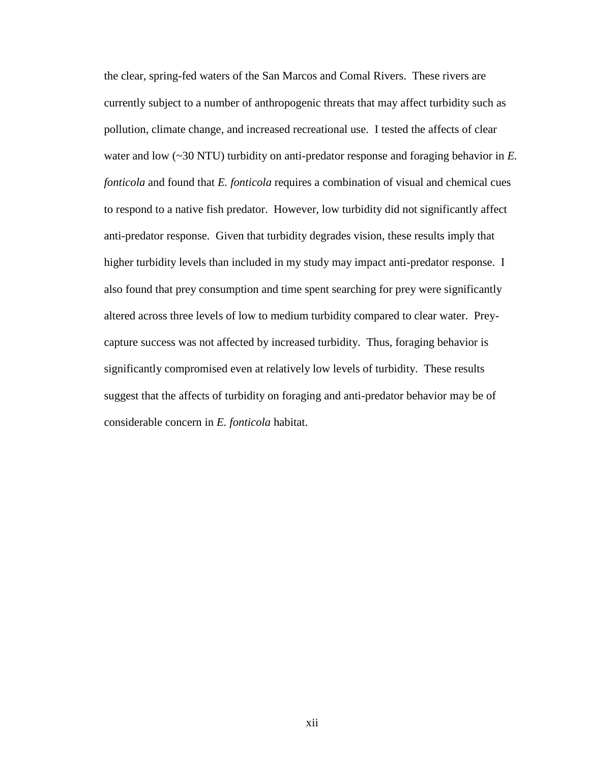the clear, spring-fed waters of the San Marcos and Comal Rivers. These rivers are currently subject to a number of anthropogenic threats that may affect turbidity such as pollution, climate change, and increased recreational use. I tested the affects of clear water and low (~30 NTU) turbidity on anti-predator response and foraging behavior in *E. fonticola* and found that *E. fonticola* requires a combination of visual and chemical cues to respond to a native fish predator. However, low turbidity did not significantly affect anti-predator response. Given that turbidity degrades vision, these results imply that higher turbidity levels than included in my study may impact anti-predator response. I also found that prey consumption and time spent searching for prey were significantly altered across three levels of low to medium turbidity compared to clear water. Prey-capture success was not affected by increased turbidity. Thus, foraging behavior is significantly compromised even at relatively low levels of turbidity. These results suggest that the affects of turbidity on foraging and anti-predator behavior may be of considerable concern in *E. fonticola* habitat.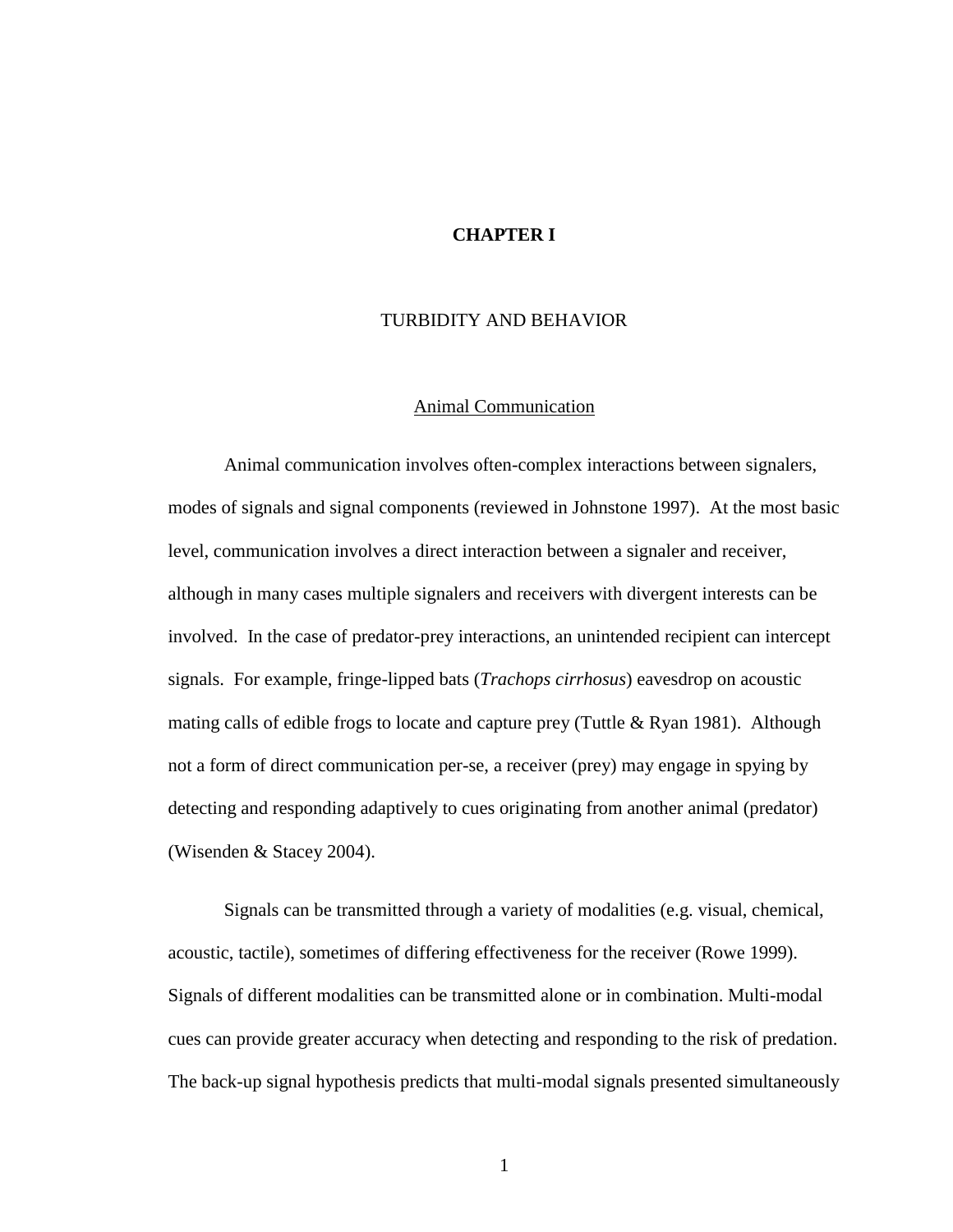# CHAPTER I

## TURBIDITY AND BEHAVIOR

### Animal Communication

Animal communication involves often-complex interactions between signalers, modes of signals and signal components (reviewed in Johnstone 1997). At the most basic level, communication involves a direct interaction between a signaler and receiver, although in many cases multiple signalers and receivers with divergent interests can be involved. In the case of predator-prey interactions, an unintended recipient can intercept signals. For example, fringe-lipped bats (*Trachops cirrhosus*) eavesdrop on acoustic mating calls of edible frogs to locate and capture prey (Tuttle & Ryan 1981). Although not a form of direct communication per-se, a receiver (prey) may engage in spying by detecting and responding adaptively to cues originating from another animal (predator) (Wisenden & Stacey 2004).

Signals can be transmitted through a variety of modalities (e.g. visual, chemical, acoustic, tactile), sometimes of differing effectiveness for the receiver (Rowe 1999). Signals of different modalities can be transmitted alone or in combination. Multi-modal cues can provide greater accuracy when detecting and responding to the risk of predation. The back-up signal hypothesis predicts that multi-modal signals presented simultaneously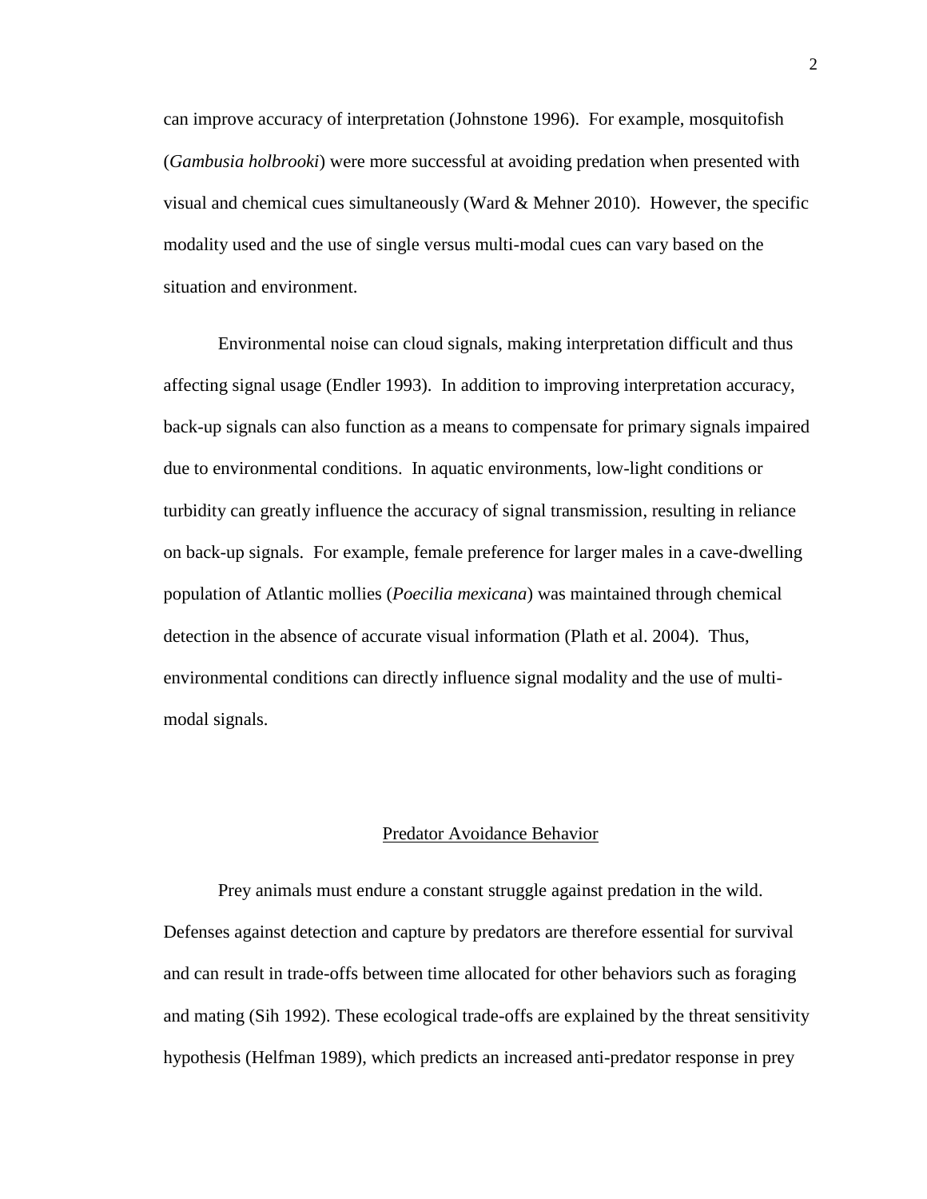can improve accuracy of interpretation (Johnstone 1996). For example, mosquitofish (*Gambusia holbrooki*) were more successful at avoiding predation when presented with visual and chemical cues simultaneously (Ward & Mehner 2010). However, the specific modality used and the use of single versus multi-modal cues can vary based on the situation and environment.

Environmental noise can cloud signals, making interpretation difficult and thus affecting signal usage (Endler 1993). In addition to improving interpretation accuracy, back-up signals can also function as a means to compensate for primary signals impaired due to environmental conditions. In aquatic environments, low-light conditions or turbidity can greatly influence the accuracy of signal transmission, resulting in reliance on back-up signals. For example, female preference for larger males in a cave-dwelling population of Atlantic mollies (*Poecilia mexicana*) was maintained through chemical detection in the absence of accurate visual information (Plath et al. 2004). Thus, environmental conditions can directly influence signal modality and the use of multi-modal signals.

## Predator Avoidance Behavior

Prey animals must endure a constant struggle against predation in the wild. Defenses against detection and capture by predators are therefore essential for survival and can result in trade-offs between time allocated for other behaviors such as foraging and mating (Sih 1992). These ecological trade-offs are explained by the threat sensitivity hypothesis (Helfman 1989), which predicts an increased anti-predator response in prey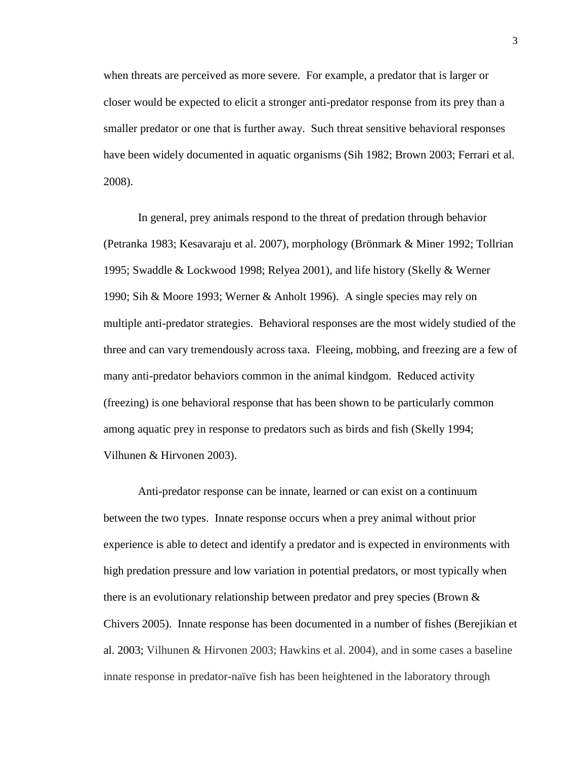when threats are perceived as more severe. For example, a predator that is larger or closer would be expected to elicit a stronger anti-predator response from its prey than a smaller predator or one that is further away. Such threat sensitive behavioral responses have been widely documented in aquatic organisms (Sih 1982; Brown 2003; Ferrari et al. 2008).

In general, prey animals respond to the threat of predation through behavior (Petranka 1983; Kesavaraju et al. 2007), morphology (Brönmark & Miner 1992; Tollrian 1995; Swaddle & Lockwood 1998; Relyea 2001), and life history (Skelly & Werner 1990; Sih & Moore 1993; Werner & Anholt 1996). A single species may rely on multiple anti-predator strategies. Behavioral responses are the most widely studied of the three and can vary tremendously across taxa. Fleeing, mobbing, and freezing are a few of many anti-predator behaviors common in the animal kindgom. Reduced activity (freezing) is one behavioral response that has been shown to be particularly common among aquatic prey in response to predators such as birds and fish (Skelly 1994; Vilhunen & Hirvonen 2003).

Anti-predator response can be innate, learned or can exist on a continuum between the two types. Innate response occurs when a prey animal without prior experience is able to detect and identify a predator and is expected in environments with high predation pressure and low variation in potential predators, or most typically when there is an evolutionary relationship between predator and prey species (Brown & Chivers 2005). Innate response has been documented in a number of fishes (Berejikian et al. 2003; Vilhunen & Hirvonen 2003; Hawkins et al. 2004), and in some cases a baseline innate response in predator-naïve fish has been heightened in the laboratory through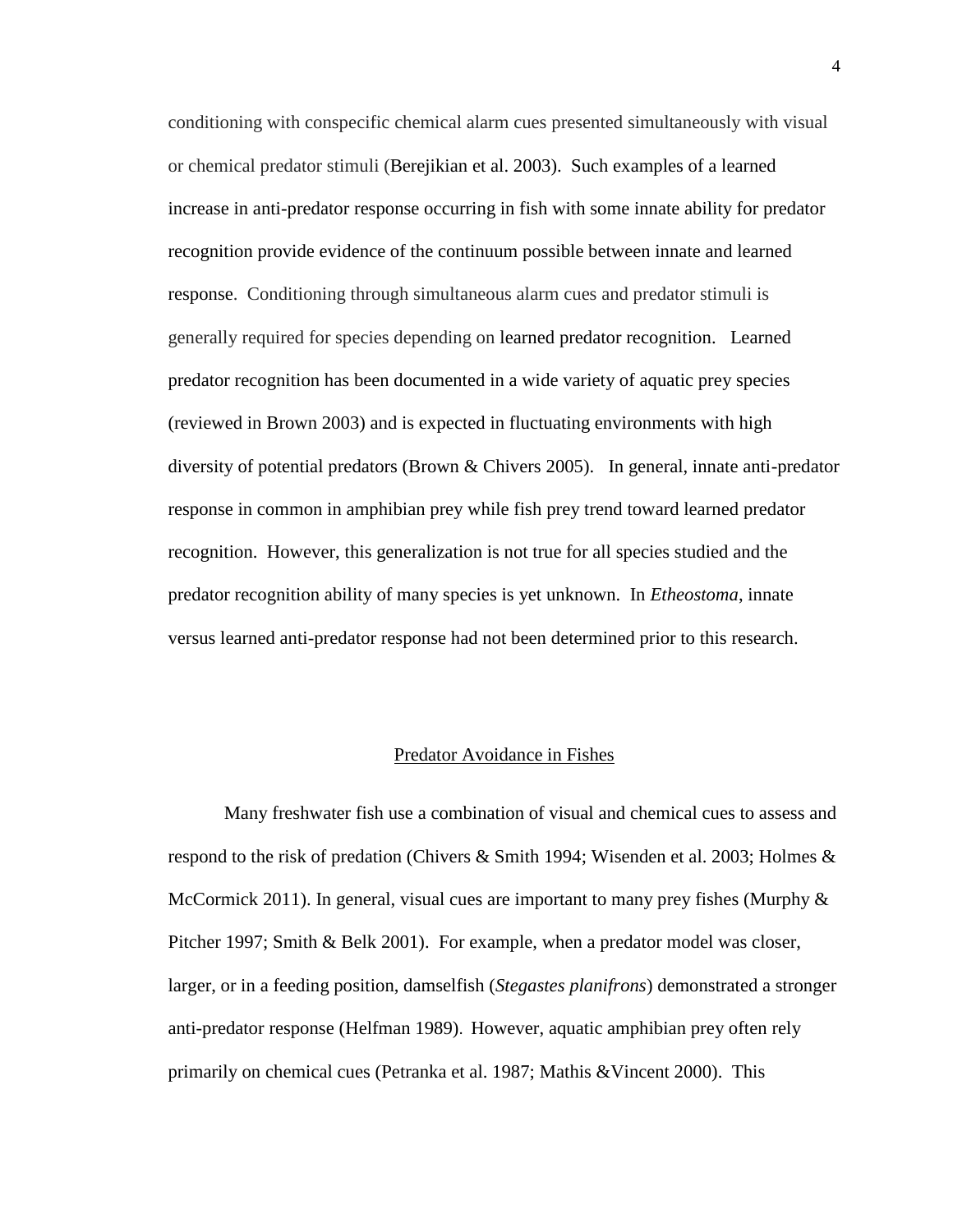conditioning with conspecific chemical alarm cues presented simultaneously with visual or chemical predator stimuli (Berejikian et al. 2003). Such examples of a learned increase in anti-predator response occurring in fish with some innate ability for predator recognition provide evidence of the continuum possible between innate and learned response. Conditioning through simultaneous alarm cues and predator stimuli is generally required for species depending on learned predator recognition. Learned predator recognition has been documented in a wide variety of aquatic prey species (reviewed in Brown 2003) and is expected in fluctuating environments with high diversity of potential predators (Brown & Chivers 2005). In general, innate anti-predator response in common in amphibian prey while fish prey trend toward learned predator recognition. However, this generalization is not true for all species studied and the predator recognition ability of many species is yet unknown. In *Etheostoma*, innate versus learned anti-predator response had not been determined prior to this research.

## Predator Avoidance in Fishes

Many freshwater fish use a combination of visual and chemical cues to assess and respond to the risk of predation (Chivers & Smith 1994; Wisenden et al. 2003; Holmes & McCormick 2011). In general, visual cues are important to many prey fishes (Murphy & Pitcher 1997; Smith & Belk 2001). For example, when a predator model was closer, larger, or in a feeding position, damselfish (*Stegastes planifrons*) demonstrated a stronger anti-predator response (Helfman 1989). However, aquatic amphibian prey often rely primarily on chemical cues (Petranka et al. 1987; Mathis &Vincent 2000). This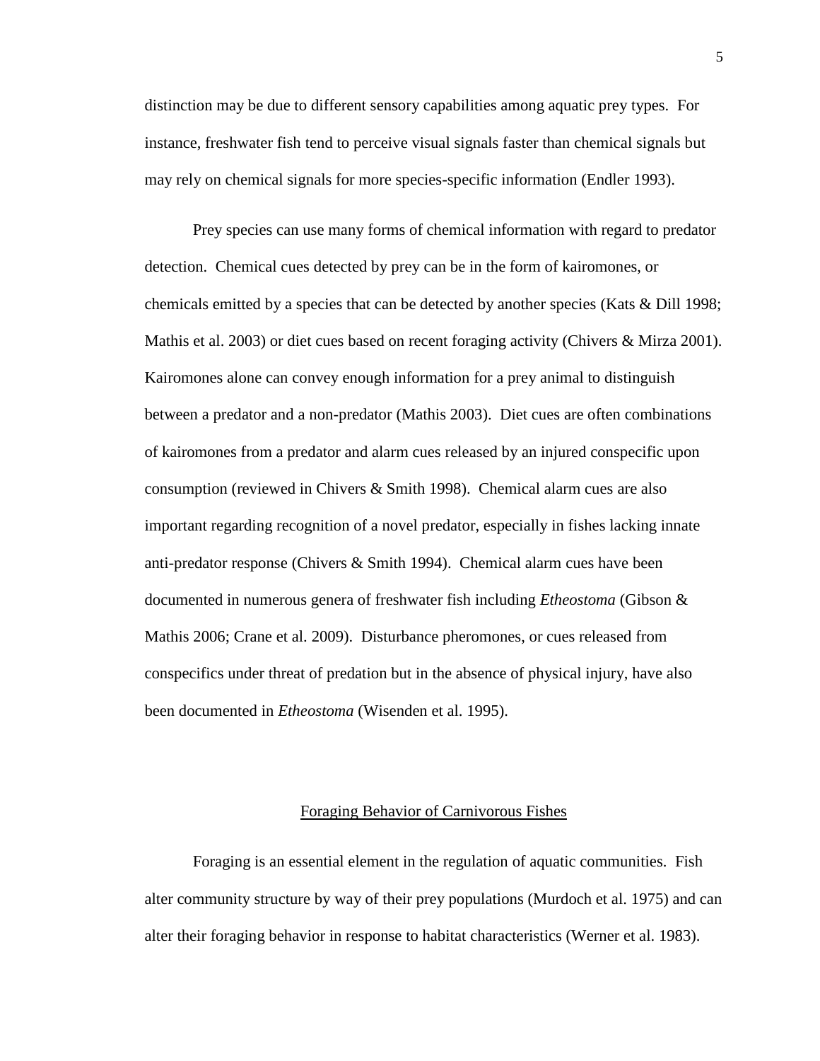distinction may be due to different sensory capabilities among aquatic prey types. For instance, freshwater fish tend to perceive visual signals faster than chemical signals but may rely on chemical signals for more species-specific information (Endler 1993).

Prey species can use many forms of chemical information with regard to predator detection. Chemical cues detected by prey can be in the form of kairomones, or chemicals emitted by a species that can be detected by another species (Kats & Dill 1998; Mathis et al. 2003) or diet cues based on recent foraging activity (Chivers & Mirza 2001). Kairomones alone can convey enough information for a prey animal to distinguish between a predator and a non-predator (Mathis 2003). Diet cues are often combinations of kairomones from a predator and alarm cues released by an injured conspecific upon consumption (reviewed in Chivers & Smith 1998). Chemical alarm cues are also important regarding recognition of a novel predator, especially in fishes lacking innate anti-predator response (Chivers & Smith 1994). Chemical alarm cues have been documented in numerous genera of freshwater fish including *Etheostoma* (Gibson & Mathis 2006; Crane et al. 2009). Disturbance pheromones, or cues released from conspecifics under threat of predation but in the absence of physical injury, have also been documented in *Etheostoma* (Wisenden et al. 1995).

## Foraging Behavior of Carnivorous Fishes

Foraging is an essential element in the regulation of aquatic communities. Fish alter community structure by way of their prey populations (Murdoch et al. 1975) and can alter their foraging behavior in response to habitat characteristics (Werner et al. 1983).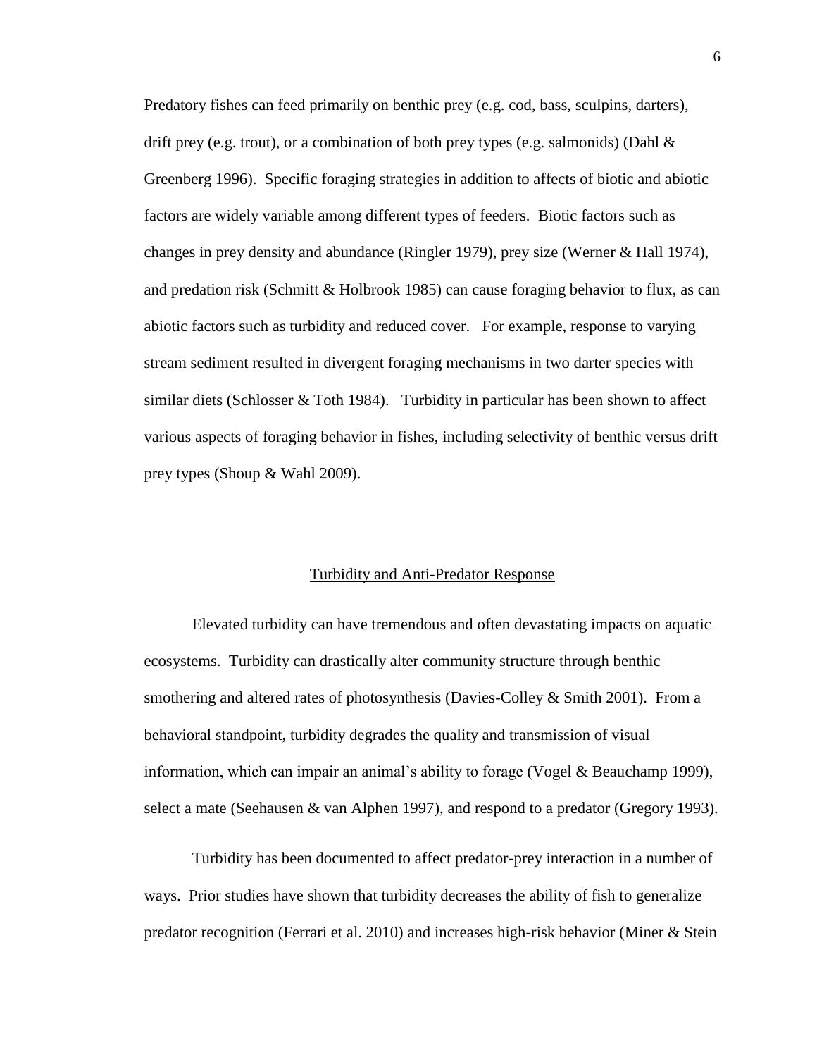Predatory fishes can feed primarily on benthic prey (e.g. cod, bass, sculpins, darters), drift prey (e.g. trout), or a combination of both prey types (e.g. salmonids) (Dahl & Greenberg 1996). Specific foraging strategies in addition to affects of biotic and abiotic factors are widely variable among different types of feeders. Biotic factors such as changes in prey density and abundance (Ringler 1979), prey size (Werner & Hall 1974), and predation risk (Schmitt & Holbrook 1985) can cause foraging behavior to flux, as can abiotic factors such as turbidity and reduced cover. For example, response to varying stream sediment resulted in divergent foraging mechanisms in two darter species with similar diets (Schlosser & Toth 1984). Turbidity in particular has been shown to affect various aspects of foraging behavior in fishes, including selectivity of benthic versus drift prey types (Shoup & Wahl 2009).

## Turbidity and Anti-Predator Response

Elevated turbidity can have tremendous and often devastating impacts on aquatic ecosystems. Turbidity can drastically alter community structure through benthic smothering and altered rates of photosynthesis (Davies-Colley & Smith 2001). From a behavioral standpoint, turbidity degrades the quality and transmission of visual information, which can impair an animal's ability to forage (Vogel & Beauchamp 1999), select a mate (Seehausen & van Alphen 1997), and respond to a predator (Gregory 1993).

Turbidity has been documented to affect predator-prey interaction in a number of ways. Prior studies have shown that turbidity decreases the ability of fish to generalize predator recognition (Ferrari et al. 2010) and increases high-risk behavior (Miner & Stein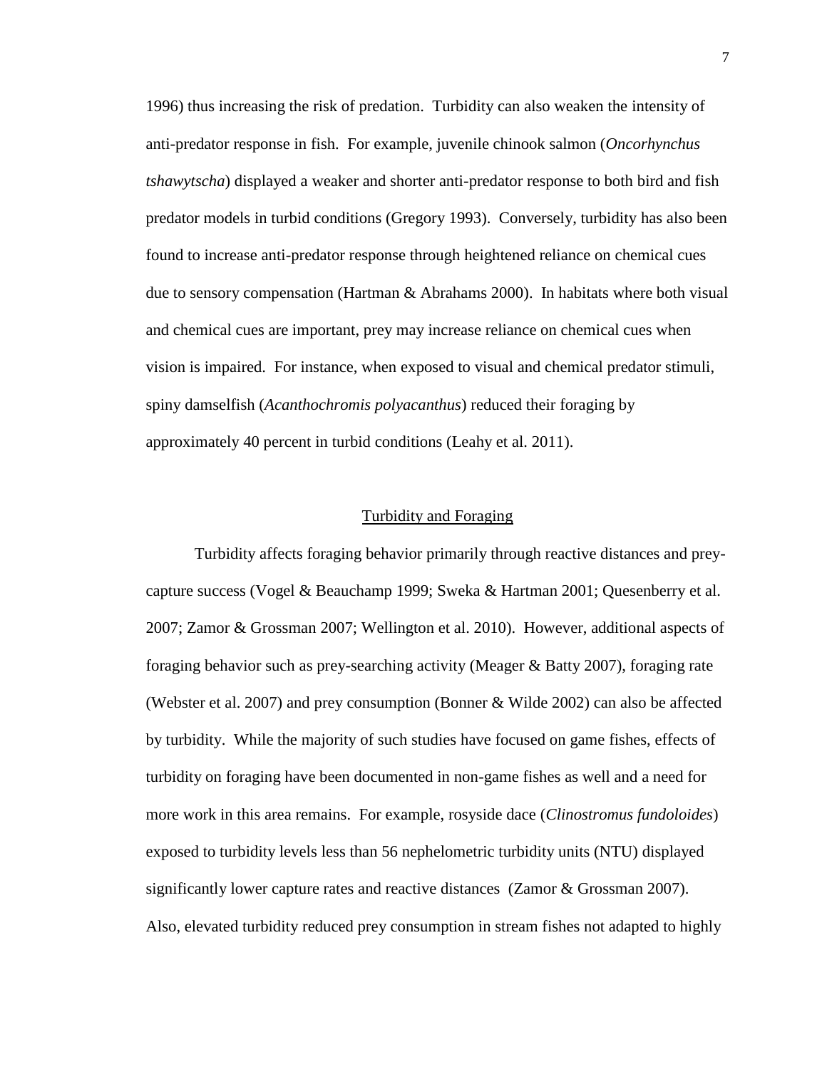1996) thus increasing the risk of predation. Turbidity can also weaken the intensity of anti-predator response in fish. For example, juvenile chinook salmon (*Oncorhynchus tshawytscha*) displayed a weaker and shorter anti-predator response to both bird and fish predator models in turbid conditions (Gregory 1993). Conversely, turbidity has also been found to increase anti-predator response through heightened reliance on chemical cues due to sensory compensation (Hartman & Abrahams 2000). In habitats where both visual and chemical cues are important, prey may increase reliance on chemical cues when vision is impaired. For instance, when exposed to visual and chemical predator stimuli, spiny damselfish (*Acanthochromis polyacanthus*) reduced their foraging by approximately 40 percent in turbid conditions (Leahy et al. 2011).

## Turbidity and Foraging

Turbidity affects foraging behavior primarily through reactive distances and prey-capture success (Vogel & Beauchamp 1999; Sweka & Hartman 2001; Quesenberry et al. 2007; Zamor & Grossman 2007; Wellington et al. 2010). However, additional aspects of foraging behavior such as prey-searching activity (Meager & Batty 2007), foraging rate (Webster et al. 2007) and prey consumption (Bonner & Wilde 2002) can also be affected by turbidity. While the majority of such studies have focused on game fishes, effects of turbidity on foraging have been documented in non-game fishes as well and a need for more work in this area remains. For example, rosyside dace (*Clinostromus fundoloides*) exposed to turbidity levels less than 56 nephelometric turbidity units (NTU) displayed significantly lower capture rates and reactive distances (Zamor & Grossman 2007). Also, elevated turbidity reduced prey consumption in stream fishes not adapted to highly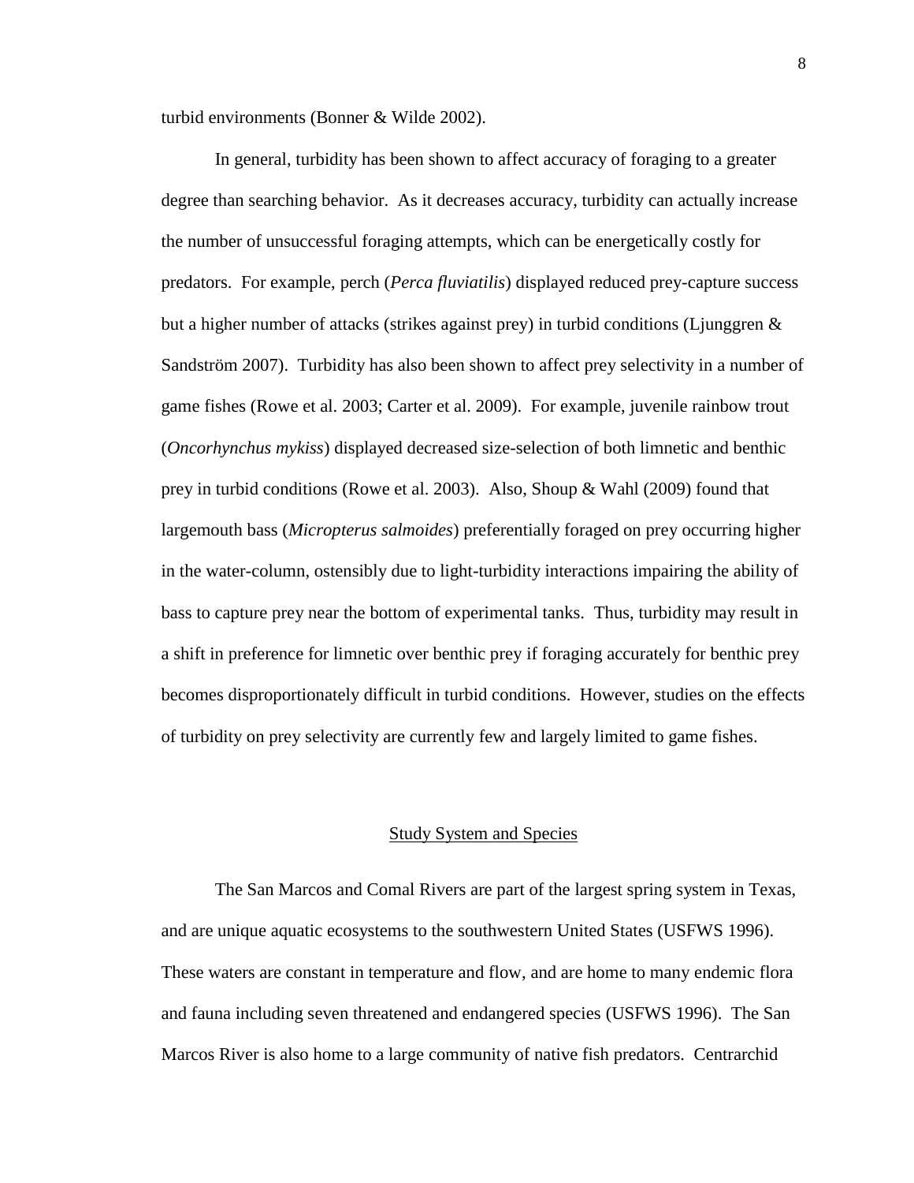turbid environments (Bonner & Wilde 2002).

In general, turbidity has been shown to affect accuracy of foraging to a greater degree than searching behavior. As it decreases accuracy, turbidity can actually increase the number of unsuccessful foraging attempts, which can be energetically costly for predators. For example, perch (*Perca fluviatilis*) displayed reduced prey-capture success but a higher number of attacks (strikes against prey) in turbid conditions (Ljunggren & Sandström 2007). Turbidity has also been shown to affect prey selectivity in a number of game fishes (Rowe et al. 2003; Carter et al. 2009). For example, juvenile rainbow trout (*Oncorhynchus mykiss*) displayed decreased size-selection of both limnetic and benthic prey in turbid conditions (Rowe et al. 2003). Also, Shoup & Wahl (2009) found that largemouth bass (*Micropterus salmoides*) preferentially foraged on prey occurring higher in the water-column, ostensibly due to light-turbidity interactions impairing the ability of bass to capture prey near the bottom of experimental tanks. Thus, turbidity may result in a shift in preference for limnetic over benthic prey if foraging accurately for benthic prey becomes disproportionately difficult in turbid conditions. However, studies on the effects of turbidity on prey selectivity are currently few and largely limited to game fishes.

## Study System and Species

The San Marcos and Comal Rivers are part of the largest spring system in Texas, and are unique aquatic ecosystems to the southwestern United States (USFWS 1996). These waters are constant in temperature and flow, and are home to many endemic flora and fauna including seven threatened and endangered species (USFWS 1996). The San Marcos River is also home to a large community of native fish predators. Centrarchid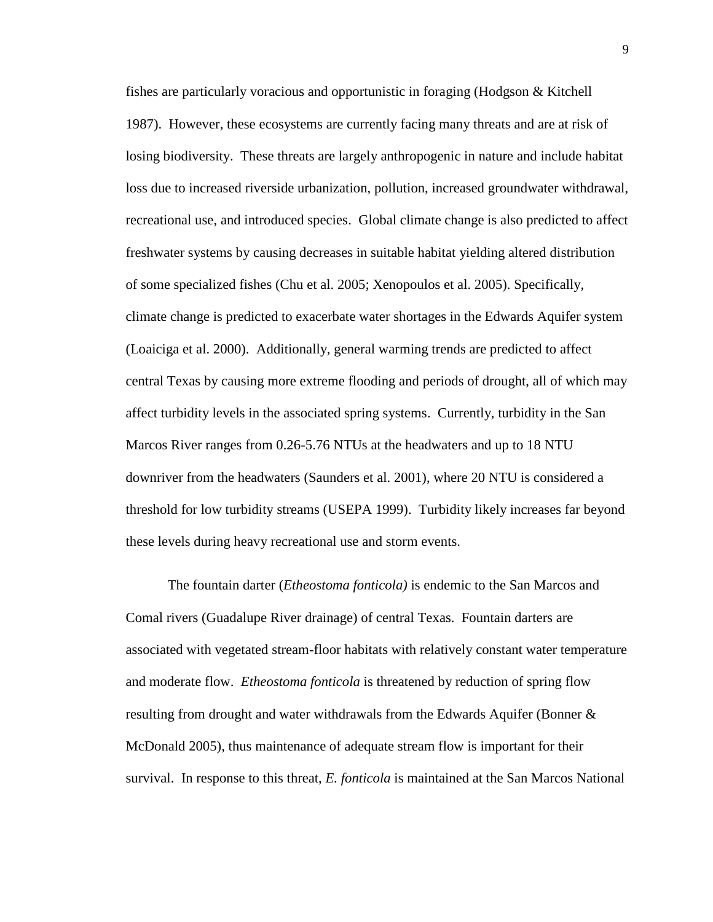fishes are particularly voracious and opportunistic in foraging (Hodgson & Kitchell 1987). However, these ecosystems are currently facing many threats and are at risk of losing biodiversity. These threats are largely anthropogenic in nature and include habitat loss due to increased riverside urbanization, pollution, increased groundwater withdrawal, recreational use, and introduced species. Global climate change is also predicted to affect freshwater systems by causing decreases in suitable habitat yielding altered distribution of some specialized fishes (Chu et al. 2005; Xenopoulos et al. 2005). Specifically, climate change is predicted to exacerbate water shortages in the Edwards Aquifer system (Loaiciga et al. 2000). Additionally, general warming trends are predicted to affect central Texas by causing more extreme flooding and periods of drought, all of which may affect turbidity levels in the associated spring systems. Currently, turbidity in the San Marcos River ranges from 0.26-5.76 NTUs at the headwaters and up to 18 NTU downriver from the headwaters (Saunders et al. 2001), where 20 NTU is considered a threshold for low turbidity streams (USEPA 1999). Turbidity likely increases far beyond these levels during heavy recreational use and storm events.

The fountain darter (*Etheostoma fonticola)* is endemic to the San Marcos and Comal rivers (Guadalupe River drainage) of central Texas. Fountain darters are associated with vegetated stream-floor habitats with relatively constant water temperature and moderate flow. *Etheostoma fonticola* is threatened by reduction of spring flow resulting from drought and water withdrawals from the Edwards Aquifer (Bonner & McDonald 2005), thus maintenance of adequate stream flow is important for their survival. In response to this threat, *E. fonticola* is maintained at the San Marcos National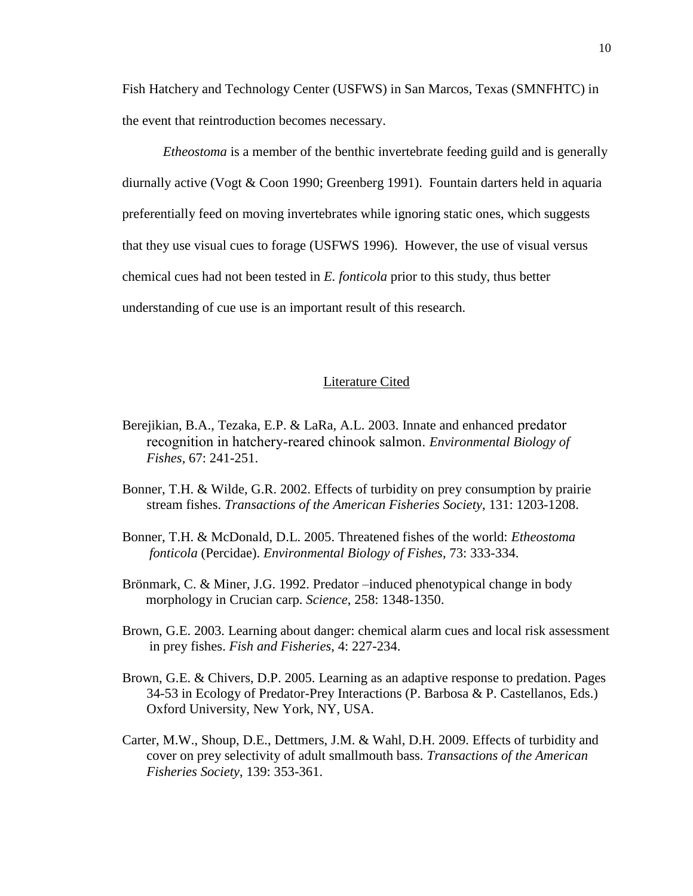Fish Hatchery and Technology Center (USFWS) in San Marcos, Texas (SMNFHTC) in the event that reintroduction becomes necessary.

*Etheostoma* is a member of the benthic invertebrate feeding guild and is generally diurnally active (Vogt & Coon 1990; Greenberg 1991). Fountain darters held in aquaria preferentially feed on moving invertebrates while ignoring static ones, which suggests that they use visual cues to forage (USFWS 1996). However, the use of visual versus chemical cues had not been tested in *E. fonticola* prior to this study, thus better understanding of cue use is an important result of this research.

## Literature Cited

Berejikian, B.A., Tezaka, E.P. & LaRa, A.L. 2003. Innate and enhanced predator recognition in hatchery-reared chinook salmon. *Environmental Biology of Fishes*, 67: 241-251.

Bonner, T.H. & Wilde, G.R. 2002. Effects of turbidity on prey consumption by prairie stream fishes. *Transactions of the American Fisheries Society*, 131: 1203-1208.

Bonner, T.H. & McDonald, D.L. 2005. Threatened fishes of the world: *Etheostoma fonticola* (Percidae). *Environmental Biology of Fishes*, 73: 333-334.

Brönmark, C. & Miner, J.G. 1992. Predator –induced phenotypical change in body morphology in Crucian carp. *Science*, 258: 1348-1350.

Brown, G.E. 2003. Learning about danger: chemical alarm cues and local risk assessment in prey fishes. *Fish and Fisheries*, 4: 227-234.

Brown, G.E. & Chivers, D.P. 2005. Learning as an adaptive response to predation. Pages 34-53 in Ecology of Predator-Prey Interactions (P. Barbosa & P. Castellanos, Eds.) Oxford University, New York, NY, USA.

Carter, M.W., Shoup, D.E., Dettmers, J.M. & Wahl, D.H. 2009. Effects of turbidity and cover on prey selectivity of adult smallmouth bass. *Transactions of the American Fisheries Society*, 139: 353-361.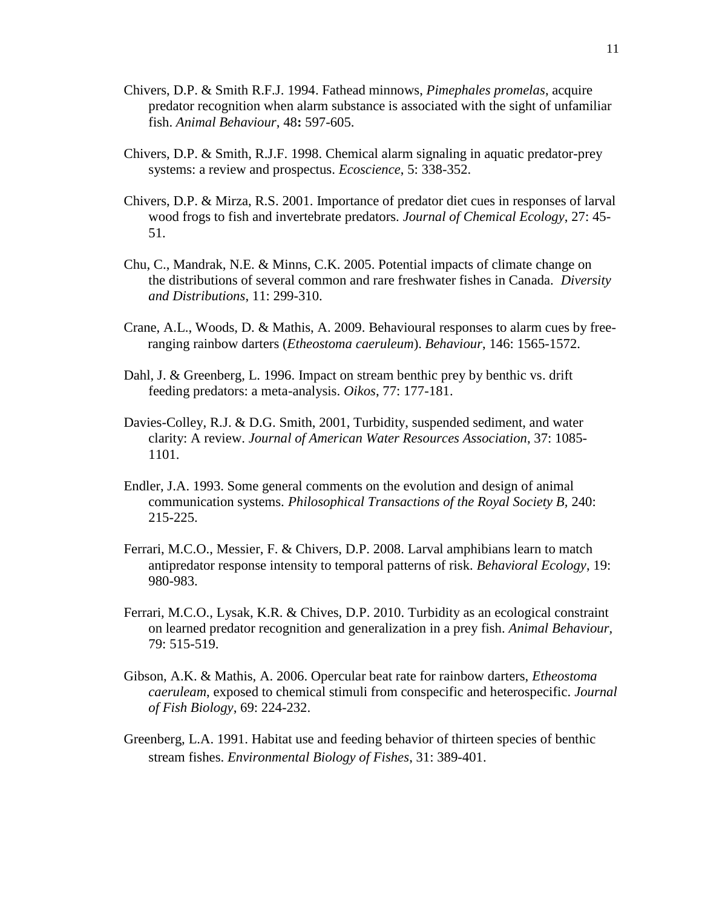Chivers, D.P. & Smith R.F.J. 1994. Fathead minnows, *Pimephales promelas*, acquire predator recognition when alarm substance is associated with the sight of unfamiliar fish. *Animal Behaviour*, 48**:** 597-605.

Chivers, D.P. & Smith, R.J.F. 1998. Chemical alarm signaling in aquatic predator-prey systems: a review and prospectus. *Ecoscience*, 5: 338-352.

Chivers, D.P. & Mirza, R.S. 2001. Importance of predator diet cues in responses of larval wood frogs to fish and invertebrate predators. *Journal of Chemical Ecology*, 27: 45-51.

Chu, C., Mandrak, N.E. & Minns, C.K. 2005. Potential impacts of climate change on the distributions of several common and rare freshwater fishes in Canada. *Diversity and Distributions*, 11: 299-310.

Crane, A.L., Woods, D. & Mathis, A. 2009. Behavioural responses to alarm cues by free-ranging rainbow darters (*Etheostoma caeruleum*). *Behaviour*, 146: 1565-1572.

Dahl, J. & Greenberg, L. 1996. Impact on stream benthic prey by benthic vs. drift feeding predators: a meta-analysis. *Oikos*, 77: 177-181.

Davies-Colley, R.J. & D.G. Smith, 2001, Turbidity, suspended sediment, and water clarity: A review. *Journal of American Water Resources Association*, 37: 1085-1101.

Endler, J.A. 1993. Some general comments on the evolution and design of animal communication systems. *Philosophical Transactions of the Royal Society B,* 240: 215-225.

Ferrari, M.C.O., Messier, F. & Chivers, D.P. 2008. Larval amphibians learn to match antipredator response intensity to temporal patterns of risk. *Behavioral Ecology*, 19: 980-983.

Ferrari, M.C.O., Lysak, K.R. & Chives, D.P. 2010. Turbidity as an ecological constraint on learned predator recognition and generalization in a prey fish. *Animal Behaviour*, 79: 515-519.

Gibson, A.K. & Mathis, A. 2006. Opercular beat rate for rainbow darters, *Etheostoma caeruleam*, exposed to chemical stimuli from conspecific and heterospecific. *Journal of Fish Biology*, 69: 224-232.

Greenberg, L.A. 1991. Habitat use and feeding behavior of thirteen species of benthic stream fishes. *Environmental Biology of Fishes*, 31: 389-401.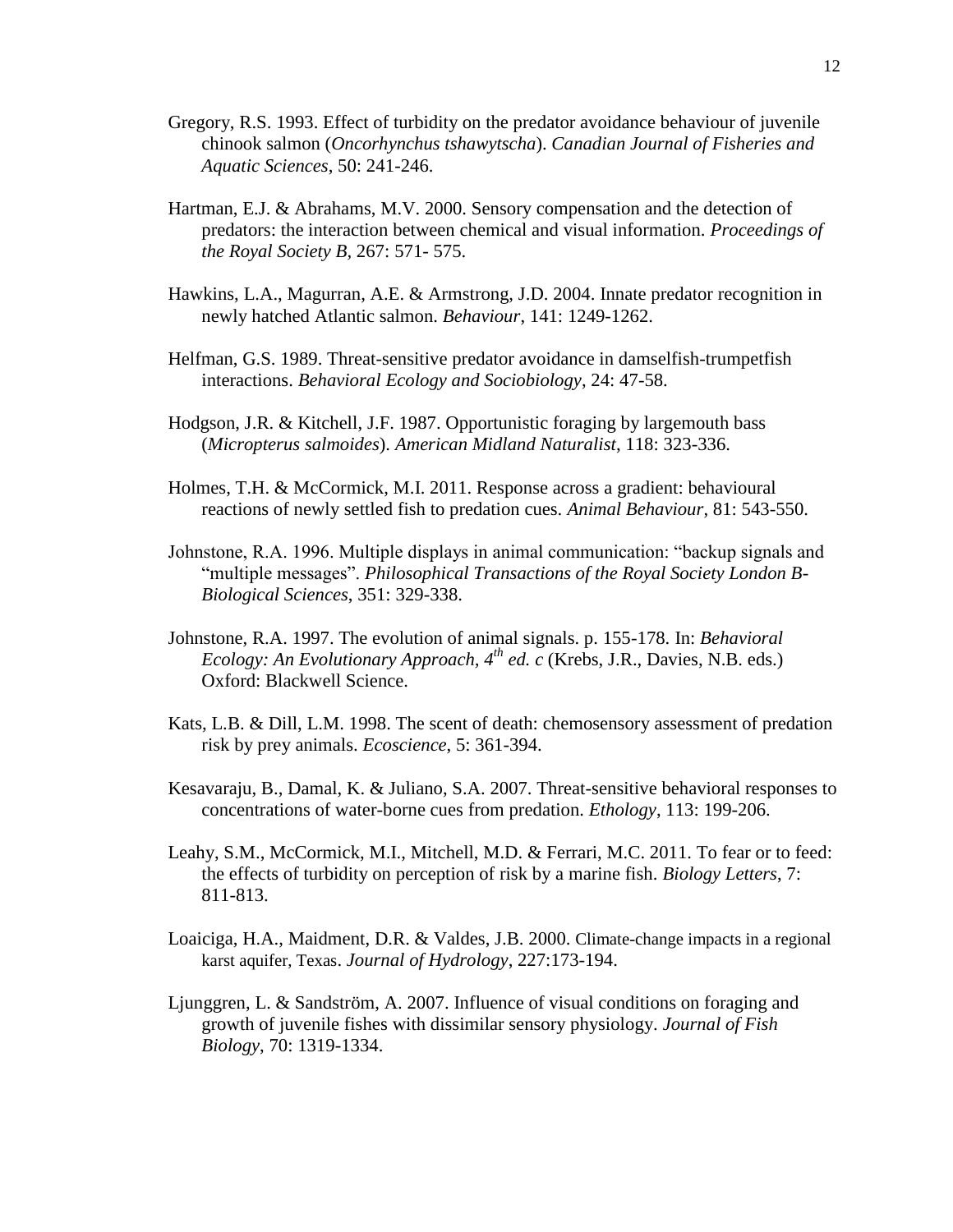Gregory, R.S. 1993. Effect of turbidity on the predator avoidance behaviour of juvenile chinook salmon (*Oncorhynchus tshawytscha*). *Canadian Journal of Fisheries and Aquatic Sciences*, 50: 241-246.

Hartman, E.J. & Abrahams, M.V. 2000. Sensory compensation and the detection of predators: the interaction between chemical and visual information. *Proceedings of the Royal Society B*, 267: 571- 575.

Hawkins, L.A., Magurran, A.E. & Armstrong, J.D. 2004. Innate predator recognition in newly hatched Atlantic salmon. *Behaviour*, 141: 1249-1262.

Helfman, G.S. 1989. Threat-sensitive predator avoidance in damselfish-trumpetfish interactions. *Behavioral Ecology and Sociobiology*, 24: 47-58.

Hodgson, J.R. & Kitchell, J.F. 1987. Opportunistic foraging by largemouth bass (*Micropterus salmoides*). *American Midland Naturalist*, 118: 323-336.

Holmes, T.H. & McCormick, M.I. 2011. Response across a gradient: behavioural reactions of newly settled fish to predation cues. *Animal Behaviour*, 81: 543-550.

Johnstone, R.A. 1996. Multiple displays in animal communication: "backup signals and "multiple messages". *Philosophical Transactions of the Royal Society London B-Biological Sciences*, 351: 329-338.

Johnstone, R.A. 1997. The evolution of animal signals. p. 155-178. In: *Behavioral Ecology: An Evolutionary Approach, 4th ed. c* (Krebs, J.R., Davies, N.B. eds.) Oxford: Blackwell Science.

Kats, L.B. & Dill, L.M. 1998. The scent of death: chemosensory assessment of predation risk by prey animals. *Ecoscience*, 5: 361-394.

Kesavaraju, B., Damal, K. & Juliano, S.A. 2007. Threat-sensitive behavioral responses to concentrations of water-borne cues from predation. *Ethology*, 113: 199-206.

Leahy, S.M., McCormick, M.I., Mitchell, M.D. & Ferrari, M.C. 2011. To fear or to feed: the effects of turbidity on perception of risk by a marine fish. *Biology Letters*, 7: 811-813.

Loaiciga, H.A., Maidment, D.R. & Valdes, J.B. 2000. Climate-change impacts in a regional karst aquifer, Texas. *Journal of Hydrology*, 227:173-194.

Ljunggren, L. & Sandström, A. 2007. Influence of visual conditions on foraging and growth of juvenile fishes with dissimilar sensory physiology. *Journal of Fish Biology*, 70: 1319-1334.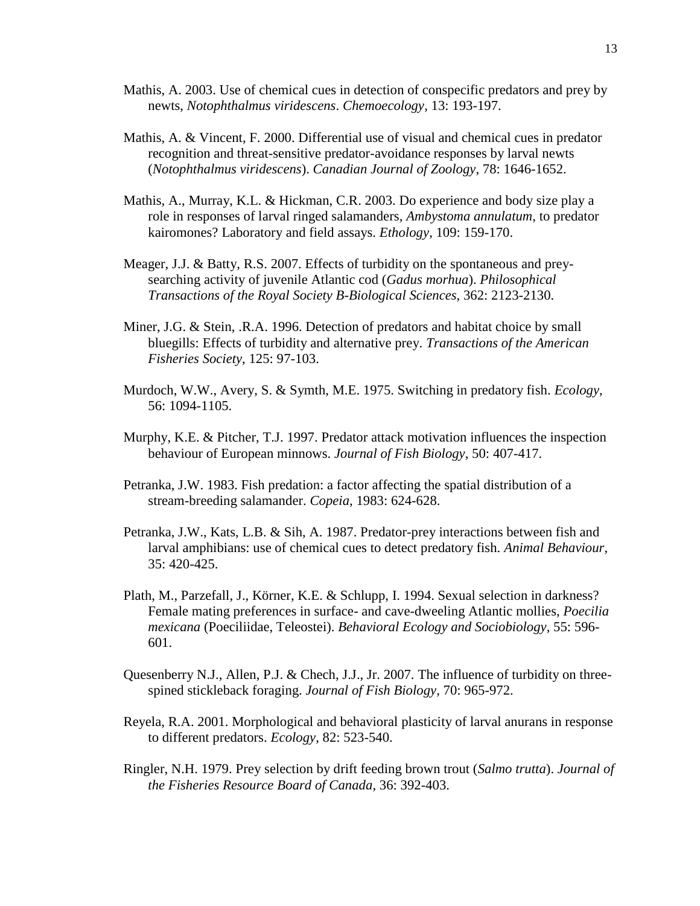Mathis, A. 2003. Use of chemical cues in detection of conspecific predators and prey by newts, *Notophthalmus viridescens*. *Chemoecology*, 13: 193-197.

Mathis, A. & Vincent, F. 2000. Differential use of visual and chemical cues in predator recognition and threat-sensitive predator-avoidance responses by larval newts (*Notophthalmus viridescens*). *Canadian Journal of Zoology*, 78: 1646-1652.

Mathis, A., Murray, K.L. & Hickman, C.R. 2003. Do experience and body size play a role in responses of larval ringed salamanders, *Ambystoma annulatum*, to predator kairomones? Laboratory and field assays. *Ethology*, 109: 159-170.

Meager, J.J. & Batty, R.S. 2007. Effects of turbidity on the spontaneous and prey-searching activity of juvenile Atlantic cod (*Gadus morhua*). *Philosophical Transactions of the Royal Society B-Biological Sciences*, 362: 2123-2130.

Miner, J.G. & Stein, .R.A. 1996. Detection of predators and habitat choice by small bluegills: Effects of turbidity and alternative prey. *Transactions of the American Fisheries Society*, 125: 97-103.

Murdoch, W.W., Avery, S. & Symth, M.E. 1975. Switching in predatory fish. *Ecology*, 56: 1094-1105.

Murphy, K.E. & Pitcher, T.J. 1997. Predator attack motivation influences the inspection behaviour of European minnows. *Journal of Fish Biology*, 50: 407-417.

Petranka, J.W. 1983. Fish predation: a factor affecting the spatial distribution of a stream-breeding salamander. *Copeia*, 1983: 624-628.

Petranka, J.W., Kats, L.B. & Sih, A. 1987. Predator-prey interactions between fish and larval amphibians: use of chemical cues to detect predatory fish. *Animal Behaviour*, 35: 420-425.

Plath, M., Parzefall, J., Körner, K.E. & Schlupp, I. 1994. Sexual selection in darkness? Female mating preferences in surface- and cave-dweeling Atlantic mollies, *Poecilia mexicana* (Poeciliidae, Teleostei). *Behavioral Ecology and Sociobiology*, 55: 596-601.

Quesenberry N.J., Allen, P.J. & Chech, J.J., Jr. 2007. The influence of turbidity on three-spined stickleback foraging. *Journal of Fish Biology*, 70: 965-972.

Reyela, R.A. 2001. Morphological and behavioral plasticity of larval anurans in response to different predators. *Ecology*, 82: 523-540.

Ringler, N.H. 1979. Prey selection by drift feeding brown trout (*Salmo trutta*). *Journal of the Fisheries Resource Board of Canada*, 36: 392-403.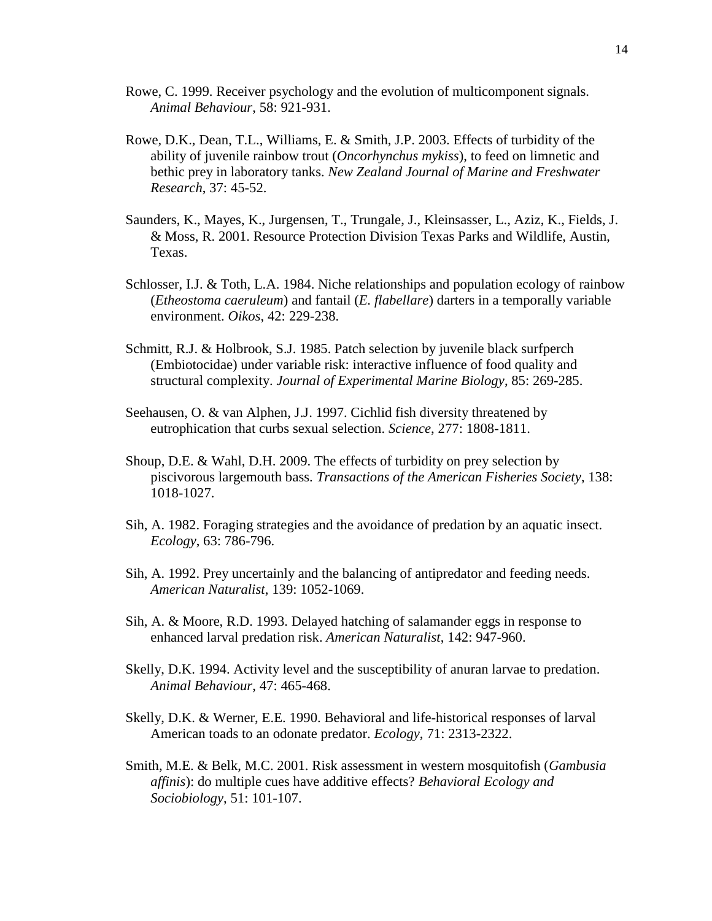Rowe, C. 1999. Receiver psychology and the evolution of multicomponent signals. *Animal Behaviour*, 58: 921-931.

Rowe, D.K., Dean, T.L., Williams, E. & Smith, J.P. 2003. Effects of turbidity of the ability of juvenile rainbow trout (*Oncorhynchus mykiss*), to feed on limnetic and bethic prey in laboratory tanks. *New Zealand Journal of Marine and Freshwater Research*, 37: 45-52.

Saunders, K., Mayes, K., Jurgensen, T., Trungale, J., Kleinsasser, L., Aziz, K., Fields, J. & Moss, R. 2001. Resource Protection Division Texas Parks and Wildlife, Austin, Texas.

Schlosser, I.J. & Toth, L.A. 1984. Niche relationships and population ecology of rainbow (*Etheostoma caeruleum*) and fantail (*E. flabellare*) darters in a temporally variable environment. *Oikos*, 42: 229-238.

Schmitt, R.J. & Holbrook, S.J. 1985. Patch selection by juvenile black surfperch (Embiotocidae) under variable risk: interactive influence of food quality and structural complexity. *Journal of Experimental Marine Biology*, 85: 269-285.

Seehausen, O. & van Alphen, J.J. 1997. Cichlid fish diversity threatened by eutrophication that curbs sexual selection. *Science*, 277: 1808-1811.

Shoup, D.E. & Wahl, D.H. 2009. The effects of turbidity on prey selection by piscivorous largemouth bass. *Transactions of the American Fisheries Society*, 138: 1018-1027.

Sih, A. 1982. Foraging strategies and the avoidance of predation by an aquatic insect. *Ecology*, 63: 786-796.

Sih, A. 1992. Prey uncertainly and the balancing of antipredator and feeding needs. *American Naturalist*, 139: 1052-1069.

Sih, A. & Moore, R.D. 1993. Delayed hatching of salamander eggs in response to enhanced larval predation risk. *American Naturalist*, 142: 947-960.

Skelly, D.K. 1994. Activity level and the susceptibility of anuran larvae to predation. *Animal Behaviour*, 47: 465-468.

Skelly, D.K. & Werner, E.E. 1990. Behavioral and life-historical responses of larval American toads to an odonate predator. *Ecology*, 71: 2313-2322.

Smith, M.E. & Belk, M.C. 2001. Risk assessment in western mosquitofish (*Gambusia affinis*): do multiple cues have additive effects? *Behavioral Ecology and Sociobiology*, 51: 101-107.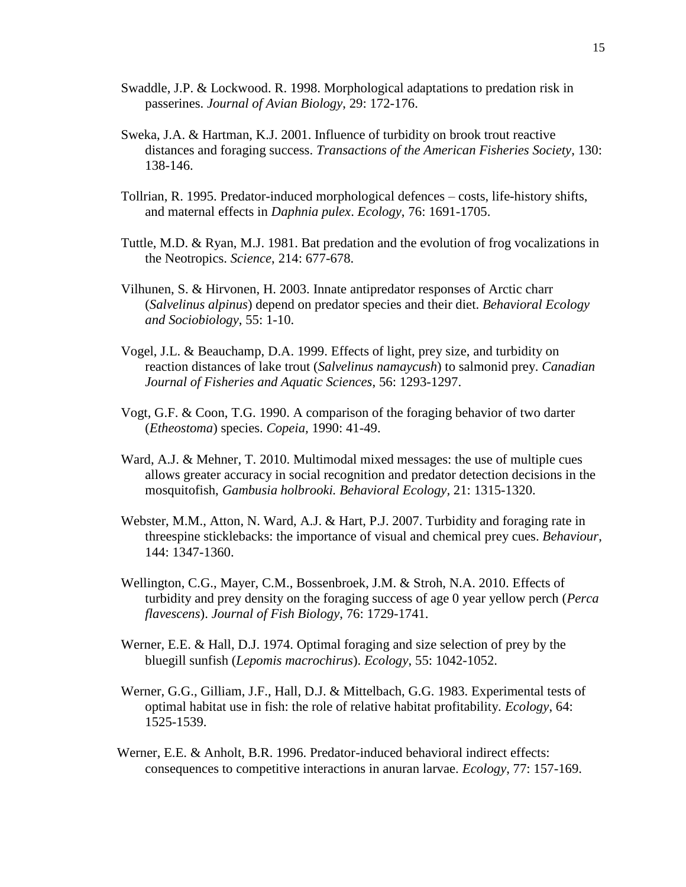Swaddle, J.P. & Lockwood. R. 1998. Morphological adaptations to predation risk in passerines. *Journal of Avian Biology*, 29: 172-176.

Sweka, J.A. & Hartman, K.J. 2001. Influence of turbidity on brook trout reactive distances and foraging success. *Transactions of the American Fisheries Society*, 130: 138-146.

Tollrian, R. 1995. Predator-induced morphological defences – costs, life-history shifts, and maternal effects in *Daphnia pulex*. *Ecology*, 76: 1691-1705.

Tuttle, M.D. & Ryan, M.J. 1981. Bat predation and the evolution of frog vocalizations in the Neotropics. *Science*, 214: 677-678.

Vilhunen, S. & Hirvonen, H. 2003. Innate antipredator responses of Arctic charr (*Salvelinus alpinus*) depend on predator species and their diet. *Behavioral Ecology and Sociobiology*, 55: 1-10.

Vogel, J.L. & Beauchamp, D.A. 1999. Effects of light, prey size, and turbidity on reaction distances of lake trout (*Salvelinus namaycush*) to salmonid prey. *Canadian Journal of Fisheries and Aquatic Sciences*, 56: 1293-1297.

Vogt, G.F. & Coon, T.G. 1990. A comparison of the foraging behavior of two darter (*Etheostoma*) species. *Copeia*, 1990: 41-49.

Ward, A.J. & Mehner, T. 2010. Multimodal mixed messages: the use of multiple cues allows greater accuracy in social recognition and predator detection decisions in the mosquitofish, *Gambusia holbrooki. Behavioral Ecology*, 21: 1315-1320.

Webster, M.M., Atton, N. Ward, A.J. & Hart, P.J. 2007. Turbidity and foraging rate in threespine sticklebacks: the importance of visual and chemical prey cues. *Behaviour*, 144: 1347-1360.

Wellington, C.G., Mayer, C.M., Bossenbroek, J.M. & Stroh, N.A. 2010. Effects of turbidity and prey density on the foraging success of age 0 year yellow perch (*Perca flavescens*). *Journal of Fish Biology*, 76: 1729-1741.

Werner, E.E. & Hall, D.J. 1974. Optimal foraging and size selection of prey by the bluegill sunfish (*Lepomis macrochirus*). *Ecology*, 55: 1042-1052.

Werner, G.G., Gilliam, J.F., Hall, D.J. & Mittelbach, G.G. 1983. Experimental tests of optimal habitat use in fish: the role of relative habitat profitability. *Ecology*, 64: 1525-1539.

Werner, E.E. & Anholt, B.R. 1996. Predator-induced behavioral indirect effects: consequences to competitive interactions in anuran larvae. *Ecology*, 77: 157-169.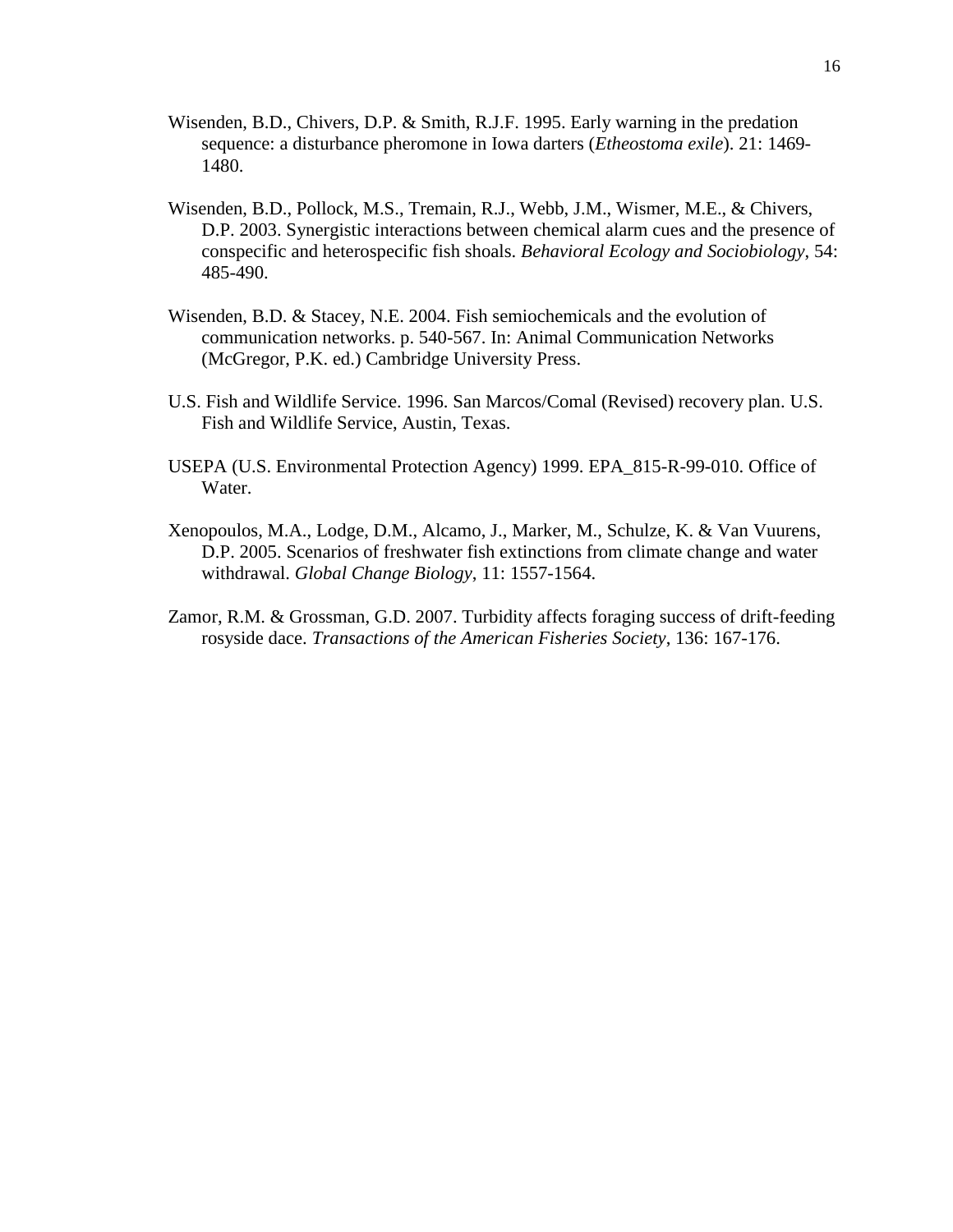Wisenden, B.D., Chivers, D.P. & Smith, R.J.F. 1995. Early warning in the predation sequence: a disturbance pheromone in Iowa darters (*Etheostoma exile*). 21: 1469-1480.

Wisenden, B.D., Pollock, M.S., Tremain, R.J., Webb, J.M., Wismer, M.E., & Chivers, D.P. 2003. Synergistic interactions between chemical alarm cues and the presence of conspecific and heterospecific fish shoals. *Behavioral Ecology and Sociobiology*, 54: 485-490.

Wisenden, B.D. & Stacey, N.E. 2004. Fish semiochemicals and the evolution of communication networks. p. 540-567. In: Animal Communication Networks (McGregor, P.K. ed.) Cambridge University Press.

U.S. Fish and Wildlife Service. 1996. San Marcos/Comal (Revised) recovery plan. U.S. Fish and Wildlife Service, Austin, Texas.

USEPA (U.S. Environmental Protection Agency) 1999. EPA_815-R-99-010. Office of Water.

Xenopoulos, M.A., Lodge, D.M., Alcamo, J., Marker, M., Schulze, K. & Van Vuurens, D.P. 2005. Scenarios of freshwater fish extinctions from climate change and water withdrawal. *Global Change Biology*, 11: 1557-1564.

Zamor, R.M. & Grossman, G.D. 2007. Turbidity affects foraging success of drift-feeding rosyside dace. *Transactions of the American Fisheries Society*, 136: 167-176.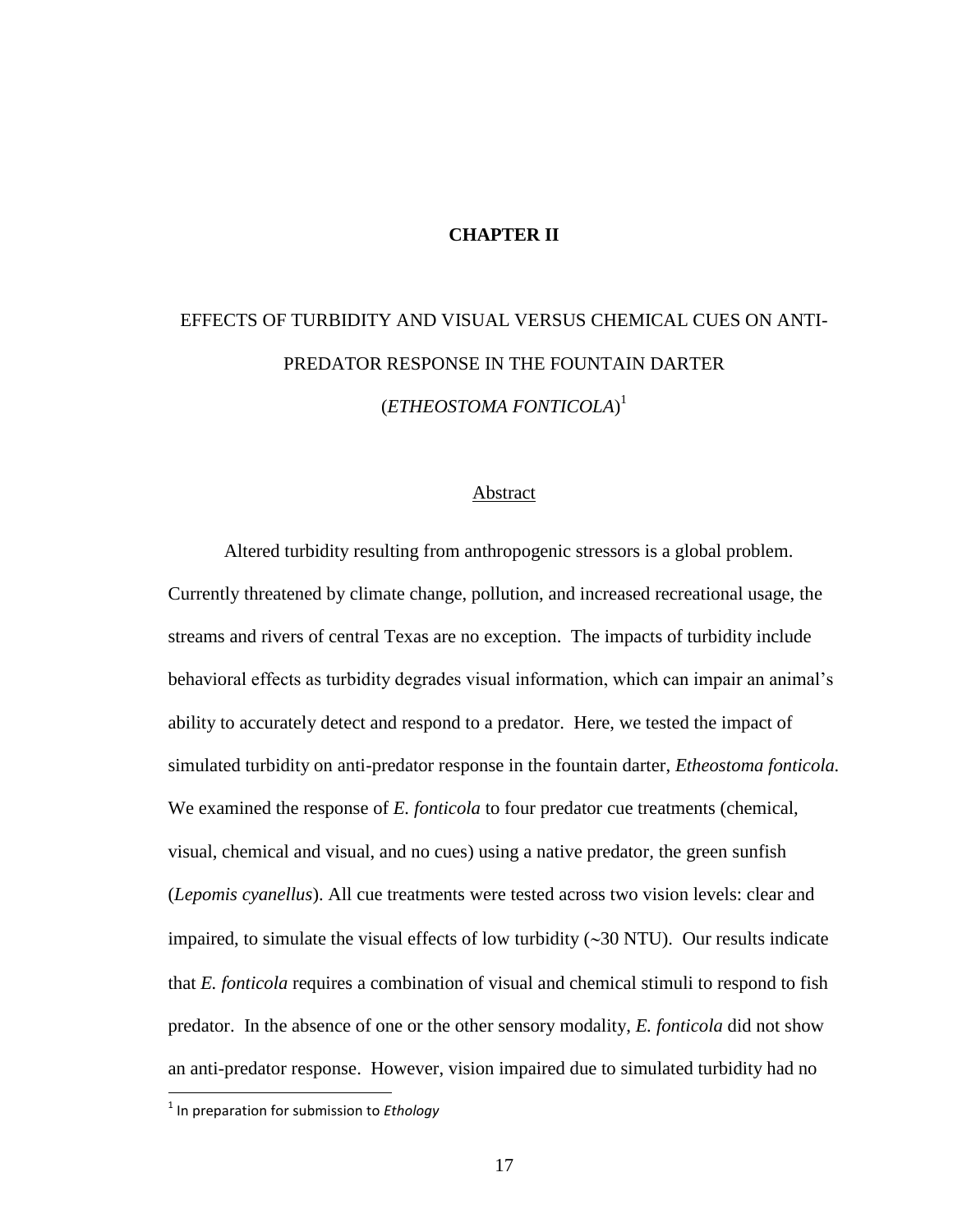# CHAPTER II

## EFFECTS OF TURBIDITY AND VISUAL VERSUS CHEMICAL CUES ON ANTI-PREDATOR RESPONSE IN THE FOUNTAIN DARTER (*ETHEOSTOMA FONTICOLA*)[1]

### Abstract

Altered turbidity resulting from anthropogenic stressors is a global problem. Currently threatened by climate change, pollution, and increased recreational usage, the streams and rivers of central Texas are no exception. The impacts of turbidity include behavioral effects as turbidity degrades visual information, which can impair an animal's ability to accurately detect and respond to a predator. Here, we tested the impact of simulated turbidity on anti-predator response in the fountain darter, *Etheostoma fonticola.* We examined the response of *E. fonticola* to four predator cue treatments (chemical, visual, chemical and visual, and no cues) using a native predator, the green sunfish (*Lepomis cyanellus*). All cue treatments were tested across two vision levels: clear and impaired, to simulate the visual effects of low turbidity (~30 NTU). Our results indicate that *E. fonticola* requires a combination of visual and chemical stimuli to respond to fish predator. In the absence of one or the other sensory modality, *E. fonticola* did not show an anti-predator response. However, vision impaired due to simulated turbidity had no

[1] In preparation for submission to *Ethology*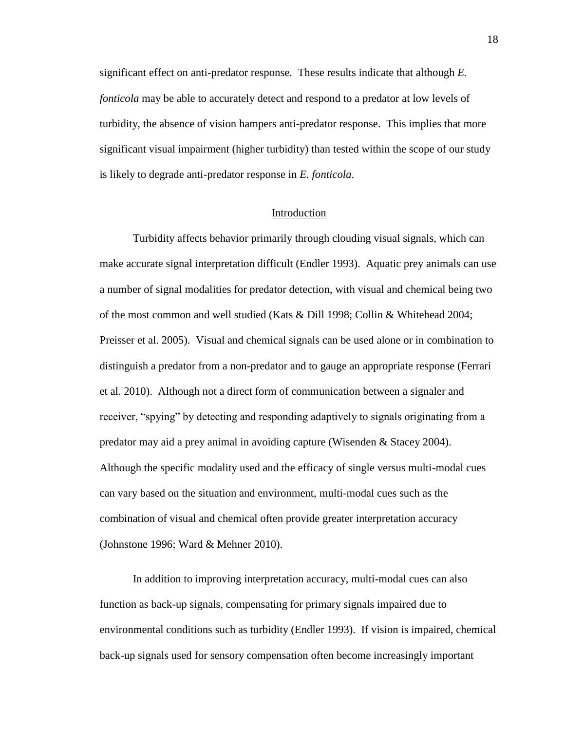significant effect on anti-predator response. These results indicate that although *E. fonticola* may be able to accurately detect and respond to a predator at low levels of turbidity, the absence of vision hampers anti-predator response. This implies that more significant visual impairment (higher turbidity) than tested within the scope of our study is likely to degrade anti-predator response in *E. fonticola*.

## Introduction

Turbidity affects behavior primarily through clouding visual signals, which can make accurate signal interpretation difficult (Endler 1993). Aquatic prey animals can use a number of signal modalities for predator detection, with visual and chemical being two of the most common and well studied (Kats & Dill 1998; Collin & Whitehead 2004; Preisser et al. 2005). Visual and chemical signals can be used alone or in combination to distinguish a predator from a non-predator and to gauge an appropriate response (Ferrari et al. 2010). Although not a direct form of communication between a signaler and receiver, "spying" by detecting and responding adaptively to signals originating from a predator may aid a prey animal in avoiding capture (Wisenden & Stacey 2004). Although the specific modality used and the efficacy of single versus multi-modal cues can vary based on the situation and environment, multi-modal cues such as the combination of visual and chemical often provide greater interpretation accuracy (Johnstone 1996; Ward & Mehner 2010).

In addition to improving interpretation accuracy, multi-modal cues can also function as back-up signals, compensating for primary signals impaired due to environmental conditions such as turbidity (Endler 1993). If vision is impaired, chemical back-up signals used for sensory compensation often become increasingly important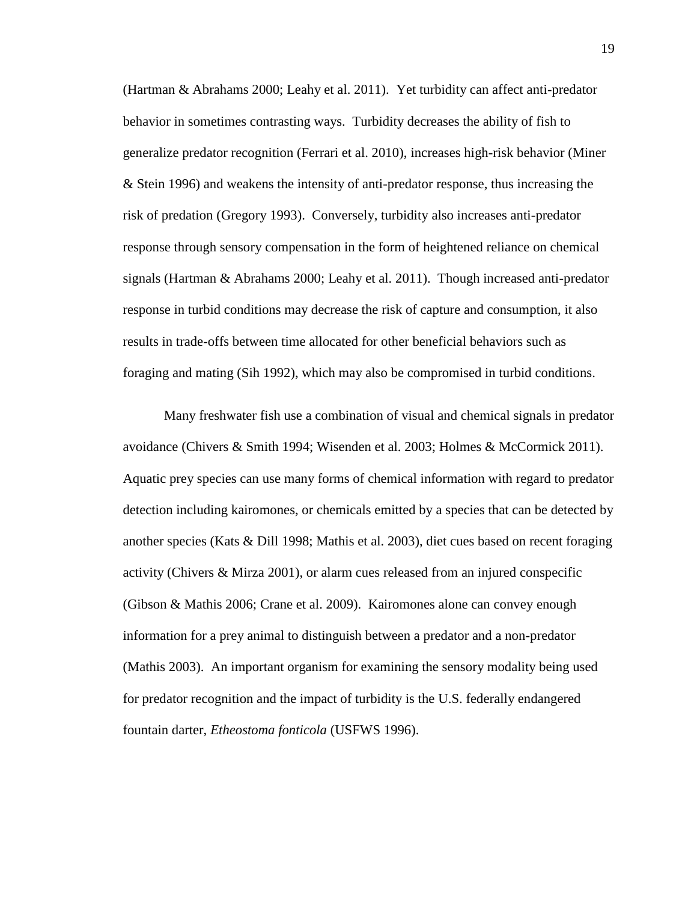(Hartman & Abrahams 2000; Leahy et al. 2011). Yet turbidity can affect anti-predator behavior in sometimes contrasting ways. Turbidity decreases the ability of fish to generalize predator recognition (Ferrari et al. 2010), increases high-risk behavior (Miner & Stein 1996) and weakens the intensity of anti-predator response, thus increasing the risk of predation (Gregory 1993). Conversely, turbidity also increases anti-predator response through sensory compensation in the form of heightened reliance on chemical signals (Hartman & Abrahams 2000; Leahy et al. 2011). Though increased anti-predator response in turbid conditions may decrease the risk of capture and consumption, it also results in trade-offs between time allocated for other beneficial behaviors such as foraging and mating (Sih 1992), which may also be compromised in turbid conditions.

Many freshwater fish use a combination of visual and chemical signals in predator avoidance (Chivers & Smith 1994; Wisenden et al. 2003; Holmes & McCormick 2011). Aquatic prey species can use many forms of chemical information with regard to predator detection including kairomones, or chemicals emitted by a species that can be detected by another species (Kats & Dill 1998; Mathis et al. 2003), diet cues based on recent foraging activity (Chivers & Mirza 2001), or alarm cues released from an injured conspecific (Gibson & Mathis 2006; Crane et al. 2009). Kairomones alone can convey enough information for a prey animal to distinguish between a predator and a non-predator (Mathis 2003). An important organism for examining the sensory modality being used for predator recognition and the impact of turbidity is the U.S. federally endangered fountain darter, *Etheostoma fonticola* (USFWS 1996).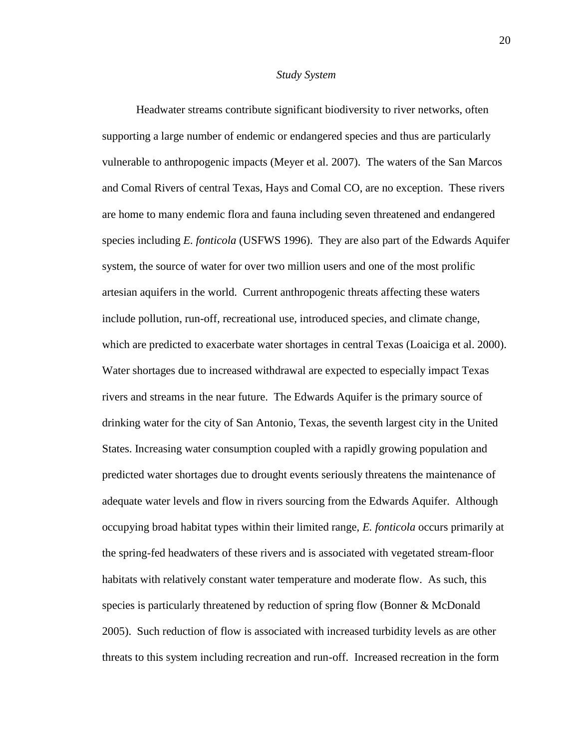*Study System*

Headwater streams contribute significant biodiversity to river networks, often supporting a large number of endemic or endangered species and thus are particularly vulnerable to anthropogenic impacts (Meyer et al. 2007). The waters of the San Marcos and Comal Rivers of central Texas, Hays and Comal CO, are no exception. These rivers are home to many endemic flora and fauna including seven threatened and endangered species including *E. fonticola* (USFWS 1996). They are also part of the Edwards Aquifer system, the source of water for over two million users and one of the most prolific artesian aquifers in the world. Current anthropogenic threats affecting these waters include pollution, run-off, recreational use, introduced species, and climate change, which are predicted to exacerbate water shortages in central Texas (Loaiciga et al. 2000). Water shortages due to increased withdrawal are expected to especially impact Texas rivers and streams in the near future. The Edwards Aquifer is the primary source of drinking water for the city of San Antonio, Texas, the seventh largest city in the United States. Increasing water consumption coupled with a rapidly growing population and predicted water shortages due to drought events seriously threatens the maintenance of adequate water levels and flow in rivers sourcing from the Edwards Aquifer. Although occupying broad habitat types within their limited range, *E. fonticola* occurs primarily at the spring-fed headwaters of these rivers and is associated with vegetated stream-floor habitats with relatively constant water temperature and moderate flow. As such, this species is particularly threatened by reduction of spring flow (Bonner & McDonald 2005). Such reduction of flow is associated with increased turbidity levels as are other threats to this system including recreation and run-off. Increased recreation in the form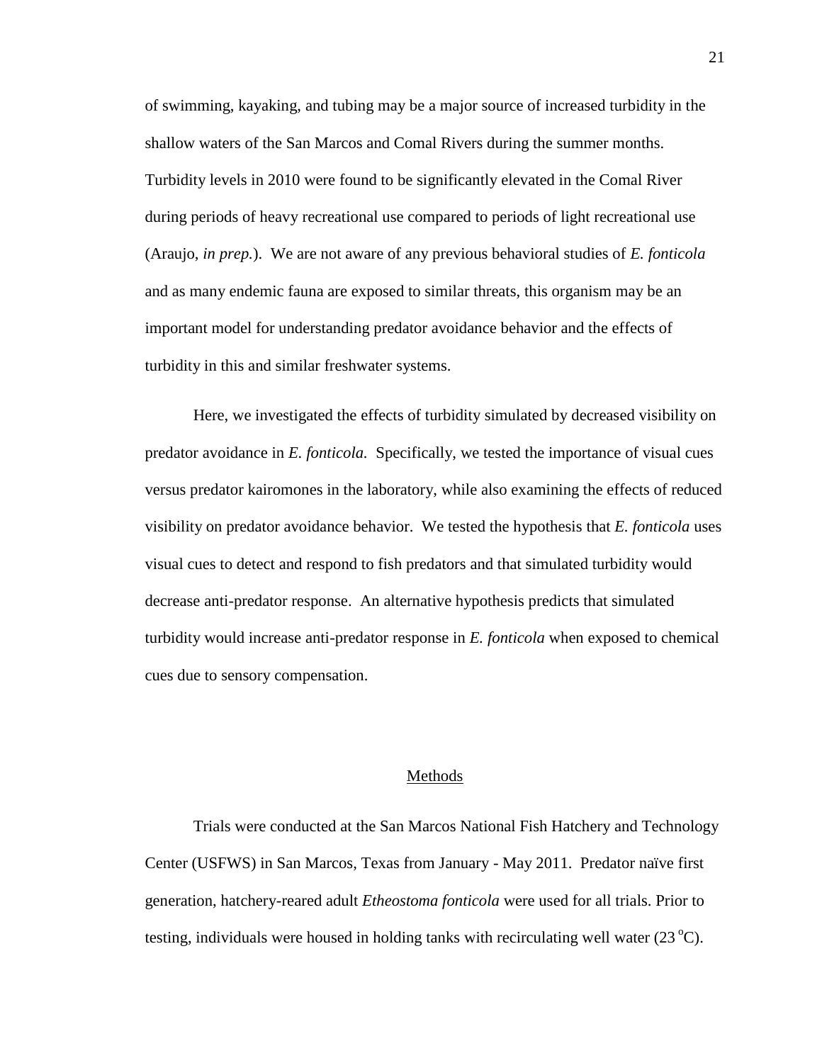of swimming, kayaking, and tubing may be a major source of increased turbidity in the shallow waters of the San Marcos and Comal Rivers during the summer months. Turbidity levels in 2010 were found to be significantly elevated in the Comal River during periods of heavy recreational use compared to periods of light recreational use (Araujo, *in prep.*). We are not aware of any previous behavioral studies of *E. fonticola* and as many endemic fauna are exposed to similar threats, this organism may be an important model for understanding predator avoidance behavior and the effects of turbidity in this and similar freshwater systems.

Here, we investigated the effects of turbidity simulated by decreased visibility on predator avoidance in *E. fonticola.* Specifically, we tested the importance of visual cues versus predator kairomones in the laboratory, while also examining the effects of reduced visibility on predator avoidance behavior. We tested the hypothesis that *E. fonticola* uses visual cues to detect and respond to fish predators and that simulated turbidity would decrease anti-predator response. An alternative hypothesis predicts that simulated turbidity would increase anti-predator response in *E. fonticola* when exposed to chemical cues due to sensory compensation.

## Methods

Trials were conducted at the San Marcos National Fish Hatchery and Technology Center (USFWS) in San Marcos, Texas from January - May 2011. Predator naïve first generation, hatchery-reared adult *Etheostoma fonticola* were used for all trials. Prior to testing, individuals were housed in holding tanks with recirculating well water (23 $^{o}$C).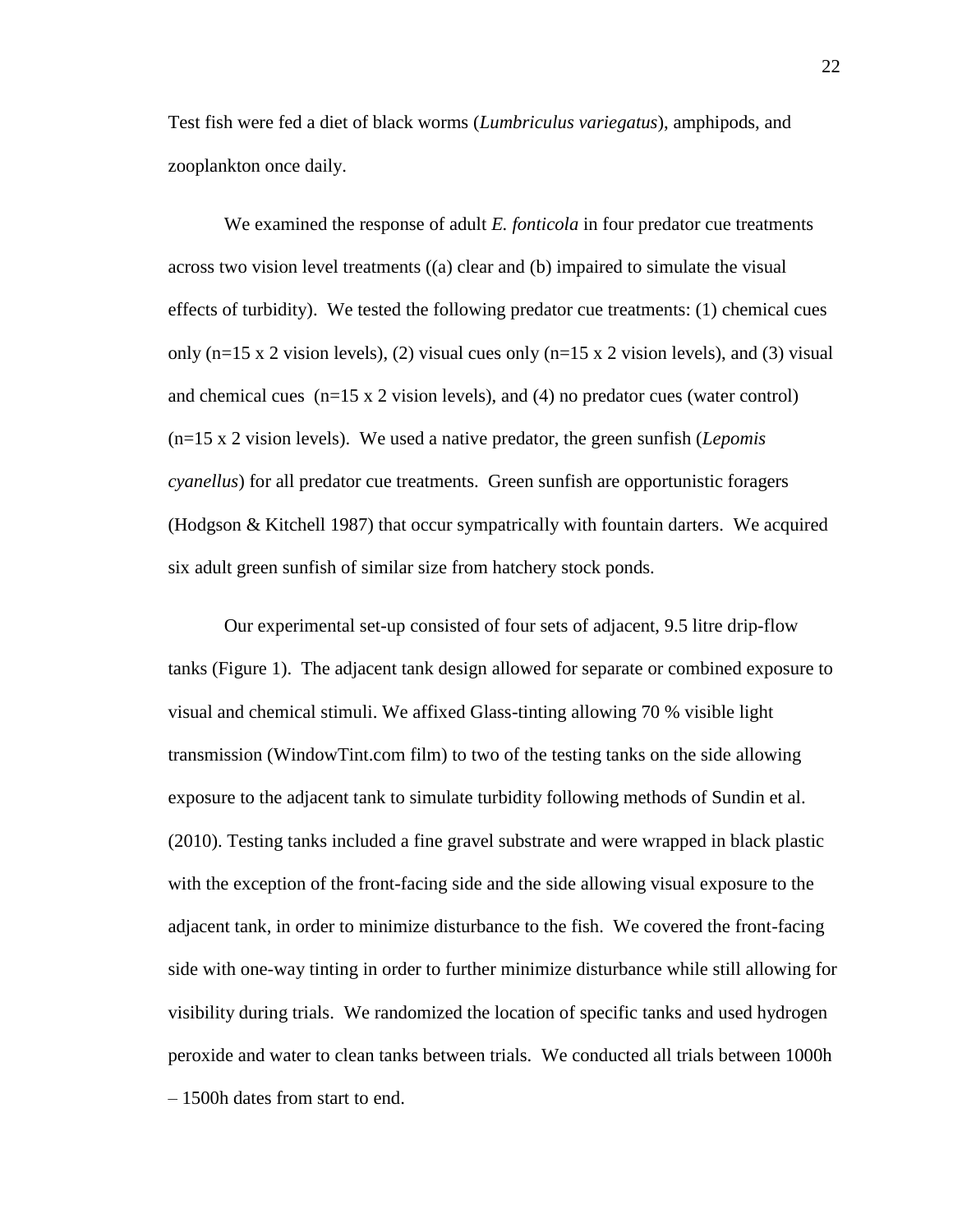Test fish were fed a diet of black worms (*Lumbriculus variegatus*), amphipods, and zooplankton once daily.

We examined the response of adult *E. fonticola* in four predator cue treatments across two vision level treatments ((a) clear and (b) impaired to simulate the visual effects of turbidity). We tested the following predator cue treatments: (1) chemical cues only (n=15 x 2 vision levels), (2) visual cues only (n=15 x 2 vision levels), and (3) visual and chemical cues (n=15 x 2 vision levels), and (4) no predator cues (water control) (n=15 x 2 vision levels). We used a native predator, the green sunfish (*Lepomis cyanellus*) for all predator cue treatments. Green sunfish are opportunistic foragers (Hodgson & Kitchell 1987) that occur sympatrically with fountain darters. We acquired six adult green sunfish of similar size from hatchery stock ponds.

Our experimental set-up consisted of four sets of adjacent, 9.5 litre drip-flow tanks (Figure 1). The adjacent tank design allowed for separate or combined exposure to visual and chemical stimuli. We affixed Glass-tinting allowing 70 % visible light transmission (WindowTint.com film) to two of the testing tanks on the side allowing exposure to the adjacent tank to simulate turbidity following methods of Sundin et al. (2010). Testing tanks included a fine gravel substrate and were wrapped in black plastic with the exception of the front-facing side and the side allowing visual exposure to the adjacent tank, in order to minimize disturbance to the fish. We covered the front-facing side with one-way tinting in order to further minimize disturbance while still allowing for visibility during trials. We randomized the location of specific tanks and used hydrogen peroxide and water to clean tanks between trials. We conducted all trials between 1000h – 1500h dates from start to end.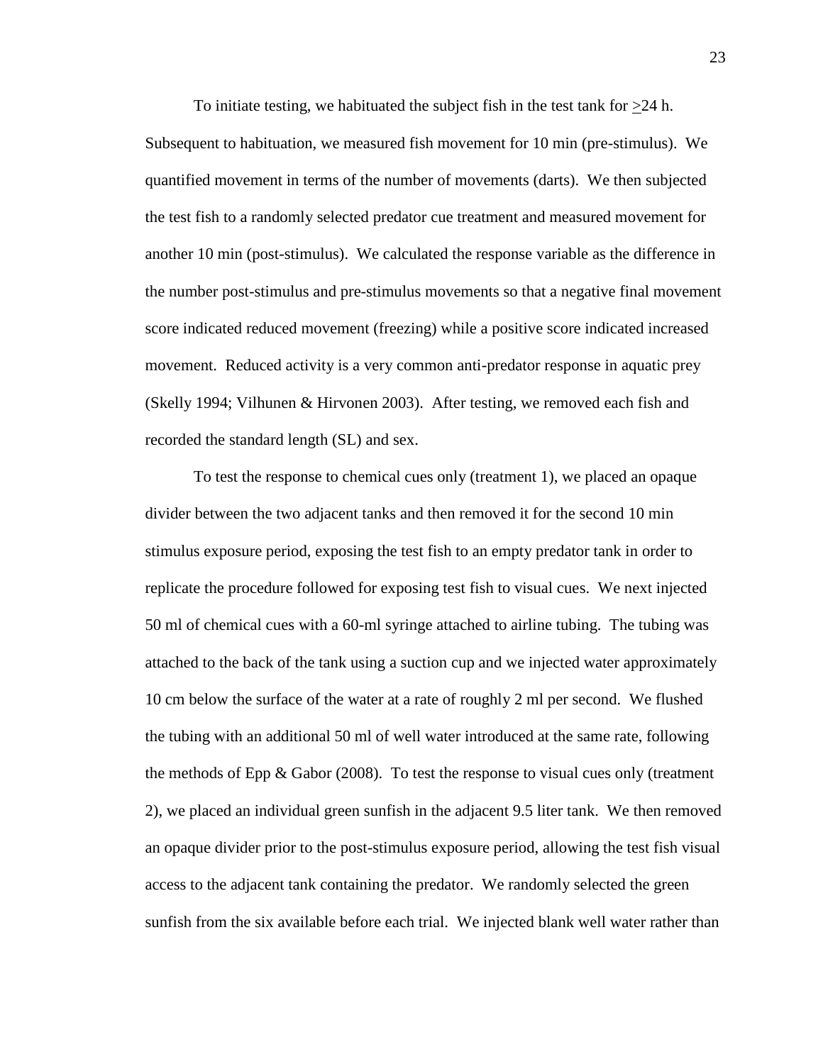To initiate testing, we habituated the subject fish in the test tank for $\geq$24 h. Subsequent to habituation, we measured fish movement for 10 min (pre-stimulus). We quantified movement in terms of the number of movements (darts). We then subjected the test fish to a randomly selected predator cue treatment and measured movement for another 10 min (post-stimulus). We calculated the response variable as the difference in the number post-stimulus and pre-stimulus movements so that a negative final movement score indicated reduced movement (freezing) while a positive score indicated increased movement. Reduced activity is a very common anti-predator response in aquatic prey (Skelly 1994; Vilhunen & Hirvonen 2003). After testing, we removed each fish and recorded the standard length (SL) and sex.

To test the response to chemical cues only (treatment 1), we placed an opaque divider between the two adjacent tanks and then removed it for the second 10 min stimulus exposure period, exposing the test fish to an empty predator tank in order to replicate the procedure followed for exposing test fish to visual cues. We next injected 50 ml of chemical cues with a 60-ml syringe attached to airline tubing. The tubing was attached to the back of the tank using a suction cup and we injected water approximately 10 cm below the surface of the water at a rate of roughly 2 ml per second. We flushed the tubing with an additional 50 ml of well water introduced at the same rate, following the methods of Epp & Gabor (2008). To test the response to visual cues only (treatment 2), we placed an individual green sunfish in the adjacent 9.5 liter tank. We then removed an opaque divider prior to the post-stimulus exposure period, allowing the test fish visual access to the adjacent tank containing the predator. We randomly selected the green sunfish from the six available before each trial. We injected blank well water rather than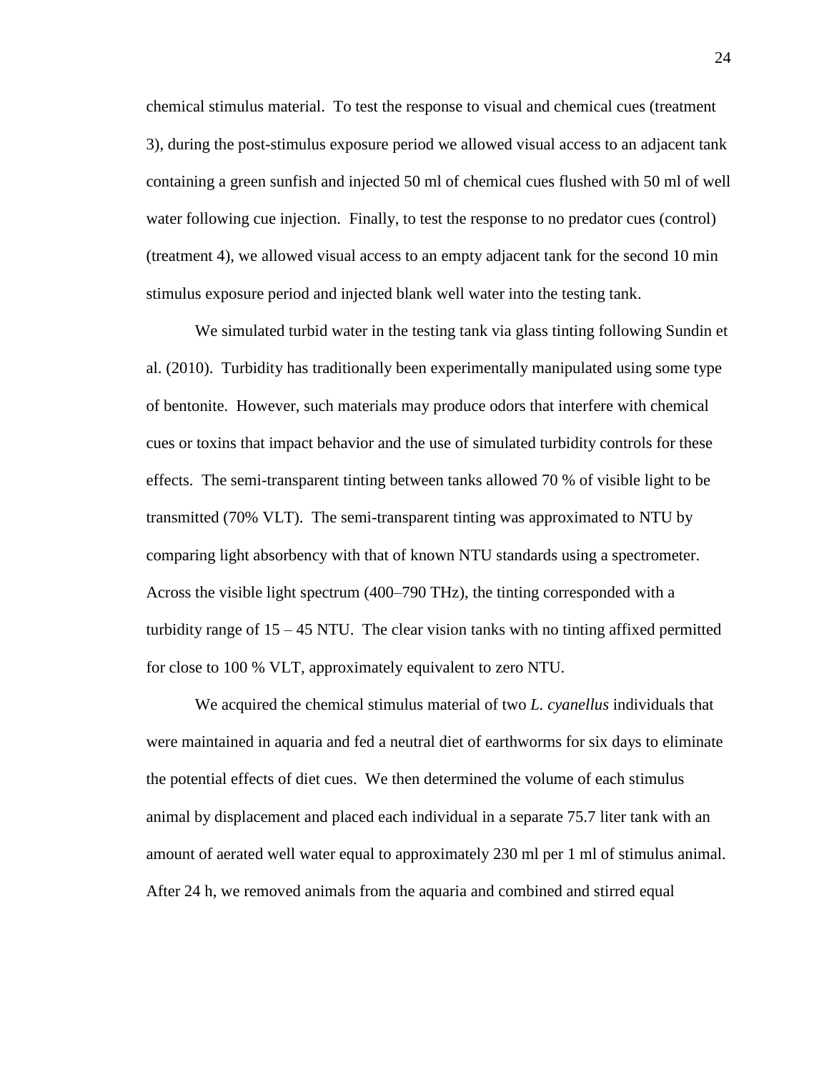chemical stimulus material. To test the response to visual and chemical cues (treatment 3), during the post-stimulus exposure period we allowed visual access to an adjacent tank containing a green sunfish and injected 50 ml of chemical cues flushed with 50 ml of well water following cue injection. Finally, to test the response to no predator cues (control) (treatment 4), we allowed visual access to an empty adjacent tank for the second 10 min stimulus exposure period and injected blank well water into the testing tank.

We simulated turbid water in the testing tank via glass tinting following Sundin et al. (2010). Turbidity has traditionally been experimentally manipulated using some type of bentonite. However, such materials may produce odors that interfere with chemical cues or toxins that impact behavior and the use of simulated turbidity controls for these effects. The semi-transparent tinting between tanks allowed 70 % of visible light to be transmitted (70% VLT). The semi-transparent tinting was approximated to NTU by comparing light absorbency with that of known NTU standards using a spectrometer. Across the visible light spectrum (400–790 THz), the tinting corresponded with a turbidity range of 15 – 45 NTU. The clear vision tanks with no tinting affixed permitted for close to 100 % VLT, approximately equivalent to zero NTU.

We acquired the chemical stimulus material of two *L. cyanellus* individuals that were maintained in aquaria and fed a neutral diet of earthworms for six days to eliminate the potential effects of diet cues. We then determined the volume of each stimulus animal by displacement and placed each individual in a separate 75.7 liter tank with an amount of aerated well water equal to approximately 230 ml per 1 ml of stimulus animal. After 24 h, we removed animals from the aquaria and combined and stirred equal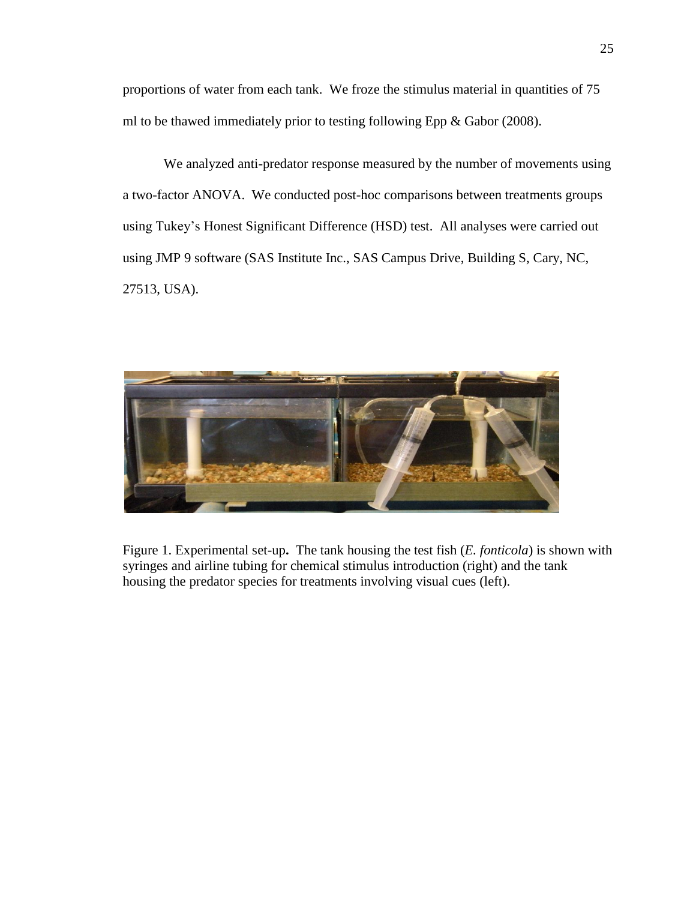proportions of water from each tank. We froze the stimulus material in quantities of 75 ml to be thawed immediately prior to testing following Epp & Gabor (2008).

We analyzed anti-predator response measured by the number of movements using a two-factor ANOVA. We conducted post-hoc comparisons between treatments groups using Tukey's Honest Significant Difference (HSD) test. All analyses were carried out using JMP 9 software (SAS Institute Inc., SAS Campus Drive, Building S, Cary, NC, 27513, USA).

Figure 1. Experimental set-up**.** The tank housing the test fish (*E. fonticola*) is shown with syringes and airline tubing for chemical stimulus introduction (right) and the tank housing the predator species for treatments involving visual cues (left).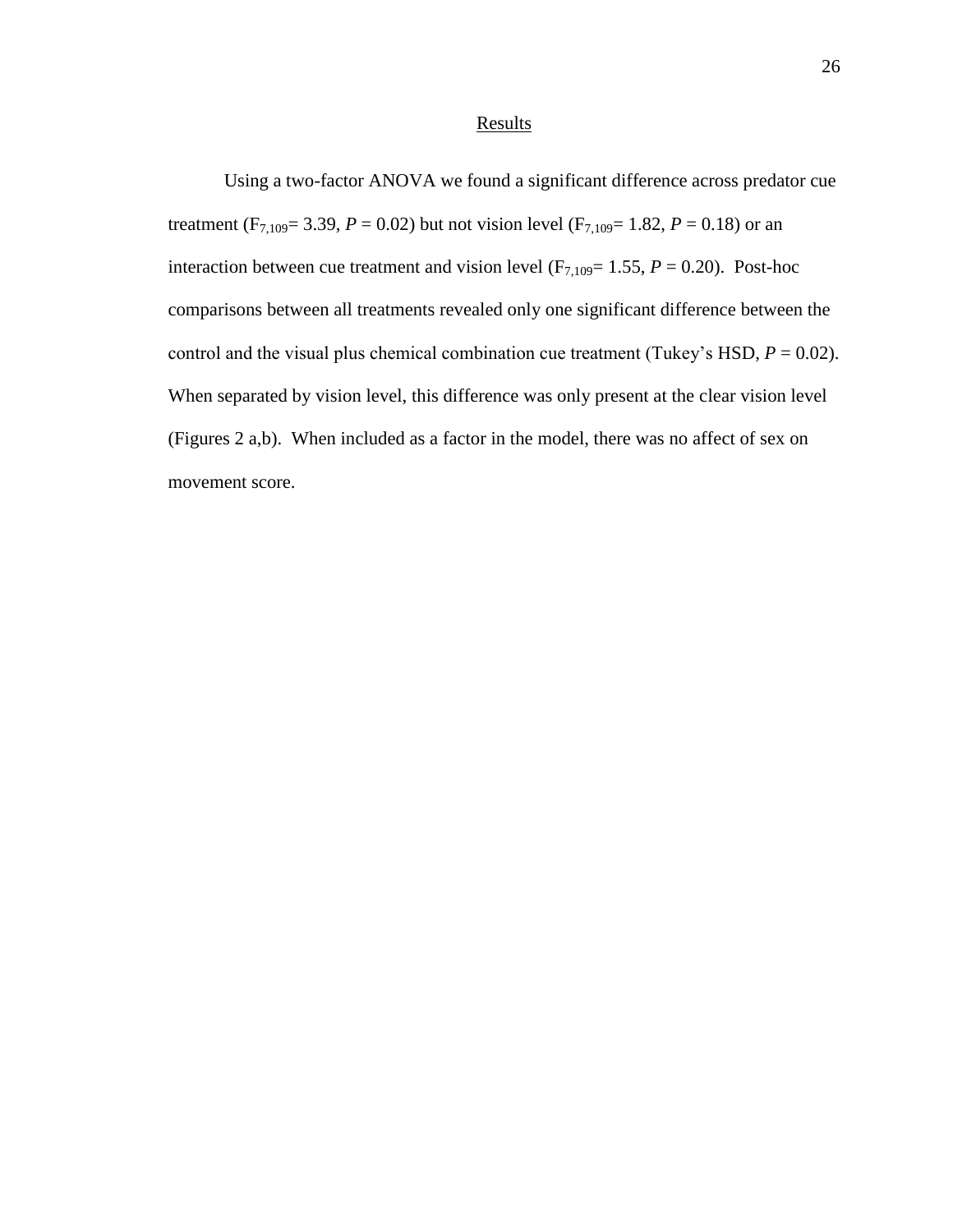## Results

Using a two-factor ANOVA we found a significant difference across predator cue treatment ($F_{7,109}$= 3.39, $P$ = 0.02) but not vision level ($F_{7,109}$= 1.82, $P$ = 0.18) or an interaction between cue treatment and vision level ($F_{7,109}$= 1.55, $P$ = 0.20). Post-hoc comparisons between all treatments revealed only one significant difference between the control and the visual plus chemical combination cue treatment (Tukey's HSD, $P$ = 0.02). When separated by vision level, this difference was only present at the clear vision level (Figures 2 a,b). When included as a factor in the model, there was no affect of sex on movement score.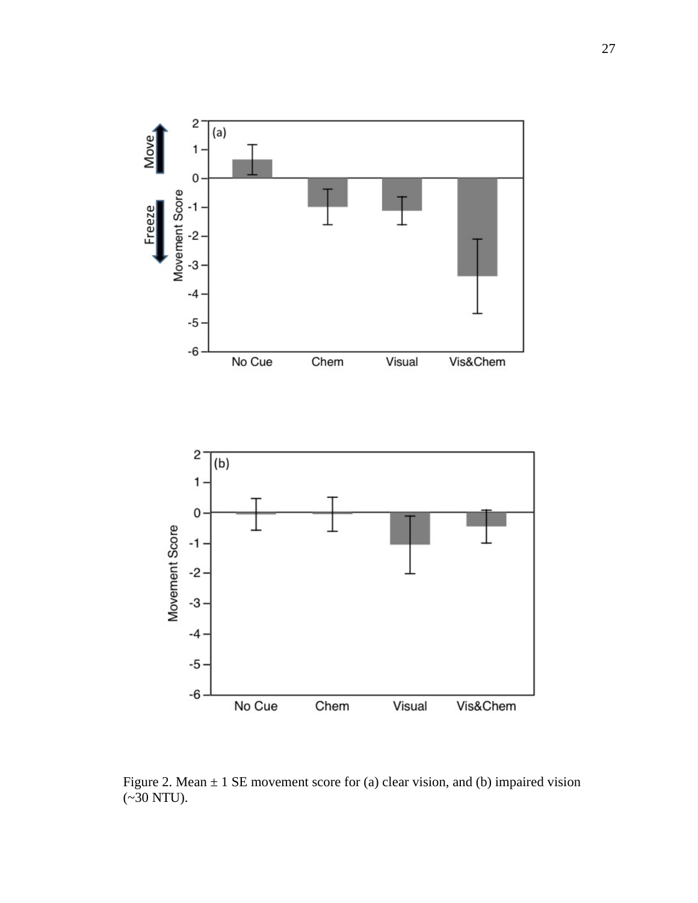Figure 2. Mean ± 1 SE movement score for (a) clear vision, and (b) impaired vision (~30 NTU).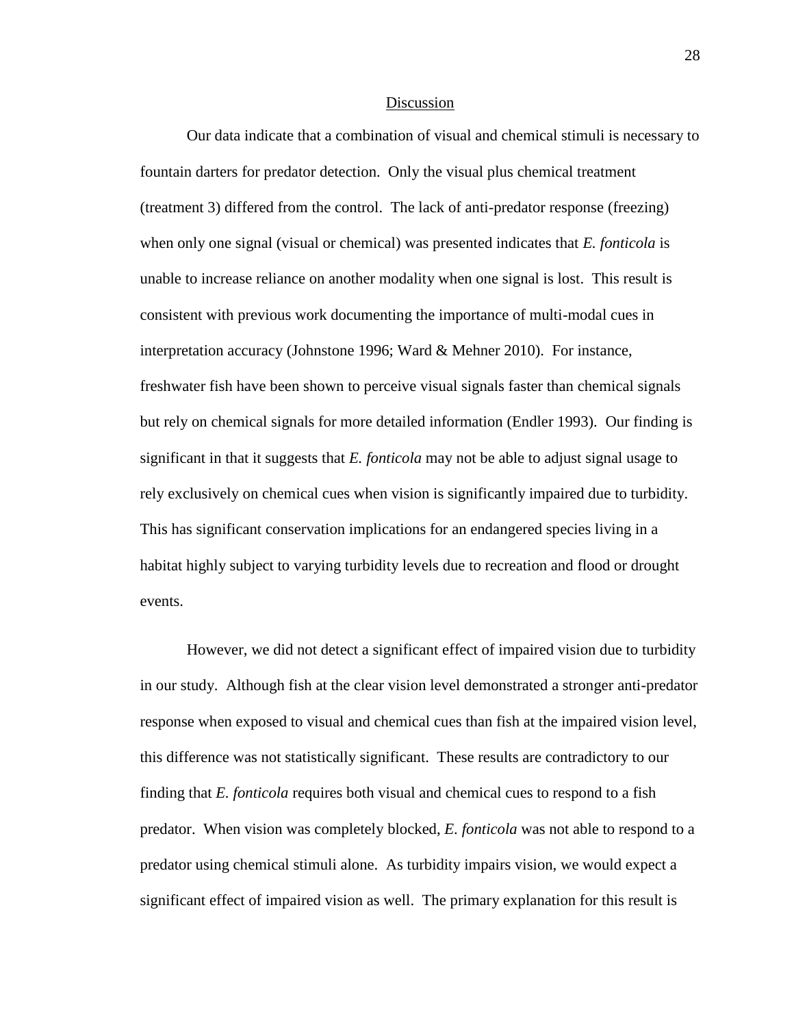## Discussion

Our data indicate that a combination of visual and chemical stimuli is necessary to fountain darters for predator detection. Only the visual plus chemical treatment (treatment 3) differed from the control. The lack of anti-predator response (freezing) when only one signal (visual or chemical) was presented indicates that *E. fonticola* is unable to increase reliance on another modality when one signal is lost. This result is consistent with previous work documenting the importance of multi-modal cues in interpretation accuracy (Johnstone 1996; Ward & Mehner 2010). For instance, freshwater fish have been shown to perceive visual signals faster than chemical signals but rely on chemical signals for more detailed information (Endler 1993). Our finding is significant in that it suggests that *E. fonticola* may not be able to adjust signal usage to rely exclusively on chemical cues when vision is significantly impaired due to turbidity. This has significant conservation implications for an endangered species living in a habitat highly subject to varying turbidity levels due to recreation and flood or drought events.

However, we did not detect a significant effect of impaired vision due to turbidity in our study. Although fish at the clear vision level demonstrated a stronger anti-predator response when exposed to visual and chemical cues than fish at the impaired vision level, this difference was not statistically significant. These results are contradictory to our finding that *E. fonticola* requires both visual and chemical cues to respond to a fish predator. When vision was completely blocked, *E. fonticola* was not able to respond to a predator using chemical stimuli alone. As turbidity impairs vision, we would expect a significant effect of impaired vision as well. The primary explanation for this result is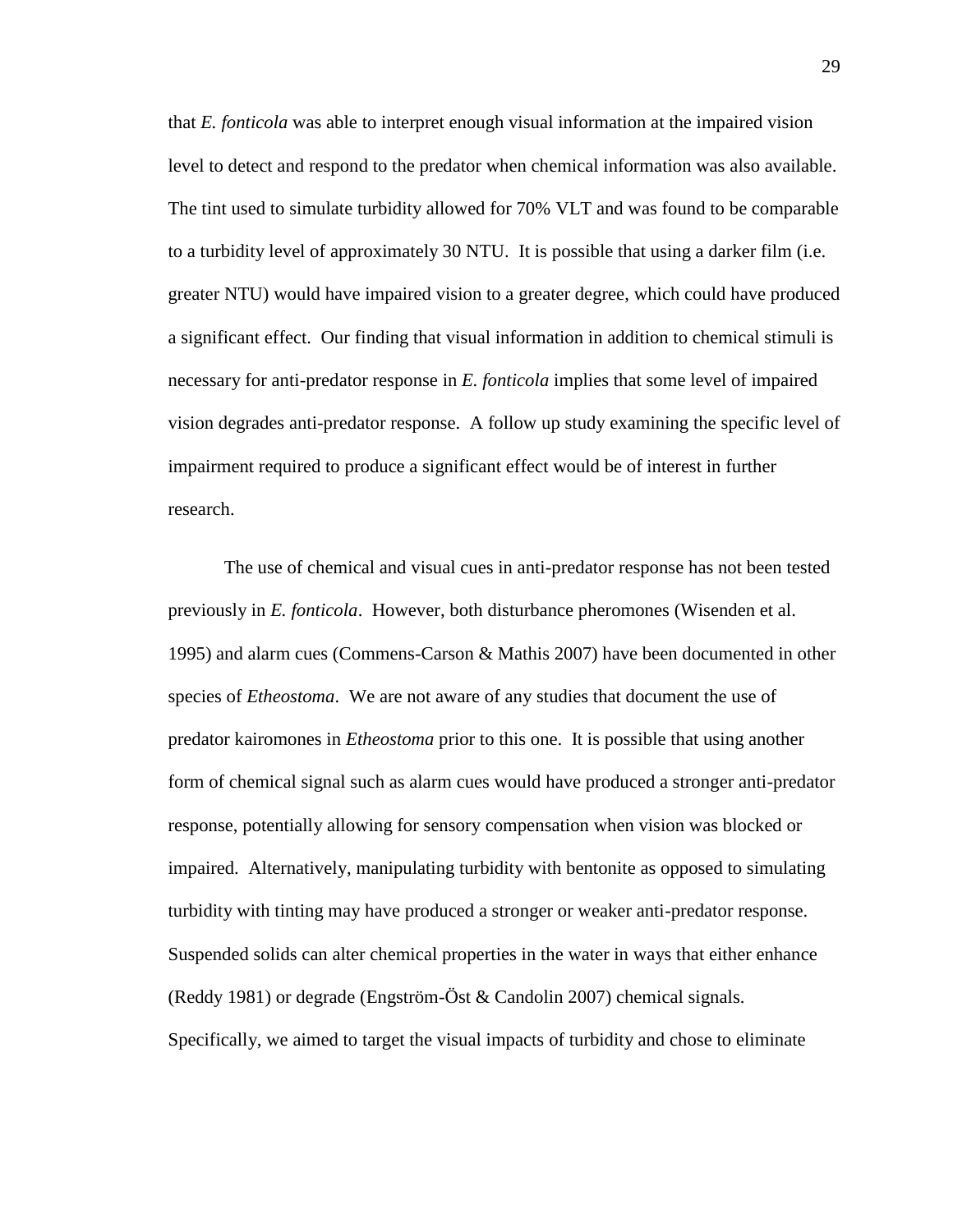that *E. fonticola* was able to interpret enough visual information at the impaired vision level to detect and respond to the predator when chemical information was also available. The tint used to simulate turbidity allowed for 70% VLT and was found to be comparable to a turbidity level of approximately 30 NTU. It is possible that using a darker film (i.e. greater NTU) would have impaired vision to a greater degree, which could have produced a significant effect. Our finding that visual information in addition to chemical stimuli is necessary for anti-predator response in *E. fonticola* implies that some level of impaired vision degrades anti-predator response. A follow up study examining the specific level of impairment required to produce a significant effect would be of interest in further research.

The use of chemical and visual cues in anti-predator response has not been tested previously in *E. fonticola*. However, both disturbance pheromones (Wisenden et al. 1995) and alarm cues (Commens-Carson & Mathis 2007) have been documented in other species of *Etheostoma*. We are not aware of any studies that document the use of predator kairomones in *Etheostoma* prior to this one. It is possible that using another form of chemical signal such as alarm cues would have produced a stronger anti-predator response, potentially allowing for sensory compensation when vision was blocked or impaired. Alternatively, manipulating turbidity with bentonite as opposed to simulating turbidity with tinting may have produced a stronger or weaker anti-predator response. Suspended solids can alter chemical properties in the water in ways that either enhance (Reddy 1981) or degrade (Engström-Öst & Candolin 2007) chemical signals. Specifically, we aimed to target the visual impacts of turbidity and chose to eliminate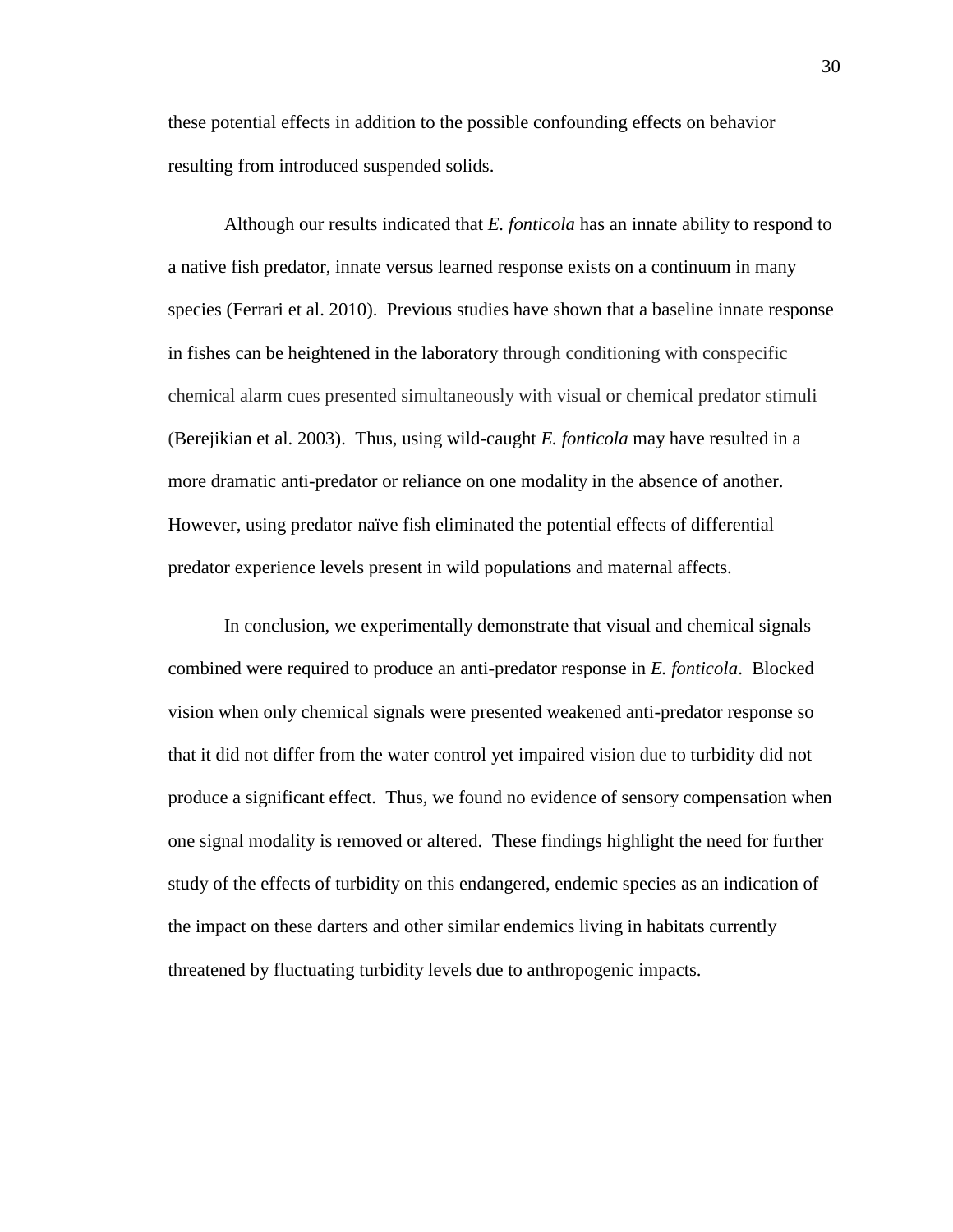these potential effects in addition to the possible confounding effects on behavior resulting from introduced suspended solids.

Although our results indicated that *E. fonticola* has an innate ability to respond to a native fish predator, innate versus learned response exists on a continuum in many species (Ferrari et al. 2010). Previous studies have shown that a baseline innate response in fishes can be heightened in the laboratory through conditioning with conspecific chemical alarm cues presented simultaneously with visual or chemical predator stimuli (Berejikian et al. 2003). Thus, using wild-caught *E. fonticola* may have resulted in a more dramatic anti-predator or reliance on one modality in the absence of another. However, using predator naïve fish eliminated the potential effects of differential predator experience levels present in wild populations and maternal affects.

In conclusion, we experimentally demonstrate that visual and chemical signals combined were required to produce an anti-predator response in *E. fonticola*. Blocked vision when only chemical signals were presented weakened anti-predator response so that it did not differ from the water control yet impaired vision due to turbidity did not produce a significant effect. Thus, we found no evidence of sensory compensation when one signal modality is removed or altered. These findings highlight the need for further study of the effects of turbidity on this endangered, endemic species as an indication of the impact on these darters and other similar endemics living in habitats currently threatened by fluctuating turbidity levels due to anthropogenic impacts.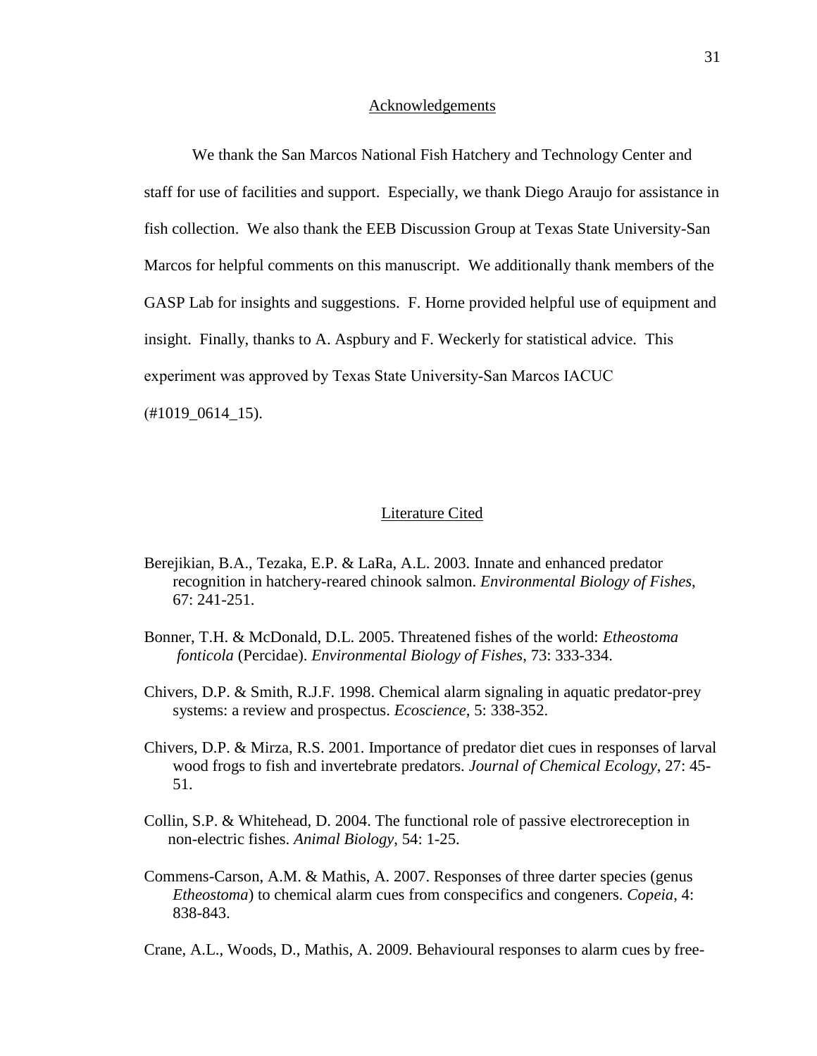## Acknowledgements

We thank the San Marcos National Fish Hatchery and Technology Center and staff for use of facilities and support. Especially, we thank Diego Araujo for assistance in fish collection. We also thank the EEB Discussion Group at Texas State University-San Marcos for helpful comments on this manuscript. We additionally thank members of the GASP Lab for insights and suggestions. F. Horne provided helpful use of equipment and insight. Finally, thanks to A. Aspbury and F. Weckerly for statistical advice. This experiment was approved by Texas State University-San Marcos IACUC (#1019_0614_15).

## Literature Cited

Berejikian, B.A., Tezaka, E.P. & LaRa, A.L. 2003. Innate and enhanced predator recognition in hatchery-reared chinook salmon. *Environmental Biology of Fishes*, 67: 241-251.

Bonner, T.H. & McDonald, D.L. 2005. Threatened fishes of the world: *Etheostoma fonticola* (Percidae). *Environmental Biology of Fishes*, 73: 333-334.

Chivers, D.P. & Smith, R.J.F. 1998. Chemical alarm signaling in aquatic predator-prey systems: a review and prospectus. *Ecoscience*, 5: 338-352.

Chivers, D.P. & Mirza, R.S. 2001. Importance of predator diet cues in responses of larval wood frogs to fish and invertebrate predators. *Journal of Chemical Ecology*, 27: 45-51.

Collin, S.P. & Whitehead, D. 2004. The functional role of passive electroreception in non-electric fishes. *Animal Biology*, 54: 1-25.

Commens-Carson, A.M. & Mathis, A. 2007. Responses of three darter species (genus *Etheostoma*) to chemical alarm cues from conspecifics and congeners. *Copeia*, 4: 838-843.

Crane, A.L., Woods, D., Mathis, A. 2009. Behavioural responses to alarm cues by free-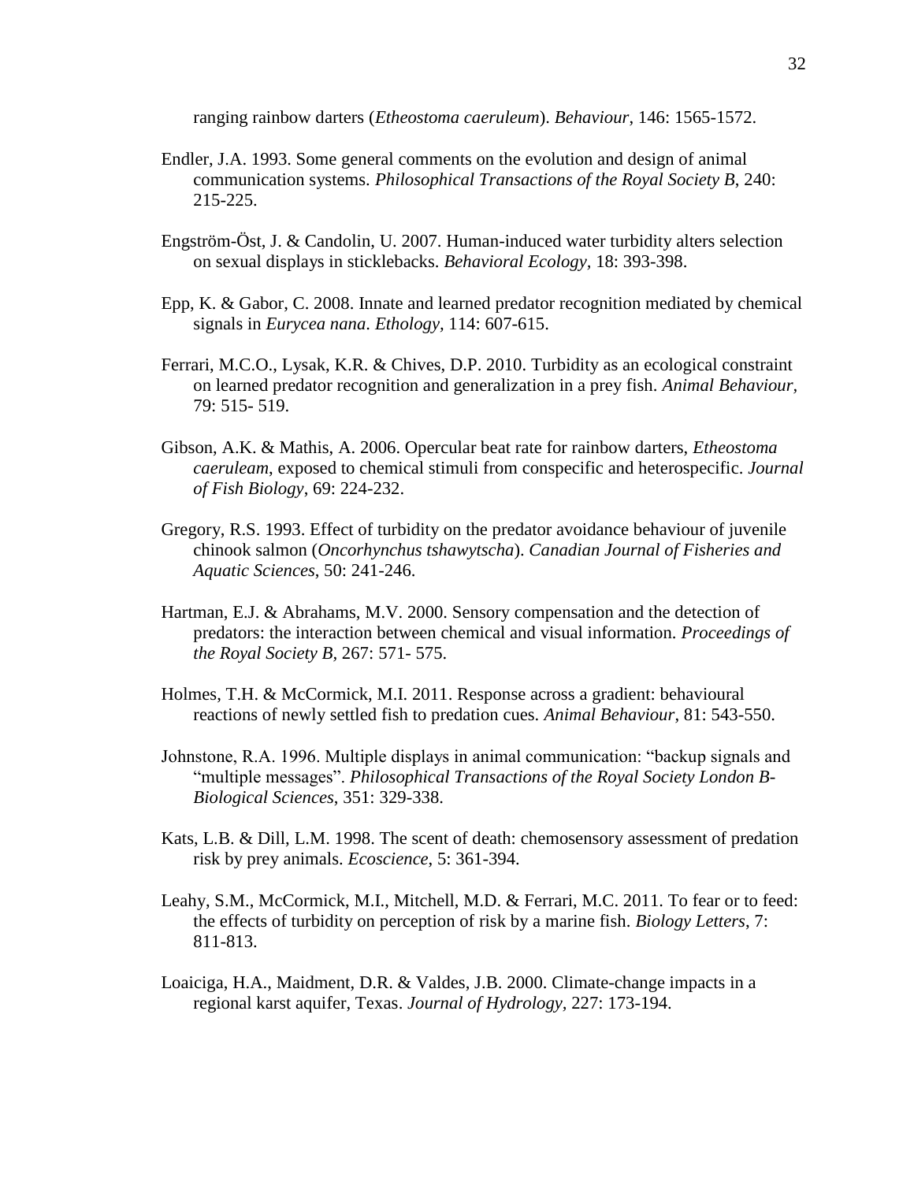ranging rainbow darters (*Etheostoma caeruleum*). *Behaviour*, 146: 1565-1572.

Endler, J.A. 1993. Some general comments on the evolution and design of animal communication systems. *Philosophical Transactions of the Royal Society B*, 240: 215-225.

Engström-Öst, J. & Candolin, U. 2007. Human-induced water turbidity alters selection on sexual displays in sticklebacks. *Behavioral Ecology,* 18: 393-398.

Epp, K. & Gabor, C. 2008. Innate and learned predator recognition mediated by chemical signals in *Eurycea nana*. *Ethology*, 114: 607-615.

Ferrari, M.C.O., Lysak, K.R. & Chives, D.P. 2010. Turbidity as an ecological constraint on learned predator recognition and generalization in a prey fish. *Animal Behaviour*, 79: 515- 519.

Gibson, A.K. & Mathis, A. 2006. Opercular beat rate for rainbow darters, *Etheostoma caeruleam*, exposed to chemical stimuli from conspecific and heterospecific. *Journal of Fish Biology*, 69: 224-232.

Gregory, R.S. 1993. Effect of turbidity on the predator avoidance behaviour of juvenile chinook salmon (*Oncorhynchus tshawytscha*). *Canadian Journal of Fisheries and Aquatic Sciences*, 50: 241-246.

Hartman, E.J. & Abrahams, M.V. 2000. Sensory compensation and the detection of predators: the interaction between chemical and visual information. *Proceedings of the Royal Society B*, 267: 571- 575.

Holmes, T.H. & McCormick, M.I. 2011. Response across a gradient: behavioural reactions of newly settled fish to predation cues. *Animal Behaviour*, 81: 543-550.

Johnstone, R.A. 1996. Multiple displays in animal communication: "backup signals and "multiple messages". *Philosophical Transactions of the Royal Society London B-Biological Sciences*, 351: 329-338.

Kats, L.B. & Dill, L.M. 1998. The scent of death: chemosensory assessment of predation risk by prey animals. *Ecoscience*, 5: 361-394.

Leahy, S.M., McCormick, M.I., Mitchell, M.D. & Ferrari, M.C. 2011. To fear or to feed: the effects of turbidity on perception of risk by a marine fish. *Biology Letters*, 7: 811-813.

Loaiciga, H.A., Maidment, D.R. & Valdes, J.B. 2000. Climate-change impacts in a regional karst aquifer, Texas. *Journal of Hydrology*, 227: 173-194.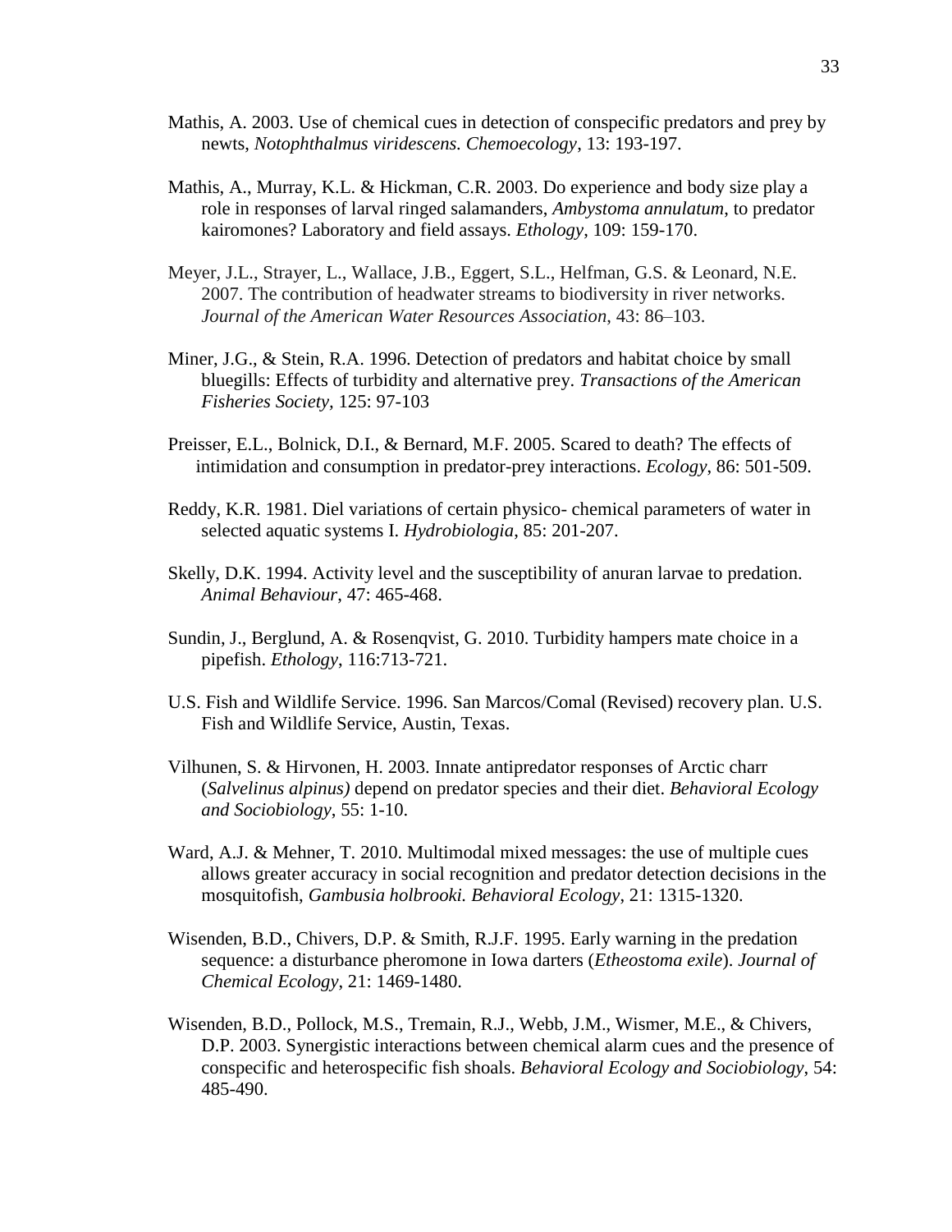Mathis, A. 2003. Use of chemical cues in detection of conspecific predators and prey by newts, *Notophthalmus viridescens. Chemoecology*, 13: 193-197.

Mathis, A., Murray, K.L. & Hickman, C.R. 2003. Do experience and body size play a role in responses of larval ringed salamanders, *Ambystoma annulatum*, to predator kairomones? Laboratory and field assays. *Ethology*, 109: 159-170.

Meyer, J.L., Strayer, L., Wallace, J.B., Eggert, S.L., Helfman, G.S. & Leonard, N.E. 2007. The contribution of headwater streams to biodiversity in river networks. *Journal of the American Water Resources Association*, 43: 86–103.

Miner, J.G., & Stein, R.A. 1996. Detection of predators and habitat choice by small bluegills: Effects of turbidity and alternative prey. *Transactions of the American Fisheries Society,* 125: 97-103

Preisser, E.L., Bolnick, D.I., & Bernard, M.F. 2005. Scared to death? The effects of intimidation and consumption in predator-prey interactions. *Ecology*, 86: 501-509.

Reddy, K.R. 1981. Diel variations of certain physico- chemical parameters of water in selected aquatic systems I. *Hydrobiologia*, 85: 201-207.

Skelly, D.K. 1994. Activity level and the susceptibility of anuran larvae to predation. *Animal Behaviour*, 47: 465-468.

Sundin, J., Berglund, A. & Rosenqvist, G. 2010. Turbidity hampers mate choice in a pipefish. *Ethology*, 116:713-721.

U.S. Fish and Wildlife Service. 1996. San Marcos/Comal (Revised) recovery plan. U.S. Fish and Wildlife Service, Austin, Texas.

Vilhunen, S. & Hirvonen, H. 2003. Innate antipredator responses of Arctic charr (*Salvelinus alpinus)* depend on predator species and their diet. *Behavioral Ecology and Sociobiology*, 55: 1-10.

Ward, A.J. & Mehner, T. 2010. Multimodal mixed messages: the use of multiple cues allows greater accuracy in social recognition and predator detection decisions in the mosquitofish, *Gambusia holbrooki. Behavioral Ecology*, 21: 1315-1320.

Wisenden, B.D., Chivers, D.P. & Smith, R.J.F. 1995. Early warning in the predation sequence: a disturbance pheromone in Iowa darters (*Etheostoma exile*). *Journal of Chemical Ecology*, 21: 1469-1480.

Wisenden, B.D., Pollock, M.S., Tremain, R.J., Webb, J.M., Wismer, M.E., & Chivers, D.P. 2003. Synergistic interactions between chemical alarm cues and the presence of conspecific and heterospecific fish shoals. *Behavioral Ecology and Sociobiology*, 54: 485-490.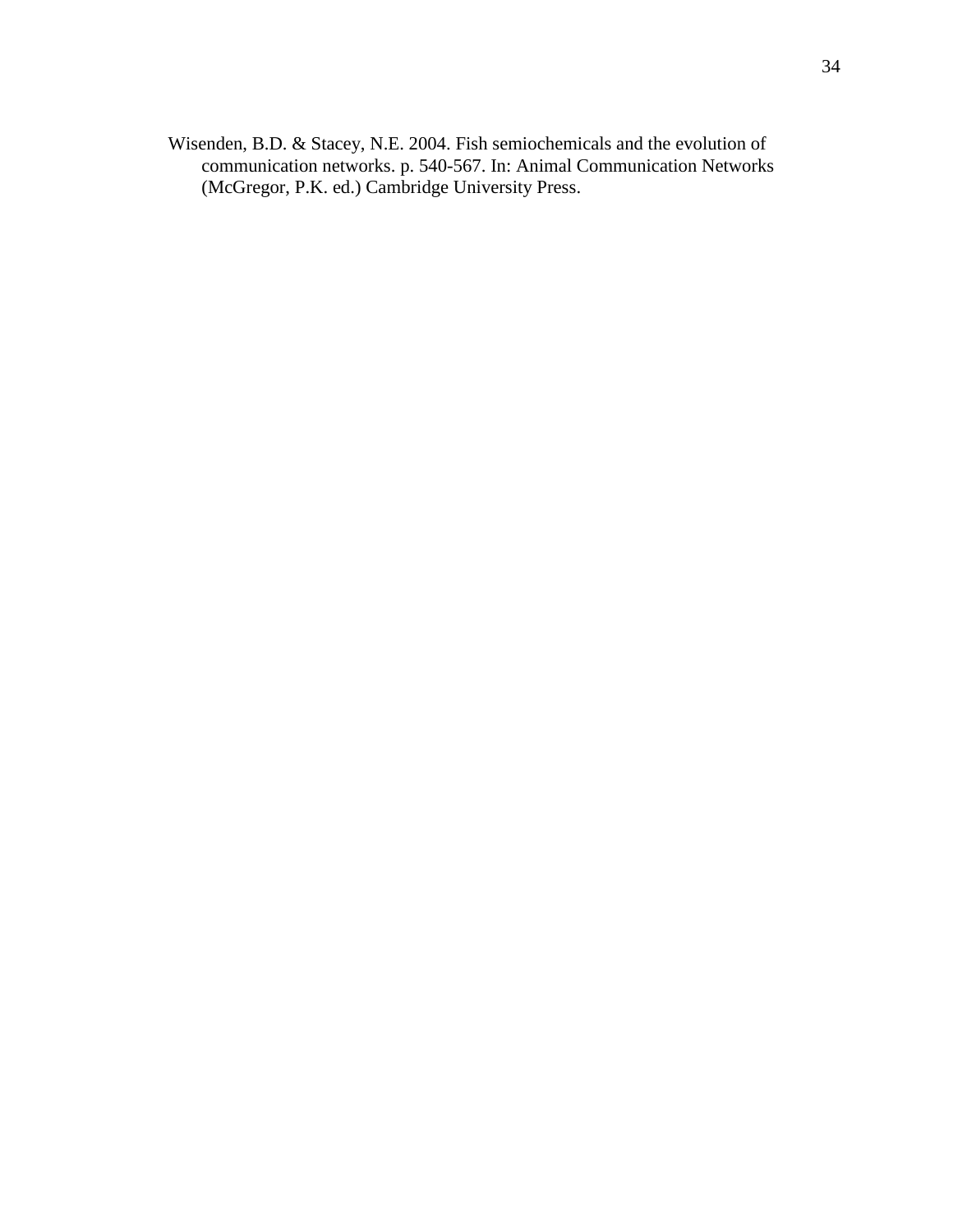Wisenden, B.D. & Stacey, N.E. 2004. Fish semiochemicals and the evolution of communication networks. p. 540-567. In: Animal Communication Networks (McGregor, P.K. ed.) Cambridge University Press.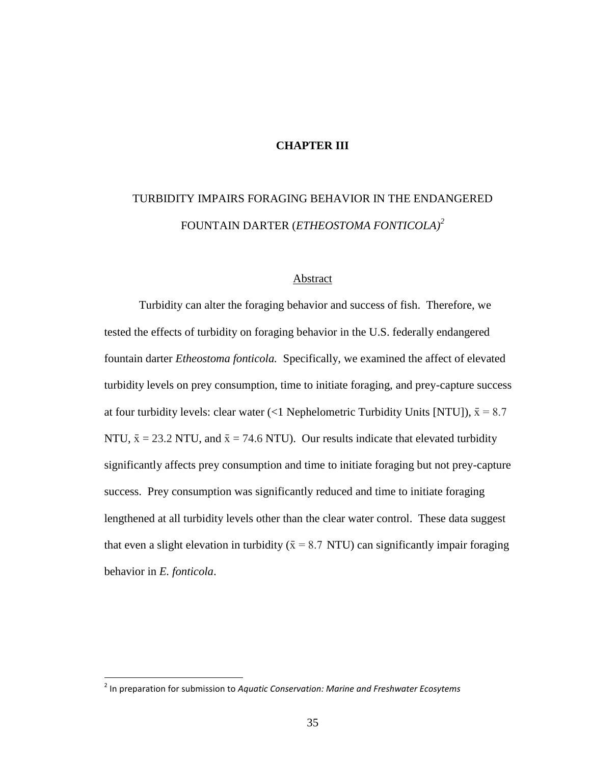# CHAPTER III

## TURBIDITY IMPAIRS FORAGING BEHAVIOR IN THE ENDANGERED FOUNTAIN DARTER (*ETHEOSTOMA FONTICOLA)*[2]

### Abstract

Turbidity can alter the foraging behavior and success of fish. Therefore, we tested the effects of turbidity on foraging behavior in the U.S. federally endangered fountain darter *Etheostoma fonticola.* Specifically, we examined the affect of elevated turbidity levels on prey consumption, time to initiate foraging, and prey-capture success at four turbidity levels: clear water (<1 Nephelometric Turbidity Units [NTU]), $\bar{x} = 8.7$ NTU, $\bar{x} = 23.2$ NTU, and $\bar{x} = 74.6$ NTU). Our results indicate that elevated turbidity significantly affects prey consumption and time to initiate foraging but not prey-capture success. Prey consumption was significantly reduced and time to initiate foraging lengthened at all turbidity levels other than the clear water control. These data suggest that even a slight elevation in turbidity ($\bar{x} = 8.7$ NTU) can significantly impair foraging behavior in *E. fonticola*.

---

[2] In preparation for submission to *Aquatic Conservation: Marine and Freshwater Ecosytems*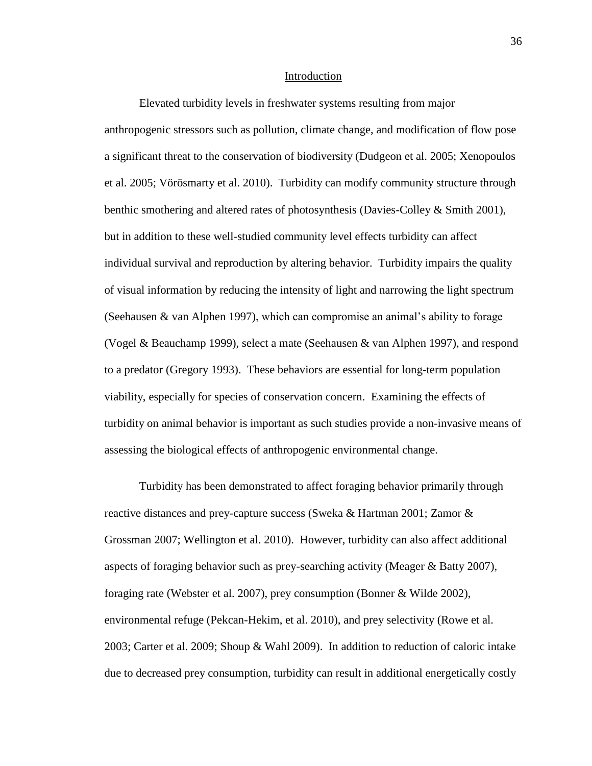## Introduction

Elevated turbidity levels in freshwater systems resulting from major anthropogenic stressors such as pollution, climate change, and modification of flow pose a significant threat to the conservation of biodiversity (Dudgeon et al. 2005; Xenopoulos et al. 2005; Vörösmarty et al. 2010). Turbidity can modify community structure through benthic smothering and altered rates of photosynthesis (Davies-Colley & Smith 2001), but in addition to these well-studied community level effects turbidity can affect individual survival and reproduction by altering behavior. Turbidity impairs the quality of visual information by reducing the intensity of light and narrowing the light spectrum (Seehausen & van Alphen 1997), which can compromise an animal's ability to forage (Vogel & Beauchamp 1999), select a mate (Seehausen & van Alphen 1997), and respond to a predator (Gregory 1993). These behaviors are essential for long-term population viability, especially for species of conservation concern. Examining the effects of turbidity on animal behavior is important as such studies provide a non-invasive means of assessing the biological effects of anthropogenic environmental change.

Turbidity has been demonstrated to affect foraging behavior primarily through reactive distances and prey-capture success (Sweka & Hartman 2001; Zamor & Grossman 2007; Wellington et al. 2010). However, turbidity can also affect additional aspects of foraging behavior such as prey-searching activity (Meager & Batty 2007), foraging rate (Webster et al. 2007), prey consumption (Bonner & Wilde 2002), environmental refuge (Pekcan-Hekim, et al. 2010), and prey selectivity (Rowe et al. 2003; Carter et al. 2009; Shoup & Wahl 2009). In addition to reduction of caloric intake due to decreased prey consumption, turbidity can result in additional energetically costly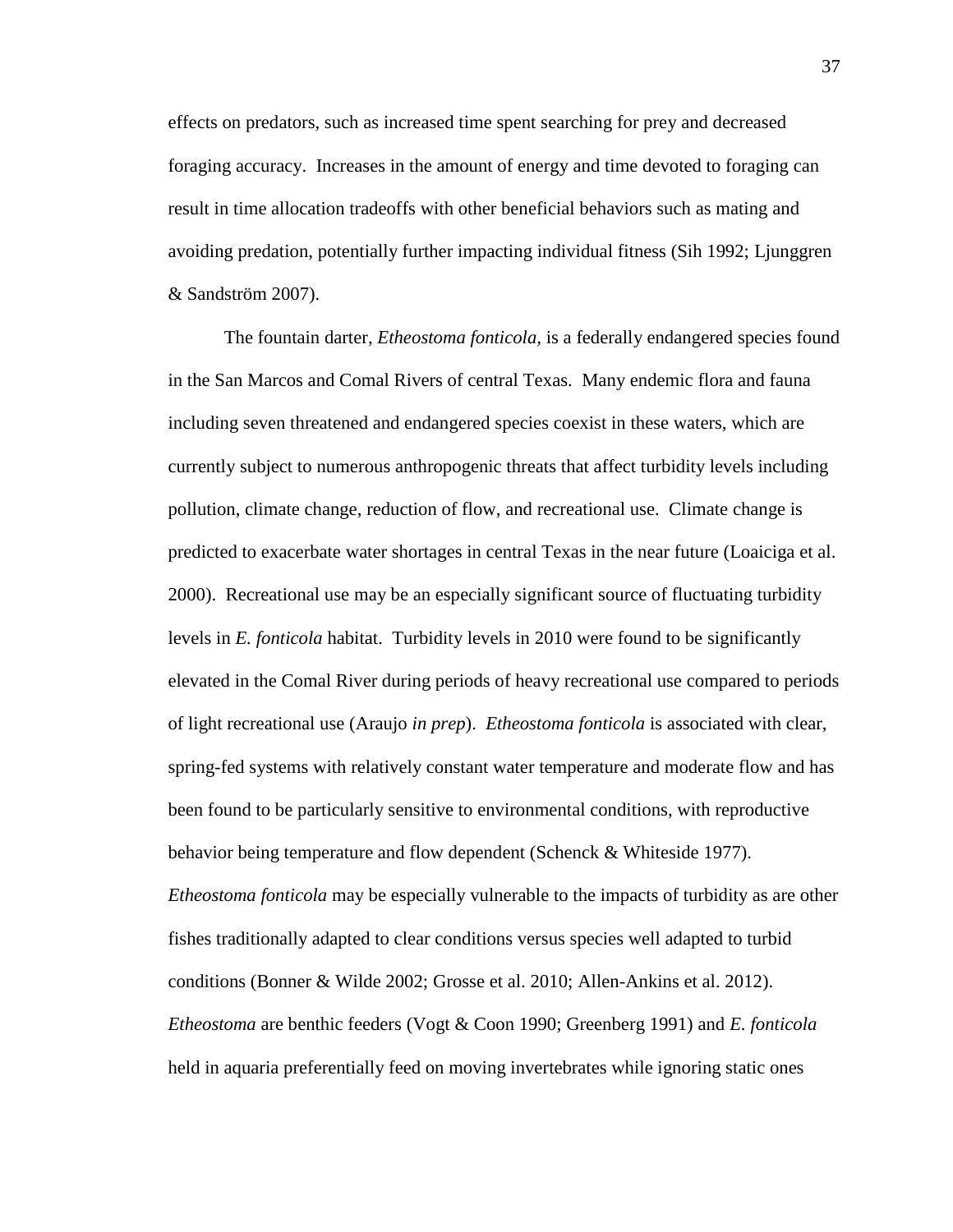effects on predators, such as increased time spent searching for prey and decreased foraging accuracy. Increases in the amount of energy and time devoted to foraging can result in time allocation tradeoffs with other beneficial behaviors such as mating and avoiding predation, potentially further impacting individual fitness (Sih 1992; Ljunggren & Sandström 2007).

The fountain darter, *Etheostoma fonticola*, is a federally endangered species found in the San Marcos and Comal Rivers of central Texas. Many endemic flora and fauna including seven threatened and endangered species coexist in these waters, which are currently subject to numerous anthropogenic threats that affect turbidity levels including pollution, climate change, reduction of flow, and recreational use. Climate change is predicted to exacerbate water shortages in central Texas in the near future (Loaiciga et al. 2000). Recreational use may be an especially significant source of fluctuating turbidity levels in *E. fonticola* habitat. Turbidity levels in 2010 were found to be significantly elevated in the Comal River during periods of heavy recreational use compared to periods of light recreational use (Araujo *in prep*). *Etheostoma fonticola* is associated with clear, spring-fed systems with relatively constant water temperature and moderate flow and has been found to be particularly sensitive to environmental conditions, with reproductive behavior being temperature and flow dependent (Schenck & Whiteside 1977). *Etheostoma fonticola* may be especially vulnerable to the impacts of turbidity as are other fishes traditionally adapted to clear conditions versus species well adapted to turbid conditions (Bonner & Wilde 2002; Grosse et al. 2010; Allen-Ankins et al. 2012). *Etheostoma* are benthic feeders (Vogt & Coon 1990; Greenberg 1991) and *E. fonticola* held in aquaria preferentially feed on moving invertebrates while ignoring static ones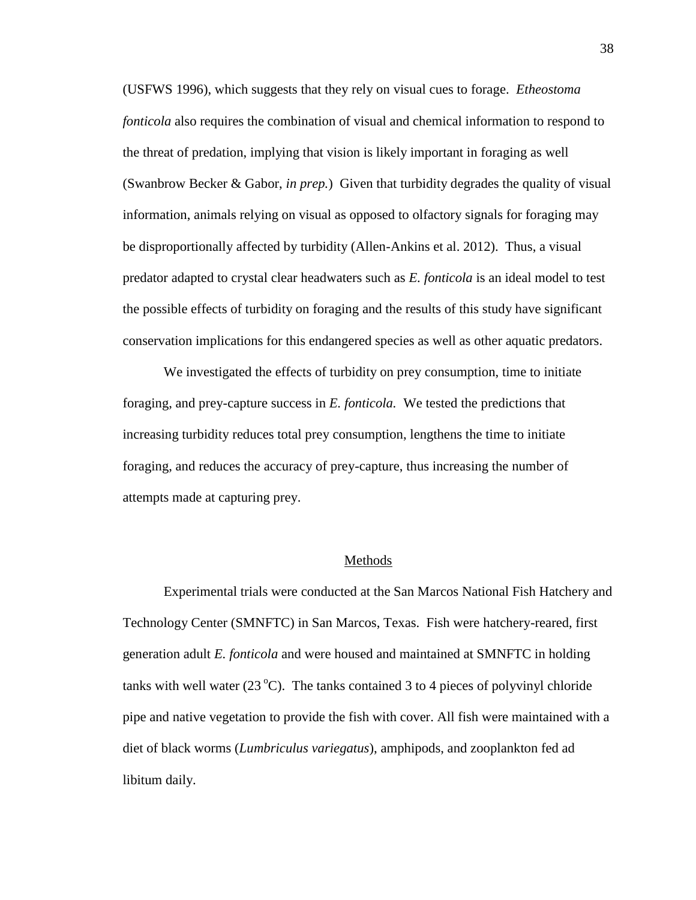(USFWS 1996), which suggests that they rely on visual cues to forage. *Etheostoma fonticola* also requires the combination of visual and chemical information to respond to the threat of predation, implying that vision is likely important in foraging as well (Swanbrow Becker & Gabor, *in prep.*) Given that turbidity degrades the quality of visual information, animals relying on visual as opposed to olfactory signals for foraging may be disproportionally affected by turbidity (Allen-Ankins et al. 2012). Thus, a visual predator adapted to crystal clear headwaters such as *E. fonticola* is an ideal model to test the possible effects of turbidity on foraging and the results of this study have significant conservation implications for this endangered species as well as other aquatic predators.

We investigated the effects of turbidity on prey consumption, time to initiate foraging, and prey-capture success in *E. fonticola.* We tested the predictions that increasing turbidity reduces total prey consumption, lengthens the time to initiate foraging, and reduces the accuracy of prey-capture, thus increasing the number of attempts made at capturing prey.

## Methods

Experimental trials were conducted at the San Marcos National Fish Hatchery and Technology Center (SMNFTC) in San Marcos, Texas. Fish were hatchery-reared, first generation adult *E. fonticola* and were housed and maintained at SMNFTC in holding tanks with well water (23 $^{o}$C). The tanks contained 3 to 4 pieces of polyvinyl chloride pipe and native vegetation to provide the fish with cover. All fish were maintained with a diet of black worms (*Lumbriculus variegatus*), amphipods, and zooplankton fed ad libitum daily.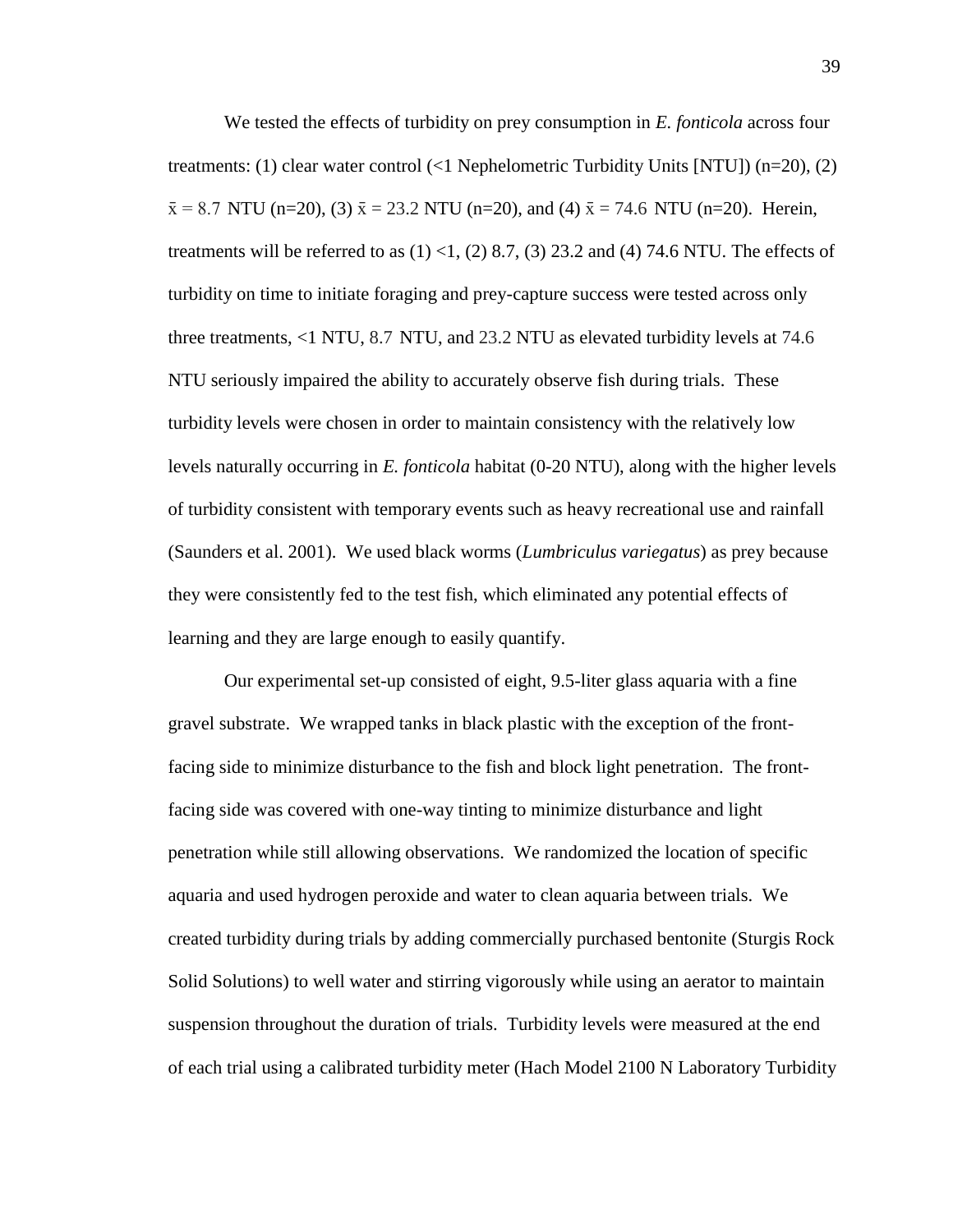We tested the effects of turbidity on prey consumption in *E. fonticola* across four treatments: (1) clear water control (<1 Nephelometric Turbidity Units [NTU]) (n=20), (2) $\bar{x}$ = 8.7 NTU (n=20), (3) $\bar{x}$ = 23.2 NTU (n=20), and (4) $\bar{x}$ = 74.6 NTU (n=20). Herein, treatments will be referred to as (1) <1, (2) 8.7, (3) 23.2 and (4) 74.6 NTU. The effects of turbidity on time to initiate foraging and prey-capture success were tested across only three treatments, <1 NTU, 8.7 NTU, and 23.2 NTU as elevated turbidity levels at 74.6 NTU seriously impaired the ability to accurately observe fish during trials. These turbidity levels were chosen in order to maintain consistency with the relatively low levels naturally occurring in *E. fonticola* habitat (0-20 NTU), along with the higher levels of turbidity consistent with temporary events such as heavy recreational use and rainfall (Saunders et al. 2001). We used black worms (*Lumbriculus variegatus*) as prey because they were consistently fed to the test fish, which eliminated any potential effects of learning and they are large enough to easily quantify.

Our experimental set-up consisted of eight, 9.5-liter glass aquaria with a fine gravel substrate. We wrapped tanks in black plastic with the exception of the front-facing side to minimize disturbance to the fish and block light penetration. The front-facing side was covered with one-way tinting to minimize disturbance and light penetration while still allowing observations. We randomized the location of specific aquaria and used hydrogen peroxide and water to clean aquaria between trials. We created turbidity during trials by adding commercially purchased bentonite (Sturgis Rock Solid Solutions) to well water and stirring vigorously while using an aerator to maintain suspension throughout the duration of trials. Turbidity levels were measured at the end of each trial using a calibrated turbidity meter (Hach Model 2100 N Laboratory Turbidity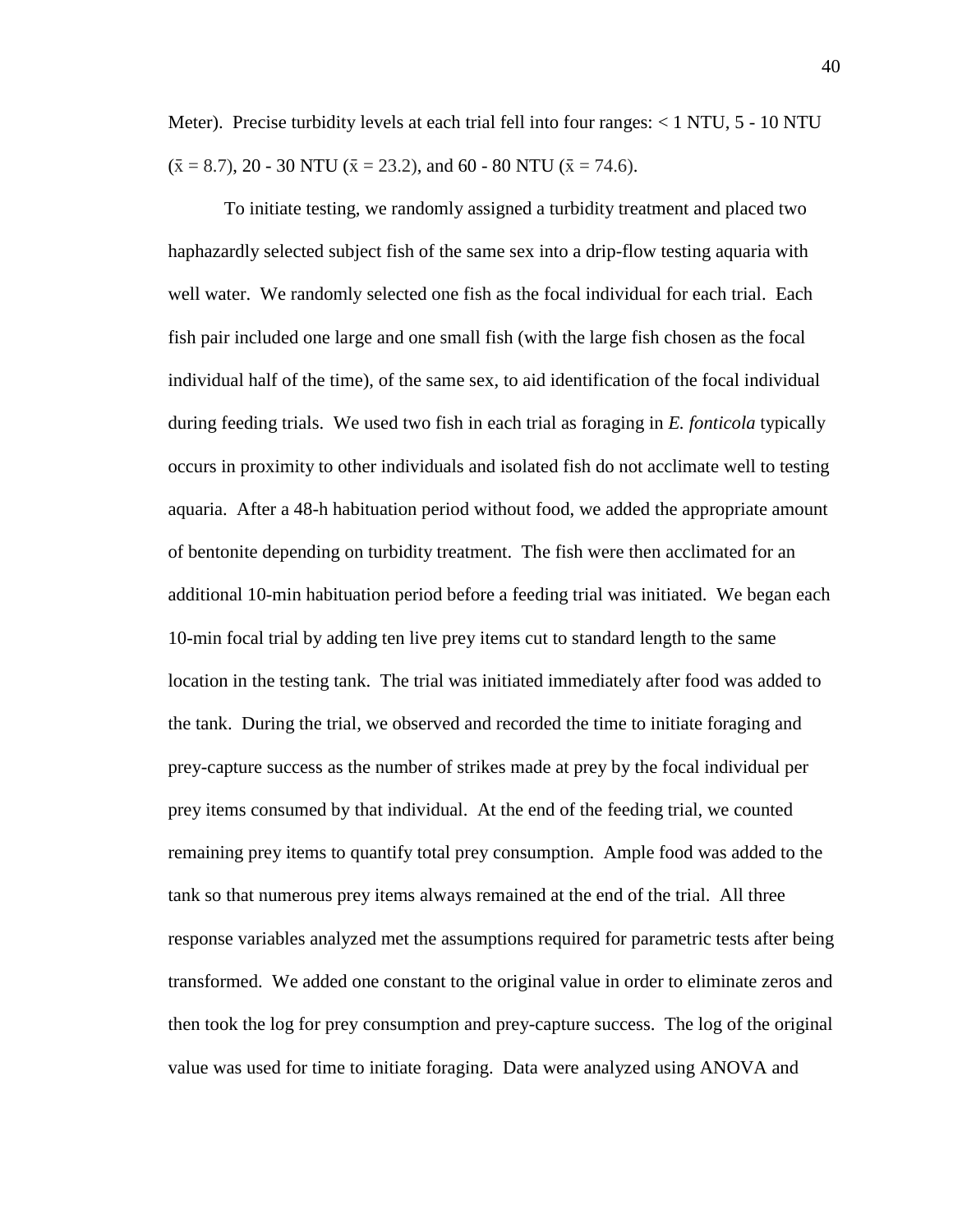Meter). Precise turbidity levels at each trial fell into four ranges: < 1 NTU, 5 - 10 NTU ($\bar{x}$ = 8.7), 20 - 30 NTU ($\bar{x}$ = 23.2), and 60 - 80 NTU ($\bar{x}$ = 74.6).

To initiate testing, we randomly assigned a turbidity treatment and placed two haphazardly selected subject fish of the same sex into a drip-flow testing aquaria with well water. We randomly selected one fish as the focal individual for each trial. Each fish pair included one large and one small fish (with the large fish chosen as the focal individual half of the time), of the same sex, to aid identification of the focal individual during feeding trials. We used two fish in each trial as foraging in *E. fonticola* typically occurs in proximity to other individuals and isolated fish do not acclimate well to testing aquaria. After a 48-h habituation period without food, we added the appropriate amount of bentonite depending on turbidity treatment. The fish were then acclimated for an additional 10-min habituation period before a feeding trial was initiated. We began each 10-min focal trial by adding ten live prey items cut to standard length to the same location in the testing tank. The trial was initiated immediately after food was added to the tank. During the trial, we observed and recorded the time to initiate foraging and prey-capture success as the number of strikes made at prey by the focal individual per prey items consumed by that individual. At the end of the feeding trial, we counted remaining prey items to quantify total prey consumption. Ample food was added to the tank so that numerous prey items always remained at the end of the trial. All three response variables analyzed met the assumptions required for parametric tests after being transformed. We added one constant to the original value in order to eliminate zeros and then took the log for prey consumption and prey-capture success. The log of the original value was used for time to initiate foraging. Data were analyzed using ANOVA and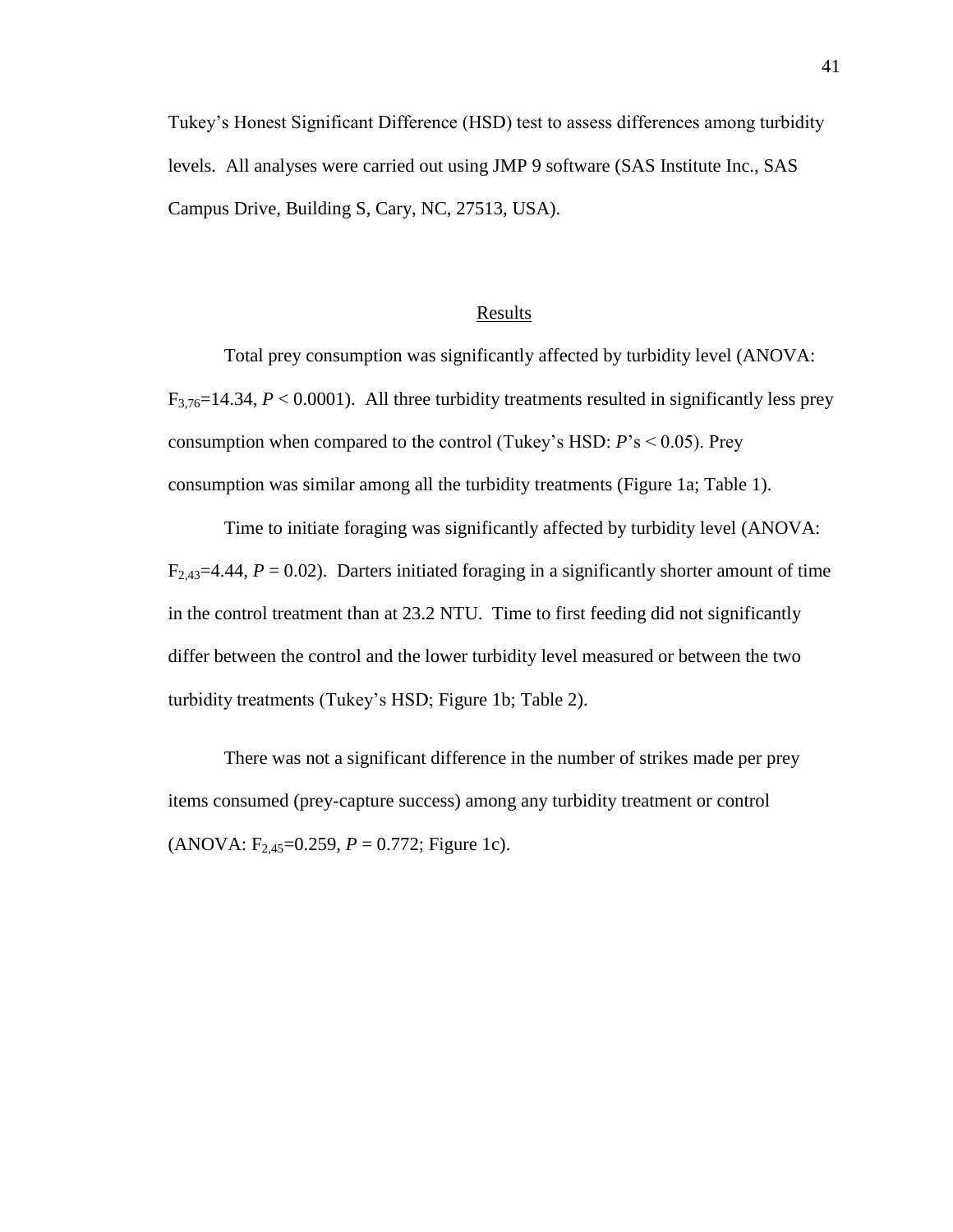Tukey's Honest Significant Difference (HSD) test to assess differences among turbidity levels. All analyses were carried out using JMP 9 software (SAS Institute Inc., SAS Campus Drive, Building S, Cary, NC, 27513, USA).

## Results

Total prey consumption was significantly affected by turbidity level (ANOVA: $F_{3,76}$=14.34, $P$ < 0.0001). All three turbidity treatments resulted in significantly less prey consumption when compared to the control (Tukey's HSD: $P$'s < 0.05). Prey consumption was similar among all the turbidity treatments (Figure 1a; Table 1).

Time to initiate foraging was significantly affected by turbidity level (ANOVA: $F_{2,43}$=4.44, $P$ = 0.02). Darters initiated foraging in a significantly shorter amount of time in the control treatment than at 23.2 NTU. Time to first feeding did not significantly differ between the control and the lower turbidity level measured or between the two turbidity treatments (Tukey's HSD; Figure 1b; Table 2).

There was not a significant difference in the number of strikes made per prey items consumed (prey-capture success) among any turbidity treatment or control (ANOVA: $F_{2,45}$=0.259, $P$ = 0.772; Figure 1c).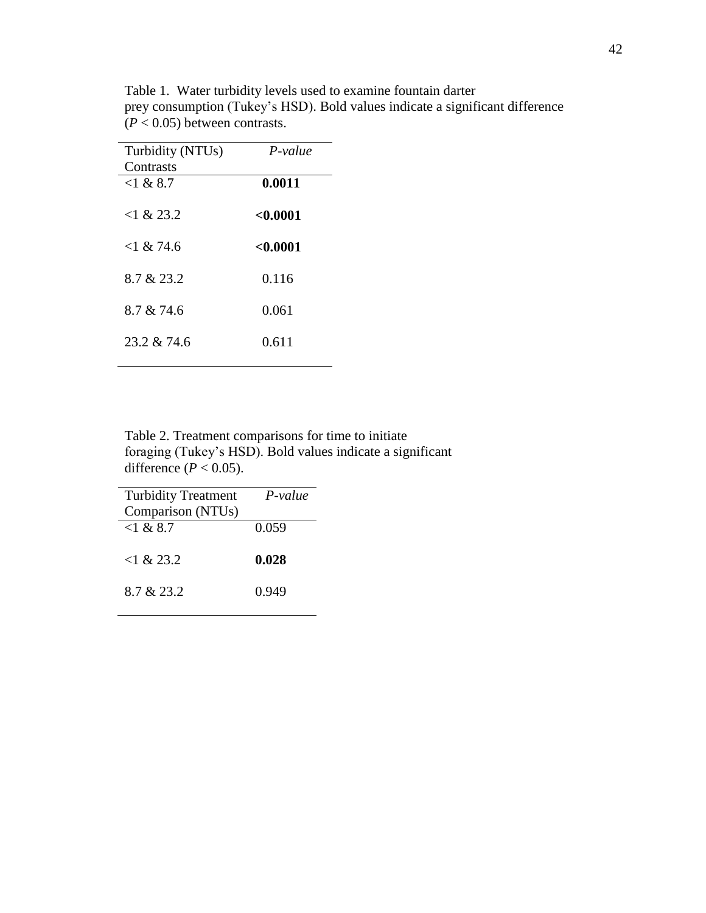Table 1. Water turbidity levels used to examine fountain darter prey consumption (Tukey's HSD). Bold values indicate a significant difference ($P < 0.05$) between contrasts.

| Turbidity (NTUs) Contrasts | *P-value* |
|---|---|
| <1 & 8.7 | **0.0011** |
| <1 & 23.2 | **<0.0001** |
| <1 & 74.6 | **<0.0001** |
| 8.7 & 23.2 | 0.116 |
| 8.7 & 74.6 | 0.061 |
| 23.2 & 74.6 | 0.611 |

Table 2. Treatment comparisons for time to initiate foraging (Tukey's HSD). Bold values indicate a significant difference ($P < 0.05$).

| Turbidity Treatment Comparison (NTUs) | *P-value* |
|---|---|
| <1 & 8.7 | 0.059 |
| <1 & 23.2 | **0.028** |
| 8.7 & 23.2 | 0.949 |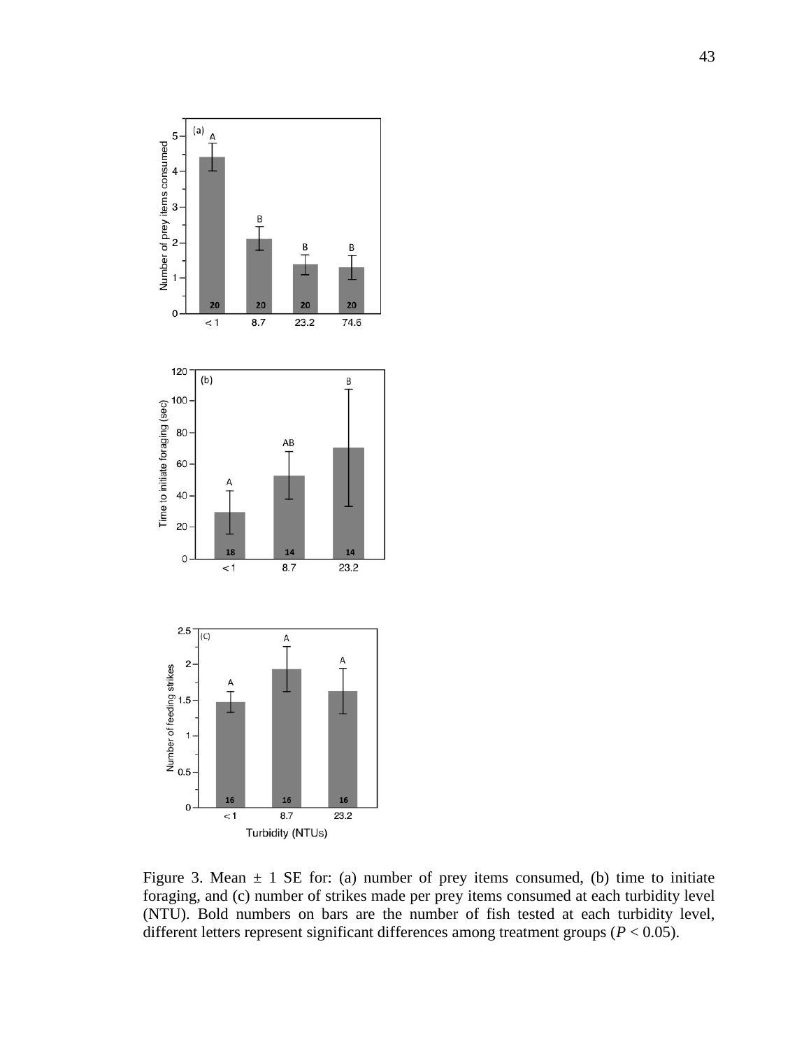Figure 3. Mean ± 1 SE for: (a) number of prey items consumed, (b) time to initiate foraging, and (c) number of strikes made per prey items consumed at each turbidity level (NTU). Bold numbers on bars are the number of fish tested at each turbidity level, different letters represent significant differences among treatment groups ($P < 0.05$).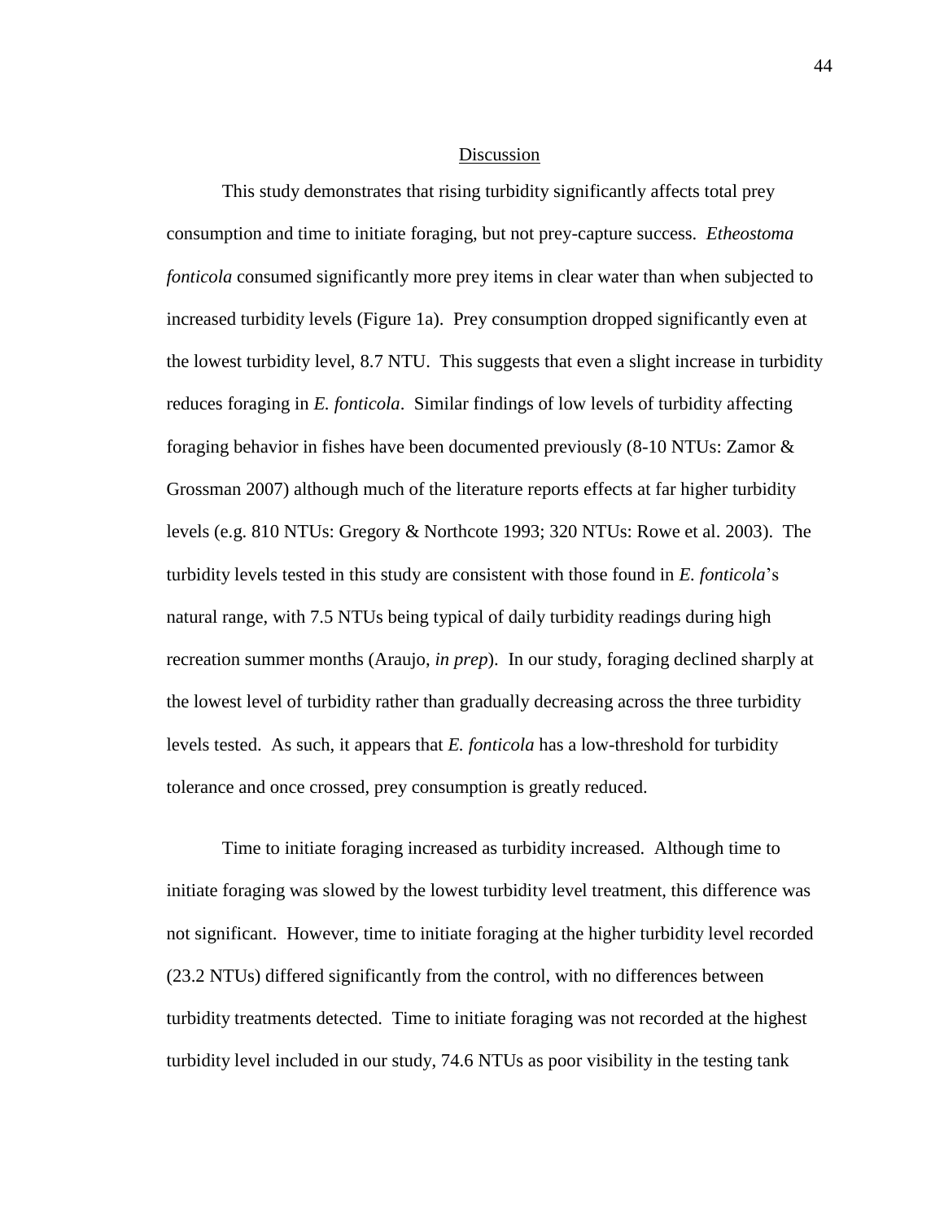## Discussion

This study demonstrates that rising turbidity significantly affects total prey consumption and time to initiate foraging, but not prey-capture success. *Etheostoma fonticola* consumed significantly more prey items in clear water than when subjected to increased turbidity levels (Figure 1a). Prey consumption dropped significantly even at the lowest turbidity level, 8.7 NTU. This suggests that even a slight increase in turbidity reduces foraging in *E. fonticola*. Similar findings of low levels of turbidity affecting foraging behavior in fishes have been documented previously (8-10 NTUs: Zamor & Grossman 2007) although much of the literature reports effects at far higher turbidity levels (e.g. 810 NTUs: Gregory & Northcote 1993; 320 NTUs: Rowe et al. 2003). The turbidity levels tested in this study are consistent with those found in *E. fonticola*'s natural range, with 7.5 NTUs being typical of daily turbidity readings during high recreation summer months (Araujo, *in prep*). In our study, foraging declined sharply at the lowest level of turbidity rather than gradually decreasing across the three turbidity levels tested. As such, it appears that *E. fonticola* has a low-threshold for turbidity tolerance and once crossed, prey consumption is greatly reduced.

Time to initiate foraging increased as turbidity increased. Although time to initiate foraging was slowed by the lowest turbidity level treatment, this difference was not significant. However, time to initiate foraging at the higher turbidity level recorded (23.2 NTUs) differed significantly from the control, with no differences between turbidity treatments detected. Time to initiate foraging was not recorded at the highest turbidity level included in our study, 74.6 NTUs as poor visibility in the testing tank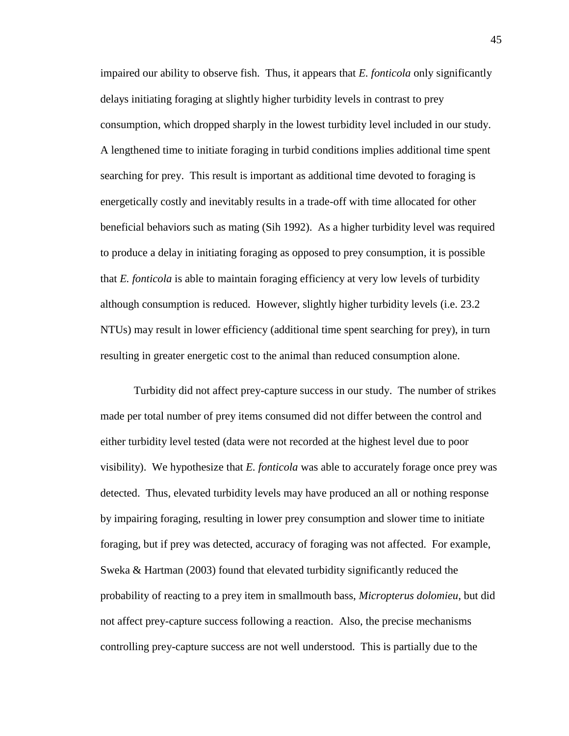impaired our ability to observe fish. Thus, it appears that *E. fonticola* only significantly delays initiating foraging at slightly higher turbidity levels in contrast to prey consumption, which dropped sharply in the lowest turbidity level included in our study. A lengthened time to initiate foraging in turbid conditions implies additional time spent searching for prey. This result is important as additional time devoted to foraging is energetically costly and inevitably results in a trade-off with time allocated for other beneficial behaviors such as mating (Sih 1992). As a higher turbidity level was required to produce a delay in initiating foraging as opposed to prey consumption, it is possible that *E. fonticola* is able to maintain foraging efficiency at very low levels of turbidity although consumption is reduced. However, slightly higher turbidity levels (i.e. 23.2 NTUs) may result in lower efficiency (additional time spent searching for prey), in turn resulting in greater energetic cost to the animal than reduced consumption alone.

Turbidity did not affect prey-capture success in our study. The number of strikes made per total number of prey items consumed did not differ between the control and either turbidity level tested (data were not recorded at the highest level due to poor visibility). We hypothesize that *E. fonticola* was able to accurately forage once prey was detected. Thus, elevated turbidity levels may have produced an all or nothing response by impairing foraging, resulting in lower prey consumption and slower time to initiate foraging, but if prey was detected, accuracy of foraging was not affected. For example, Sweka & Hartman (2003) found that elevated turbidity significantly reduced the probability of reacting to a prey item in smallmouth bass, *Micropterus dolomieu*, but did not affect prey-capture success following a reaction. Also, the precise mechanisms controlling prey-capture success are not well understood. This is partially due to the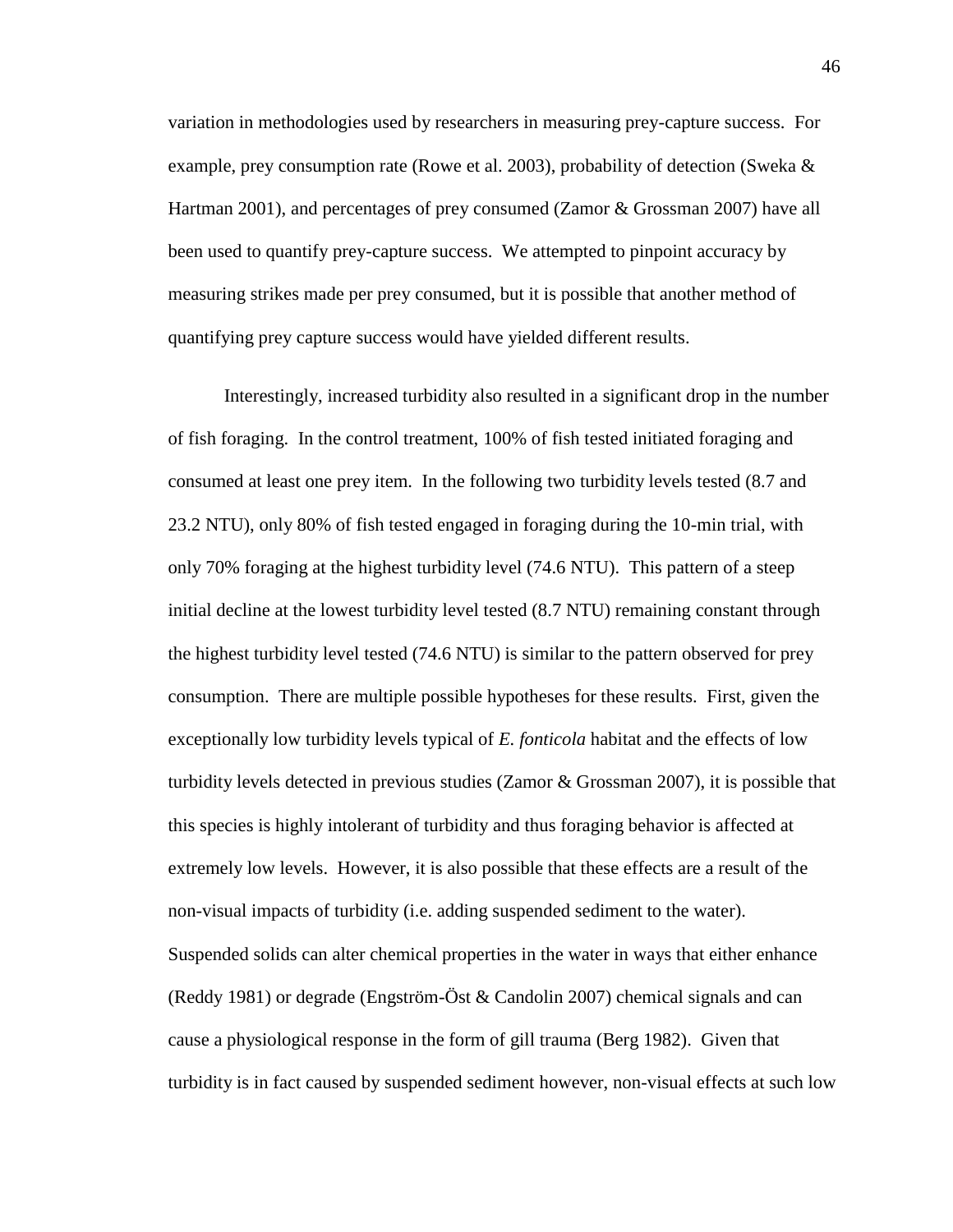variation in methodologies used by researchers in measuring prey-capture success. For example, prey consumption rate (Rowe et al. 2003), probability of detection (Sweka & Hartman 2001), and percentages of prey consumed (Zamor & Grossman 2007) have all been used to quantify prey-capture success. We attempted to pinpoint accuracy by measuring strikes made per prey consumed, but it is possible that another method of quantifying prey capture success would have yielded different results.

Interestingly, increased turbidity also resulted in a significant drop in the number of fish foraging. In the control treatment, 100% of fish tested initiated foraging and consumed at least one prey item. In the following two turbidity levels tested (8.7 and 23.2 NTU), only 80% of fish tested engaged in foraging during the 10-min trial, with only 70% foraging at the highest turbidity level (74.6 NTU). This pattern of a steep initial decline at the lowest turbidity level tested (8.7 NTU) remaining constant through the highest turbidity level tested (74.6 NTU) is similar to the pattern observed for prey consumption. There are multiple possible hypotheses for these results. First, given the exceptionally low turbidity levels typical of *E. fonticola* habitat and the effects of low turbidity levels detected in previous studies (Zamor & Grossman 2007), it is possible that this species is highly intolerant of turbidity and thus foraging behavior is affected at extremely low levels. However, it is also possible that these effects are a result of the non-visual impacts of turbidity (i.e. adding suspended sediment to the water). Suspended solids can alter chemical properties in the water in ways that either enhance (Reddy 1981) or degrade (Engström-Öst & Candolin 2007) chemical signals and can cause a physiological response in the form of gill trauma (Berg 1982). Given that turbidity is in fact caused by suspended sediment however, non-visual effects at such low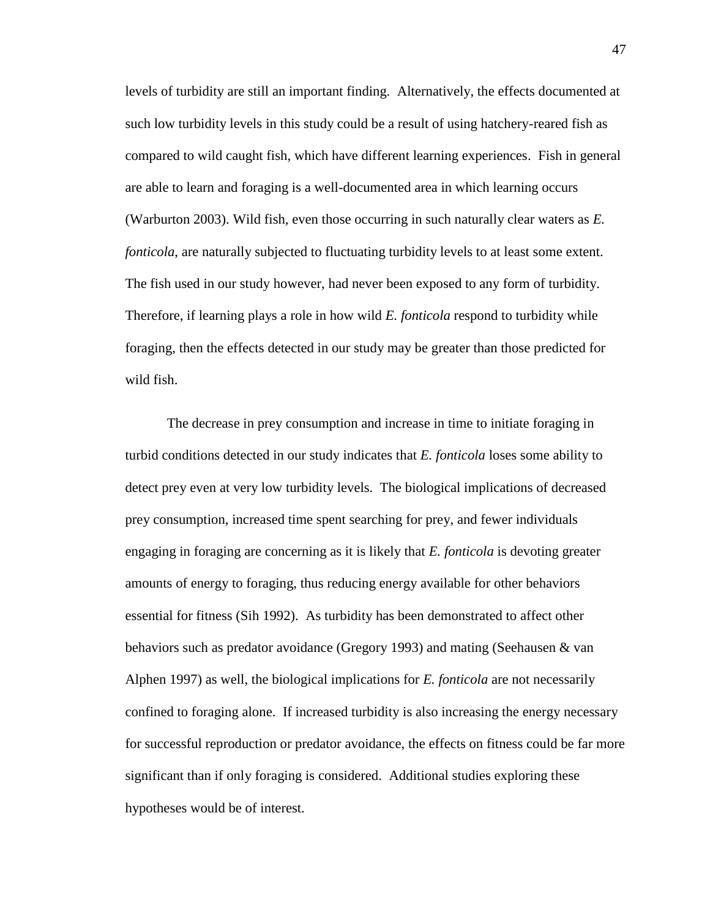levels of turbidity are still an important finding. Alternatively, the effects documented at such low turbidity levels in this study could be a result of using hatchery-reared fish as compared to wild caught fish, which have different learning experiences. Fish in general are able to learn and foraging is a well-documented area in which learning occurs (Warburton 2003). Wild fish, even those occurring in such naturally clear waters as *E. fonticola*, are naturally subjected to fluctuating turbidity levels to at least some extent. The fish used in our study however, had never been exposed to any form of turbidity. Therefore, if learning plays a role in how wild *E. fonticola* respond to turbidity while foraging, then the effects detected in our study may be greater than those predicted for wild fish.

The decrease in prey consumption and increase in time to initiate foraging in turbid conditions detected in our study indicates that *E. fonticola* loses some ability to detect prey even at very low turbidity levels. The biological implications of decreased prey consumption, increased time spent searching for prey, and fewer individuals engaging in foraging are concerning as it is likely that *E. fonticola* is devoting greater amounts of energy to foraging, thus reducing energy available for other behaviors essential for fitness (Sih 1992). As turbidity has been demonstrated to affect other behaviors such as predator avoidance (Gregory 1993) and mating (Seehausen & van Alphen 1997) as well, the biological implications for *E. fonticola* are not necessarily confined to foraging alone. If increased turbidity is also increasing the energy necessary for successful reproduction or predator avoidance, the effects on fitness could be far more significant than if only foraging is considered. Additional studies exploring these hypotheses would be of interest.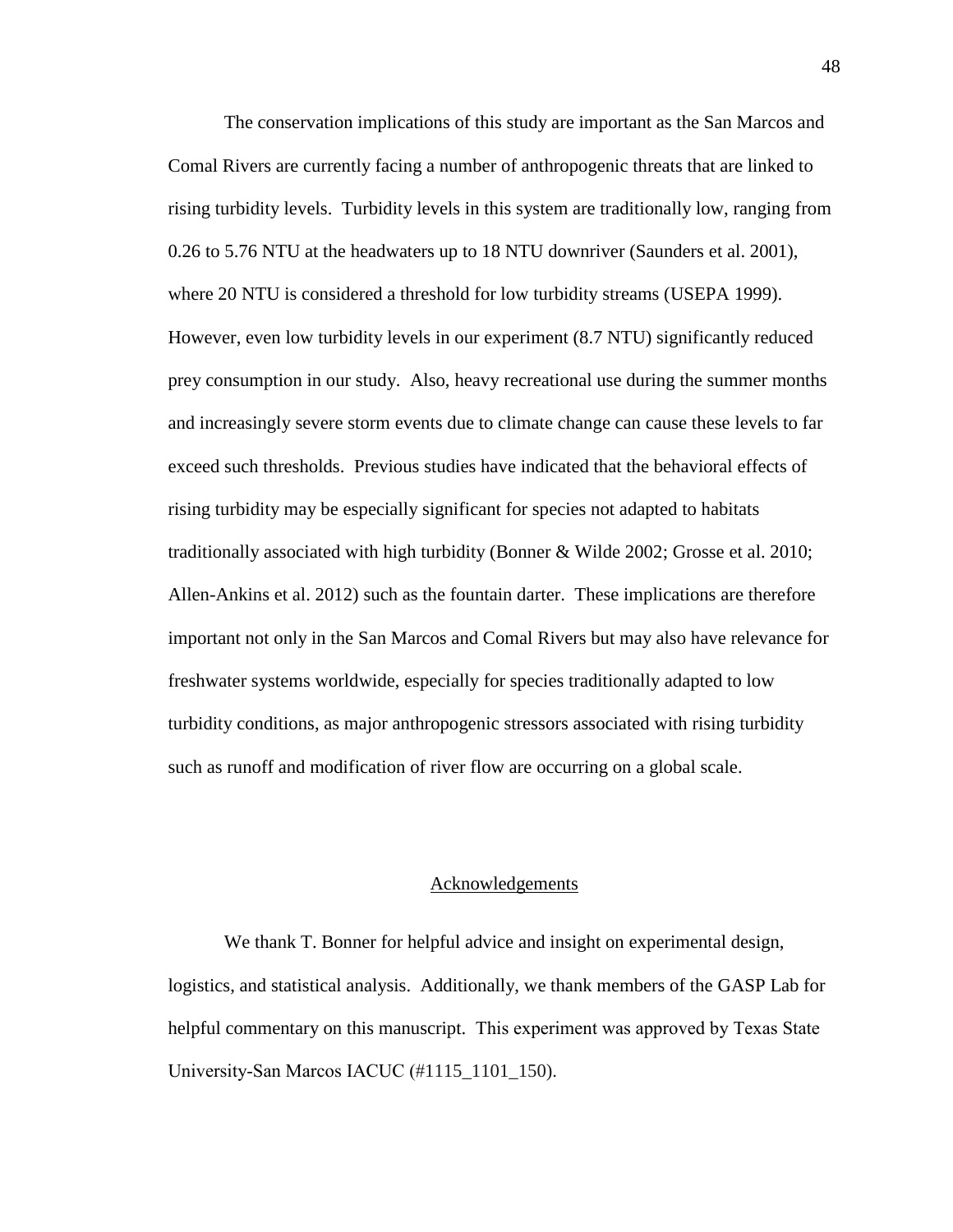The conservation implications of this study are important as the San Marcos and Comal Rivers are currently facing a number of anthropogenic threats that are linked to rising turbidity levels. Turbidity levels in this system are traditionally low, ranging from 0.26 to 5.76 NTU at the headwaters up to 18 NTU downriver (Saunders et al. 2001), where 20 NTU is considered a threshold for low turbidity streams (USEPA 1999). However, even low turbidity levels in our experiment (8.7 NTU) significantly reduced prey consumption in our study. Also, heavy recreational use during the summer months and increasingly severe storm events due to climate change can cause these levels to far exceed such thresholds. Previous studies have indicated that the behavioral effects of rising turbidity may be especially significant for species not adapted to habitats traditionally associated with high turbidity (Bonner & Wilde 2002; Grosse et al. 2010; Allen-Ankins et al. 2012) such as the fountain darter. These implications are therefore important not only in the San Marcos and Comal Rivers but may also have relevance for freshwater systems worldwide, especially for species traditionally adapted to low turbidity conditions, as major anthropogenic stressors associated with rising turbidity such as runoff and modification of river flow are occurring on a global scale.

## Acknowledgements

We thank T. Bonner for helpful advice and insight on experimental design, logistics, and statistical analysis. Additionally, we thank members of the GASP Lab for helpful commentary on this manuscript. This experiment was approved by Texas State University-San Marcos IACUC (#1115_1101_150).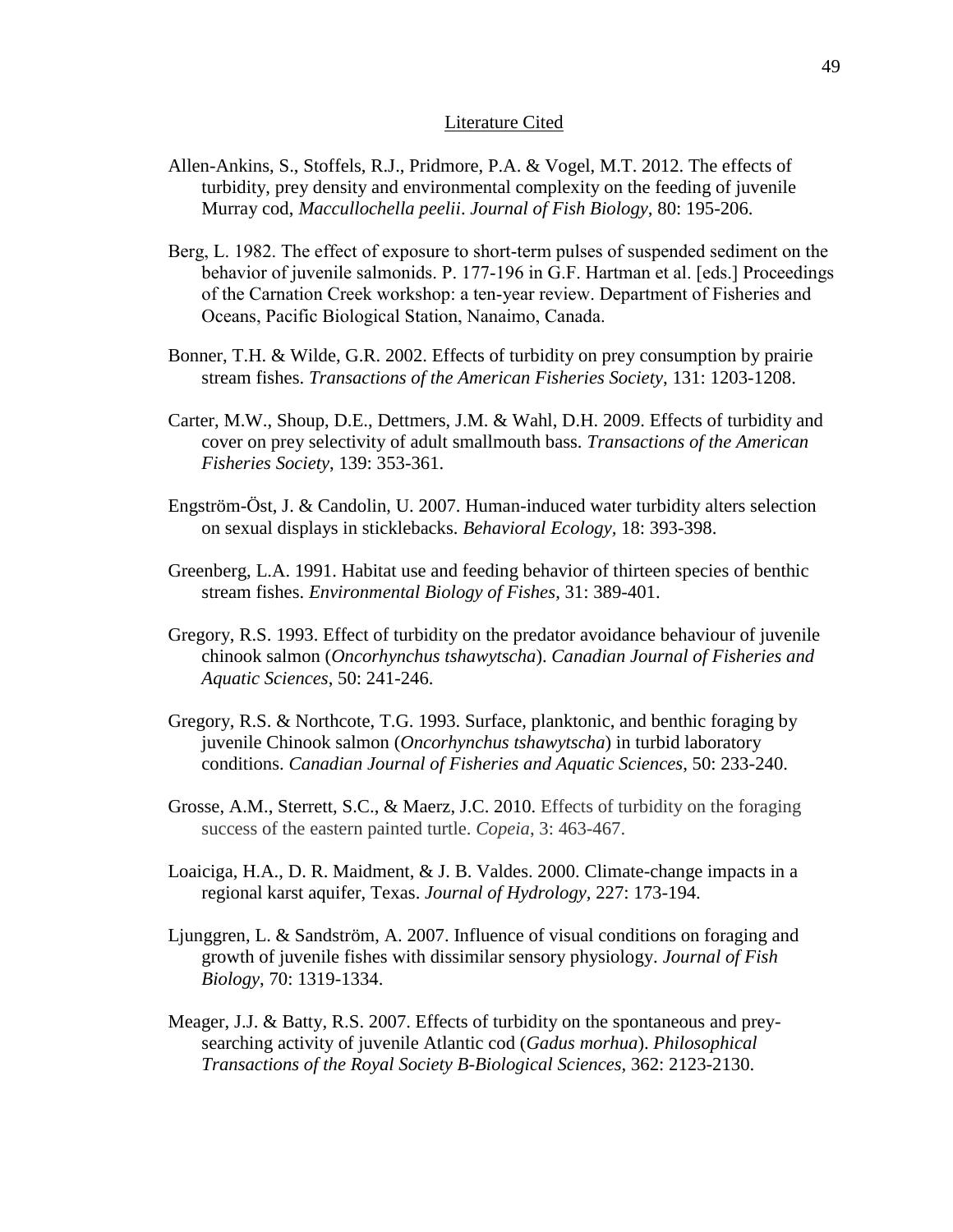## Literature Cited

Allen-Ankins, S., Stoffels, R.J., Pridmore, P.A. & Vogel, M.T. 2012. The effects of turbidity, prey density and environmental complexity on the feeding of juvenile Murray cod, *Maccullochella peelii*. *Journal of Fish Biology,* 80: 195-206.

Berg, L. 1982. The effect of exposure to short-term pulses of suspended sediment on the behavior of juvenile salmonids. P. 177-196 in G.F. Hartman et al. [eds.] Proceedings of the Carnation Creek workshop: a ten-year review. Department of Fisheries and Oceans, Pacific Biological Station, Nanaimo, Canada.

Bonner, T.H. & Wilde, G.R. 2002. Effects of turbidity on prey consumption by prairie stream fishes. *Transactions of the American Fisheries Society*, 131: 1203-1208.

Carter, M.W., Shoup, D.E., Dettmers, J.M. & Wahl, D.H. 2009. Effects of turbidity and cover on prey selectivity of adult smallmouth bass. *Transactions of the American Fisheries Society*, 139: 353-361.

Engström-Öst, J. & Candolin, U. 2007. Human-induced water turbidity alters selection on sexual displays in sticklebacks. *Behavioral Ecology,* 18: 393-398.

Greenberg, L.A. 1991. Habitat use and feeding behavior of thirteen species of benthic stream fishes. *Environmental Biology of Fishes,* 31: 389-401.

Gregory, R.S. 1993. Effect of turbidity on the predator avoidance behaviour of juvenile chinook salmon (*Oncorhynchus tshawytscha*). *Canadian Journal of Fisheries and Aquatic Sciences*, 50: 241-246.

Gregory, R.S. & Northcote, T.G. 1993. Surface, planktonic, and benthic foraging by juvenile Chinook salmon (*Oncorhynchus tshawytscha*) in turbid laboratory conditions. *Canadian Journal of Fisheries and Aquatic Sciences*, 50: 233-240.

Grosse, A.M., Sterrett, S.C., & Maerz, J.C. 2010. Effects of turbidity on the foraging success of the eastern painted turtle. *Copeia*, 3: 463-467.

Loaiciga, H.A., D. R. Maidment, & J. B. Valdes. 2000. Climate-change impacts in a regional karst aquifer, Texas. *Journal of Hydrology,* 227: 173-194.

Ljunggren, L. & Sandström, A. 2007. Influence of visual conditions on foraging and growth of juvenile fishes with dissimilar sensory physiology. *Journal of Fish Biology*, 70: 1319-1334.

Meager, J.J. & Batty, R.S. 2007. Effects of turbidity on the spontaneous and prey-searching activity of juvenile Atlantic cod (*Gadus morhua*). *Philosophical Transactions of the Royal Society B-Biological Sciences*, 362: 2123-2130.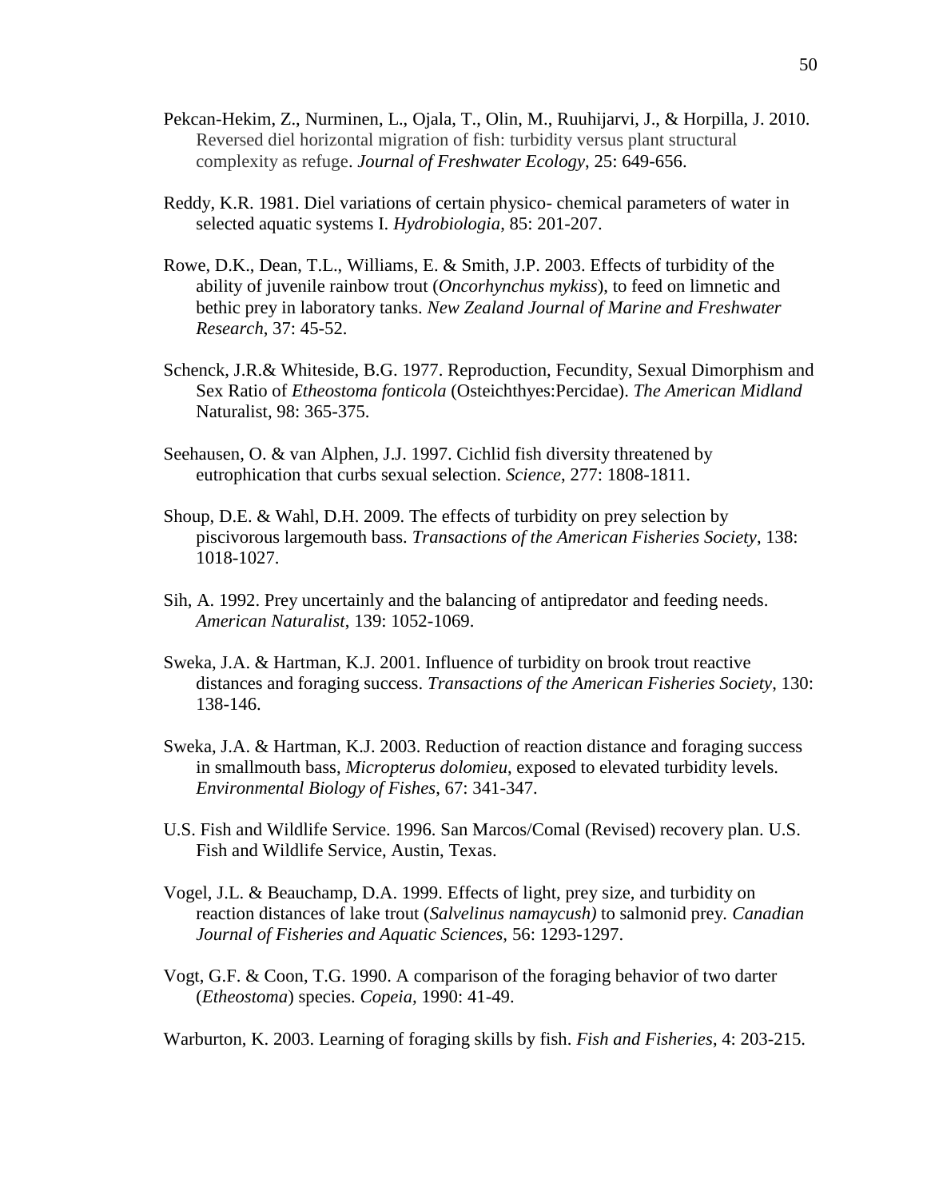Pekcan-Hekim, Z., Nurminen, L., Ojala, T., Olin, M., Ruuhijarvi, J., & Horpilla, J. 2010. Reversed diel horizontal migration of fish: turbidity versus plant structural complexity as refuge. *Journal of Freshwater Ecology*, 25: 649-656.

Reddy, K.R. 1981. Diel variations of certain physico- chemical parameters of water in selected aquatic systems I. *Hydrobiologia*, 85: 201-207.

Rowe, D.K., Dean, T.L., Williams, E. & Smith, J.P. 2003. Effects of turbidity of the ability of juvenile rainbow trout (*Oncorhynchus mykiss*), to feed on limnetic and bethic prey in laboratory tanks. *New Zealand Journal of Marine and Freshwater Research*, 37: 45-52.

Schenck, J.R.& Whiteside, B.G. 1977. Reproduction, Fecundity, Sexual Dimorphism and Sex Ratio of *Etheostoma fonticola* (Osteichthyes:Percidae). *The American Midland* Naturalist, 98: 365-375.

Seehausen, O. & van Alphen, J.J. 1997. Cichlid fish diversity threatened by eutrophication that curbs sexual selection. *Science*, 277: 1808-1811.

Shoup, D.E. & Wahl, D.H. 2009. The effects of turbidity on prey selection by piscivorous largemouth bass. *Transactions of the American Fisheries Society*, 138: 1018-1027.

Sih, A. 1992. Prey uncertainly and the balancing of antipredator and feeding needs. *American Naturalist*, 139: 1052-1069.

Sweka, J.A. & Hartman, K.J. 2001. Influence of turbidity on brook trout reactive distances and foraging success. *Transactions of the American Fisheries Society*, 130: 138-146.

Sweka, J.A. & Hartman, K.J. 2003. Reduction of reaction distance and foraging success in smallmouth bass, *Micropterus dolomieu*, exposed to elevated turbidity levels. *Environmental Biology of Fishes*, 67: 341-347.

U.S. Fish and Wildlife Service. 1996. San Marcos/Comal (Revised) recovery plan. U.S. Fish and Wildlife Service, Austin, Texas.

Vogel, J.L. & Beauchamp, D.A. 1999. Effects of light, prey size, and turbidity on reaction distances of lake trout (*Salvelinus namaycush)* to salmonid prey. *Canadian Journal of Fisheries and Aquatic Sciences*, 56: 1293-1297.

Vogt, G.F. & Coon, T.G. 1990. A comparison of the foraging behavior of two darter (*Etheostoma*) species. *Copeia*, 1990: 41-49.

Warburton, K. 2003. Learning of foraging skills by fish. *Fish and Fisheries*, 4: 203-215.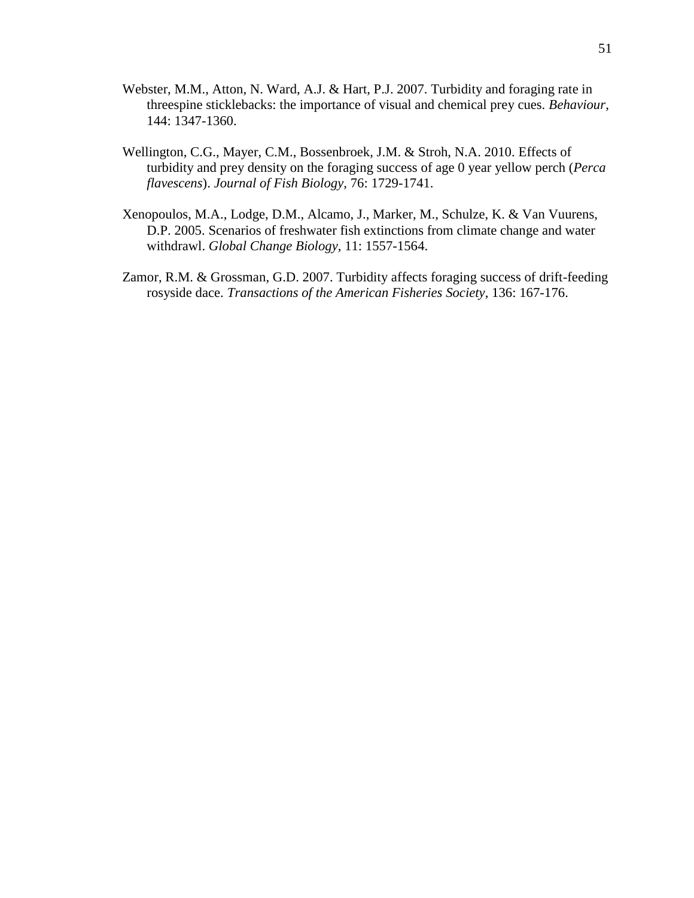Webster, M.M., Atton, N. Ward, A.J. & Hart, P.J. 2007. Turbidity and foraging rate in threespine sticklebacks: the importance of visual and chemical prey cues. *Behaviour*, 144: 1347-1360.

Wellington, C.G., Mayer, C.M., Bossenbroek, J.M. & Stroh, N.A. 2010. Effects of turbidity and prey density on the foraging success of age 0 year yellow perch (*Perca flavescens*). *Journal of Fish Biology*, 76: 1729-1741.

Xenopoulos, M.A., Lodge, D.M., Alcamo, J., Marker, M., Schulze, K. & Van Vuurens, D.P. 2005. Scenarios of freshwater fish extinctions from climate change and water withdrawl. *Global Change Biology*, 11: 1557-1564.

Zamor, R.M. & Grossman, G.D. 2007. Turbidity affects foraging success of drift-feeding rosyside dace. *Transactions of the American Fisheries Society*, 136: 167-176.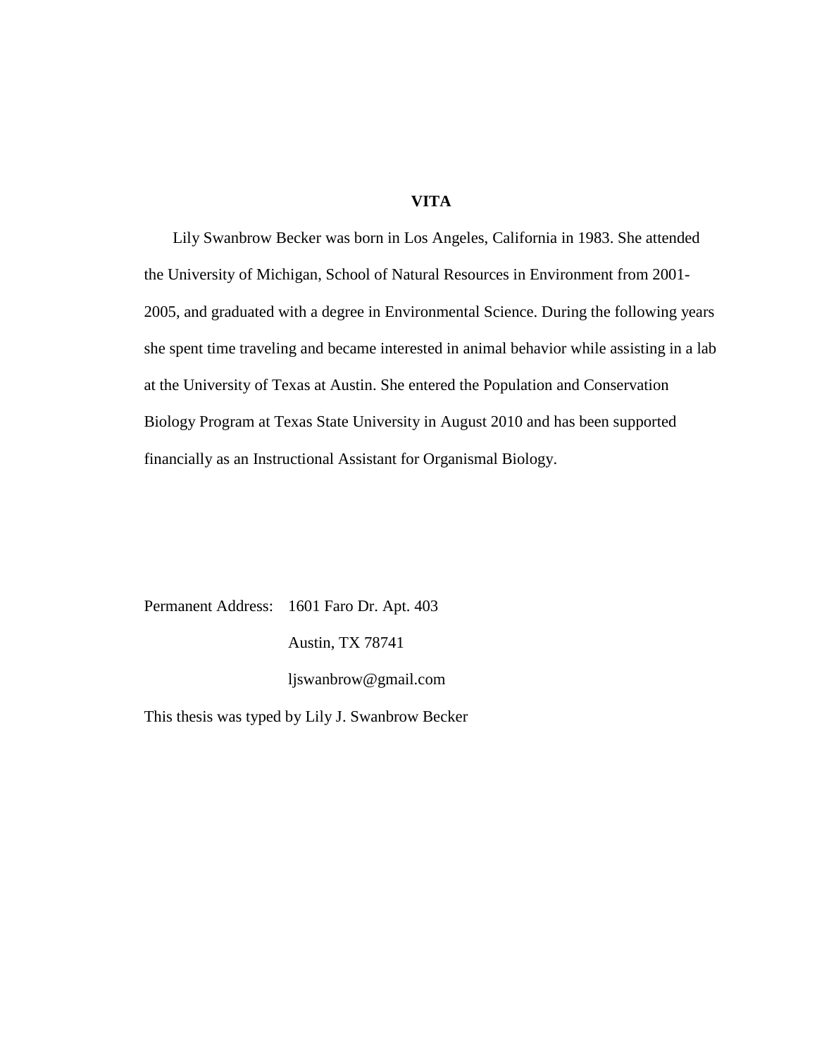# VITA

Lily Swanbrow Becker was born in Los Angeles, California in 1983. She attended the University of Michigan, School of Natural Resources in Environment from 2001-2005, and graduated with a degree in Environmental Science. During the following years she spent time traveling and became interested in animal behavior while assisting in a lab at the University of Texas at Austin. She entered the Population and Conservation Biology Program at Texas State University in August 2010 and has been supported financially as an Instructional Assistant for Organismal Biology.

Permanent Address: 1601 Faro Dr. Apt. 403

Austin, TX 78741

ljswanbrow@gmail.com

This thesis was typed by Lily J. Swanbrow Becker